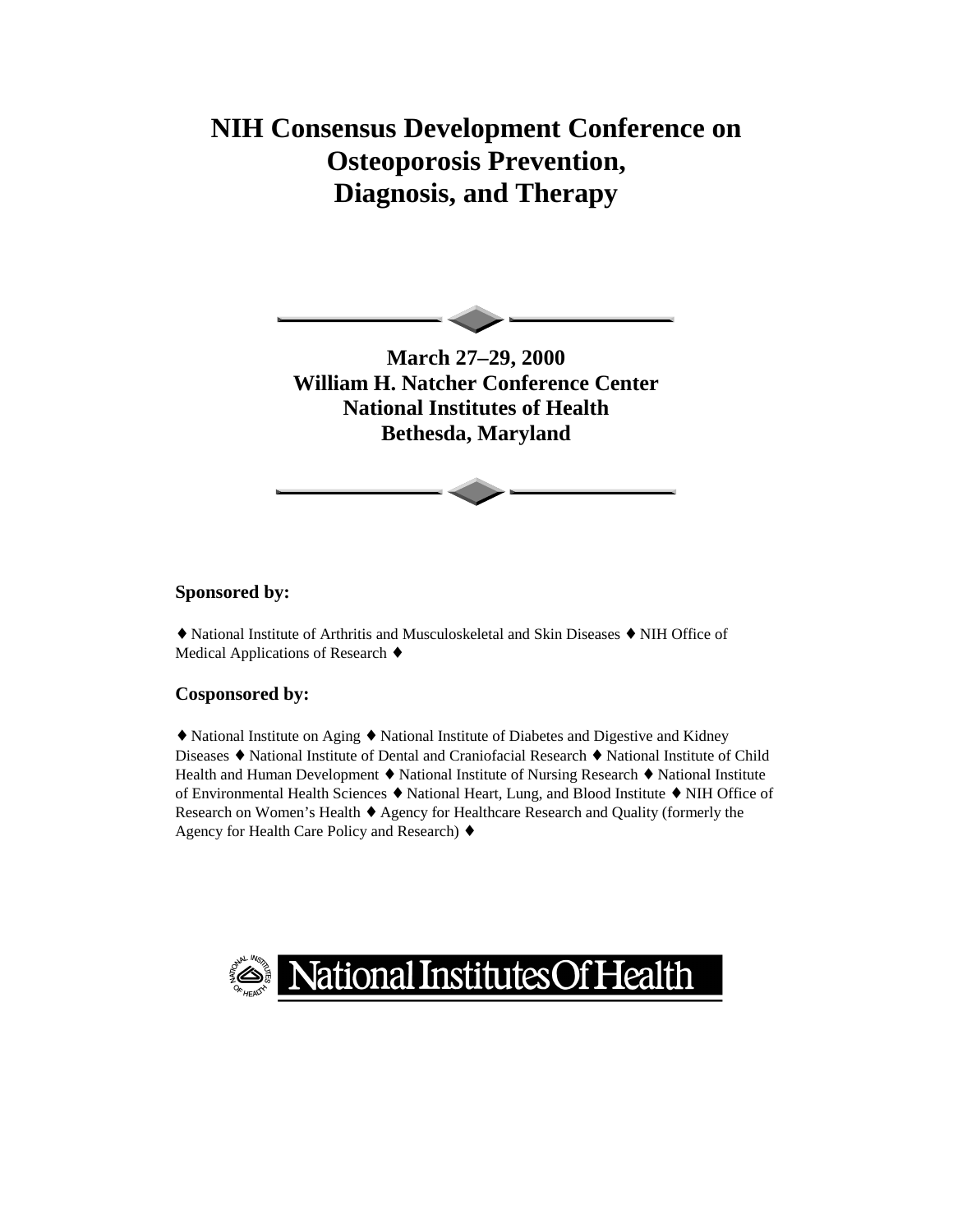# NIH Consensus Development Conference on Osteoporosis Prevention, Diagnosis, and Therapy

**March 27–29, 2000**
**William H. Natcher Conference Center**
**National Institutes of Health**
**Bethesda, Maryland**

**Sponsored by:**

♦ National Institute of Arthritis and Musculoskeletal and Skin Diseases ♦ NIH Office of Medical Applications of Research ♦

**Cosponsored by:**

♦ National Institute on Aging ♦ National Institute of Diabetes and Digestive and Kidney Diseases ♦ National Institute of Dental and Craniofacial Research ♦ National Institute of Child Health and Human Development ♦ National Institute of Nursing Research ♦ National Institute of Environmental Health Sciences ♦ National Heart, Lung, and Blood Institute ♦ NIH Office of Research on Women's Health ♦ Agency for Healthcare Research and Quality (formerly the Agency for Health Care Policy and Research) ♦

National Institutes Of Health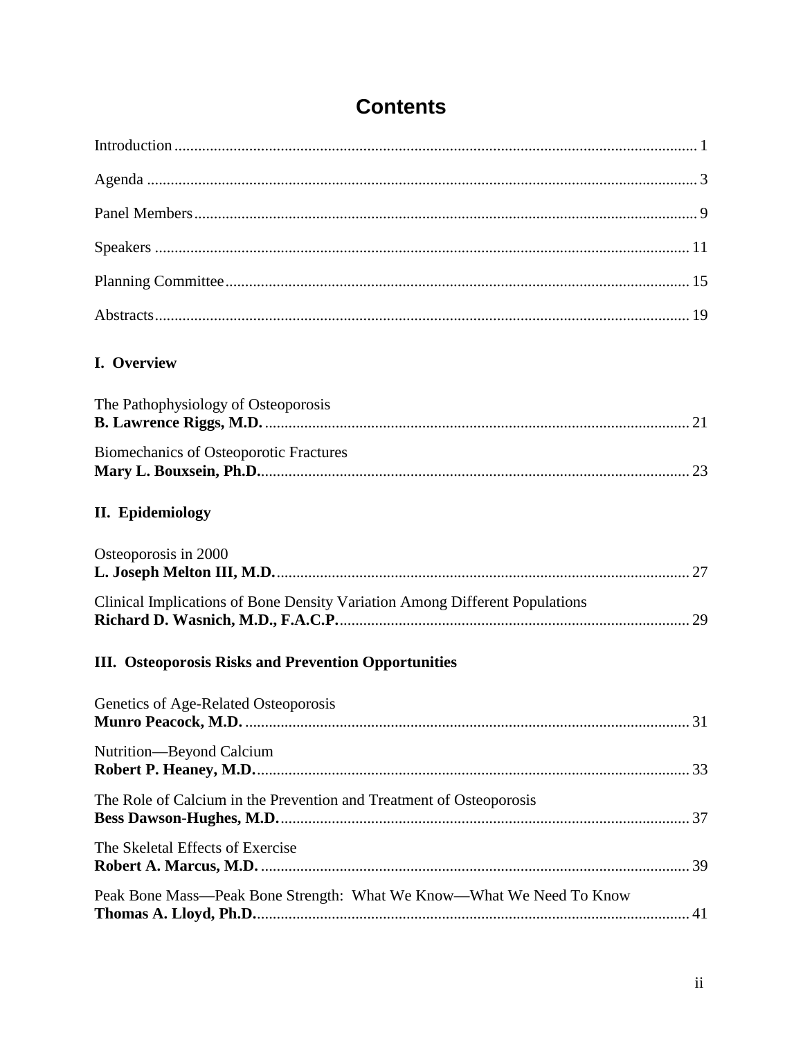# Contents

Introduction .................................................................................................................... 1

Agenda ........................................................................................................................... 3

Panel Members ............................................................................................................... 9

Speakers ....................................................................................................................... 11

Planning Committee ..................................................................................................... 15

Abstracts ....................................................................................................................... 19

## I. Overview

The Pathophysiology of Osteoporosis
**B. Lawrence Riggs, M.D.** ........................................................................................... 21

Biomechanics of Osteoporotic Fractures
**Mary L. Bouxsein, Ph.D.** ............................................................................................ 23

## II. Epidemiology

Osteoporosis in 2000
**L. Joseph Melton III, M.D.** ........................................................................................ 27

Clinical Implications of Bone Density Variation Among Different Populations
**Richard D. Wasnich, M.D., F.A.C.P.** ........................................................................ 29

## III. Osteoporosis Risks and Prevention Opportunities

Genetics of Age-Related Osteoporosis
**Munro Peacock, M.D.** ................................................................................................ 31

Nutrition—Beyond Calcium
**Robert P. Heaney, M.D.** .............................................................................................. 33

The Role of Calcium in the Prevention and Treatment of Osteoporosis
**Bess Dawson-Hughes, M.D.** ....................................................................................... 37

The Skeletal Effects of Exercise
**Robert A. Marcus, M.D.** ............................................................................................ 39

Peak Bone Mass—Peak Bone Strength: What We Know—What We Need To Know
**Thomas A. Lloyd, Ph.D.** ............................................................................................. 41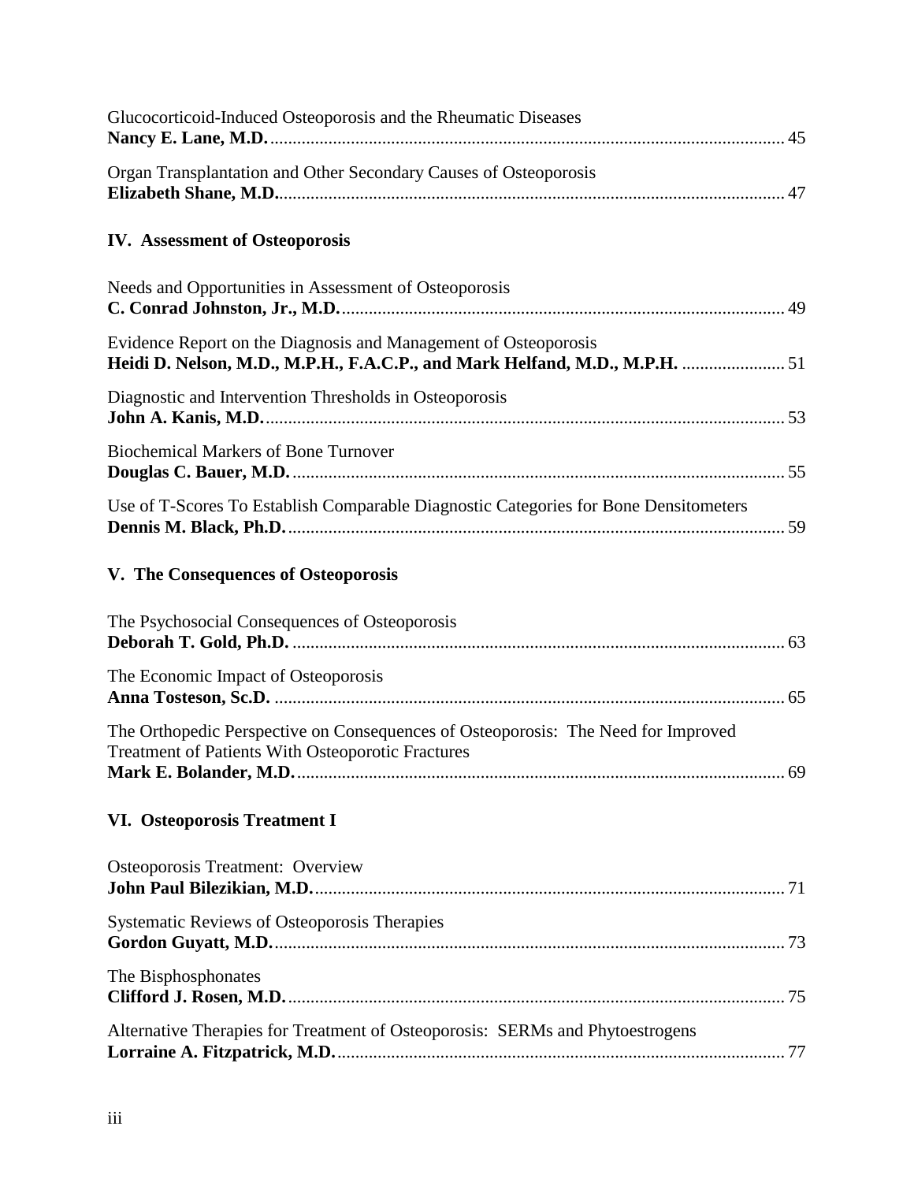Glucocorticoid-Induced Osteoporosis and the Rheumatic Diseases
**Nancy E. Lane, M.D.** ..................................................................................................... 45

Organ Transplantation and Other Secondary Causes of Osteoporosis
**Elizabeth Shane, M.D.** .................................................................................................... 47

### IV. Assessment of Osteoporosis

Needs and Opportunities in Assessment of Osteoporosis
**C. Conrad Johnston, Jr., M.D.** ....................................................................................... 49

Evidence Report on the Diagnosis and Management of Osteoporosis
**Heidi D. Nelson, M.D., M.P.H., F.A.C.P., and Mark Helfand, M.D., M.P.H.** ....................... 51

Diagnostic and Intervention Thresholds in Osteoporosis
**John A. Kanis, M.D.** ....................................................................................................... 53

Biochemical Markers of Bone Turnover
**Douglas C. Bauer, M.D.** ................................................................................................. 55

Use of T-Scores To Establish Comparable Diagnostic Categories for Bone Densitometers
**Dennis M. Black, Ph.D.** .................................................................................................. 59

### V. The Consequences of Osteoporosis

The Psychosocial Consequences of Osteoporosis
**Deborah T. Gold, Ph.D.** .................................................................................................. 63

The Economic Impact of Osteoporosis
**Anna Tosteson, Sc.D.** ..................................................................................................... 65

The Orthopedic Perspective on Consequences of Osteoporosis: The Need for Improved Treatment of Patients With Osteoporotic Fractures
**Mark E. Bolander, M.D.** .................................................................................................. 69

### VI. Osteoporosis Treatment I

Osteoporosis Treatment: Overview
**John Paul Bilezikian, M.D.** ............................................................................................. 71

Systematic Reviews of Osteoporosis Therapies
**Gordon Guyatt, M.D.** ...................................................................................................... 73

The Bisphosphonates
**Clifford J. Rosen, M.D.** ................................................................................................... 75

Alternative Therapies for Treatment of Osteoporosis: SERMs and Phytoestrogens
**Lorraine A. Fitzpatrick, M.D.** ......................................................................................... 77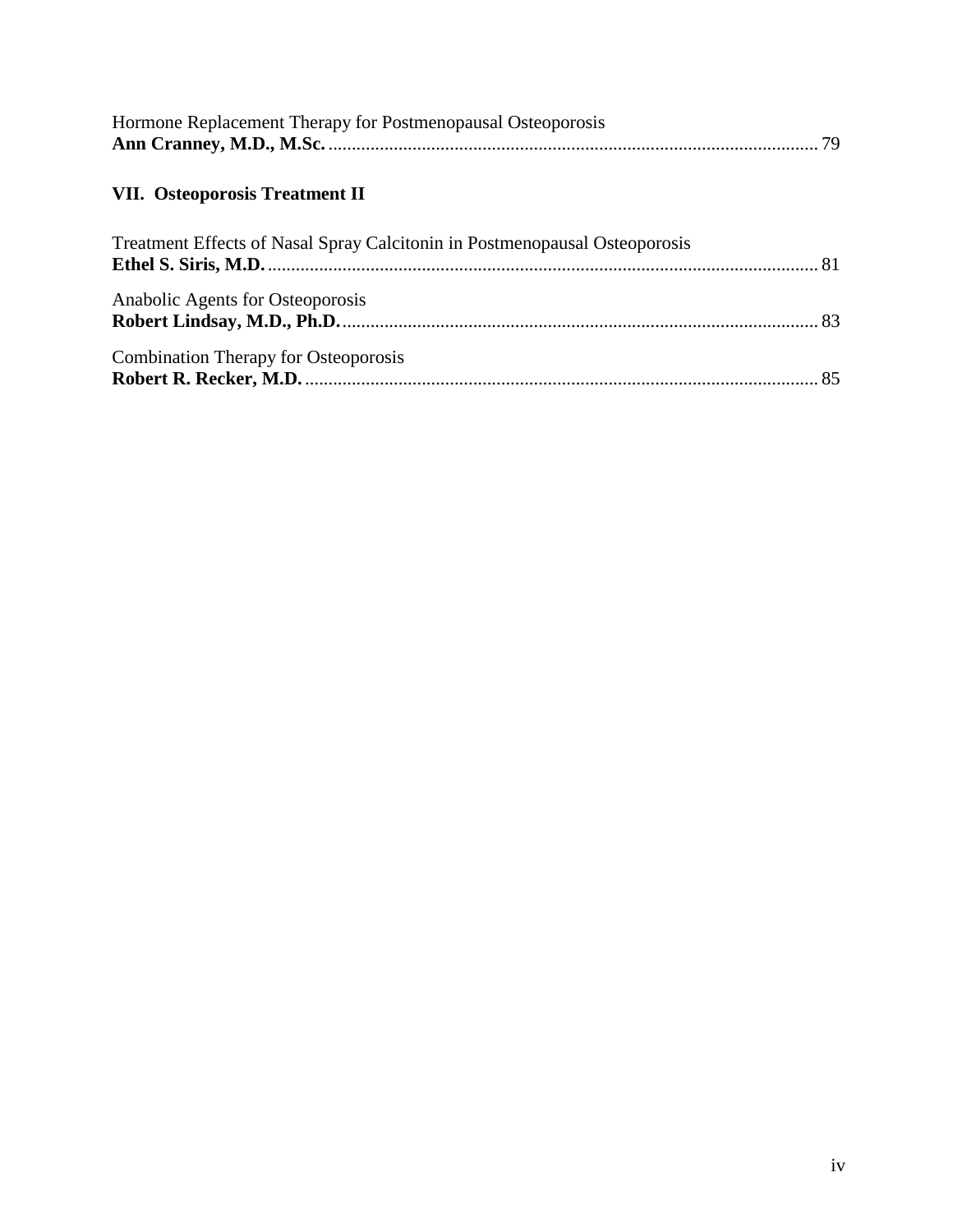Hormone Replacement Therapy for Postmenopausal Osteoporosis
**Ann Cranney, M.D., M.Sc.** ........................................................................................................ 79

## VII. Osteoporosis Treatment II

Treatment Effects of Nasal Spray Calcitonin in Postmenopausal Osteoporosis
**Ethel S. Siris, M.D.** ...................................................................................................................... 81

Anabolic Agents for Osteoporosis
**Robert Lindsay, M.D., Ph.D.** ...................................................................................................... 83

Combination Therapy for Osteoporosis
**Robert R. Recker, M.D.** .............................................................................................................. 85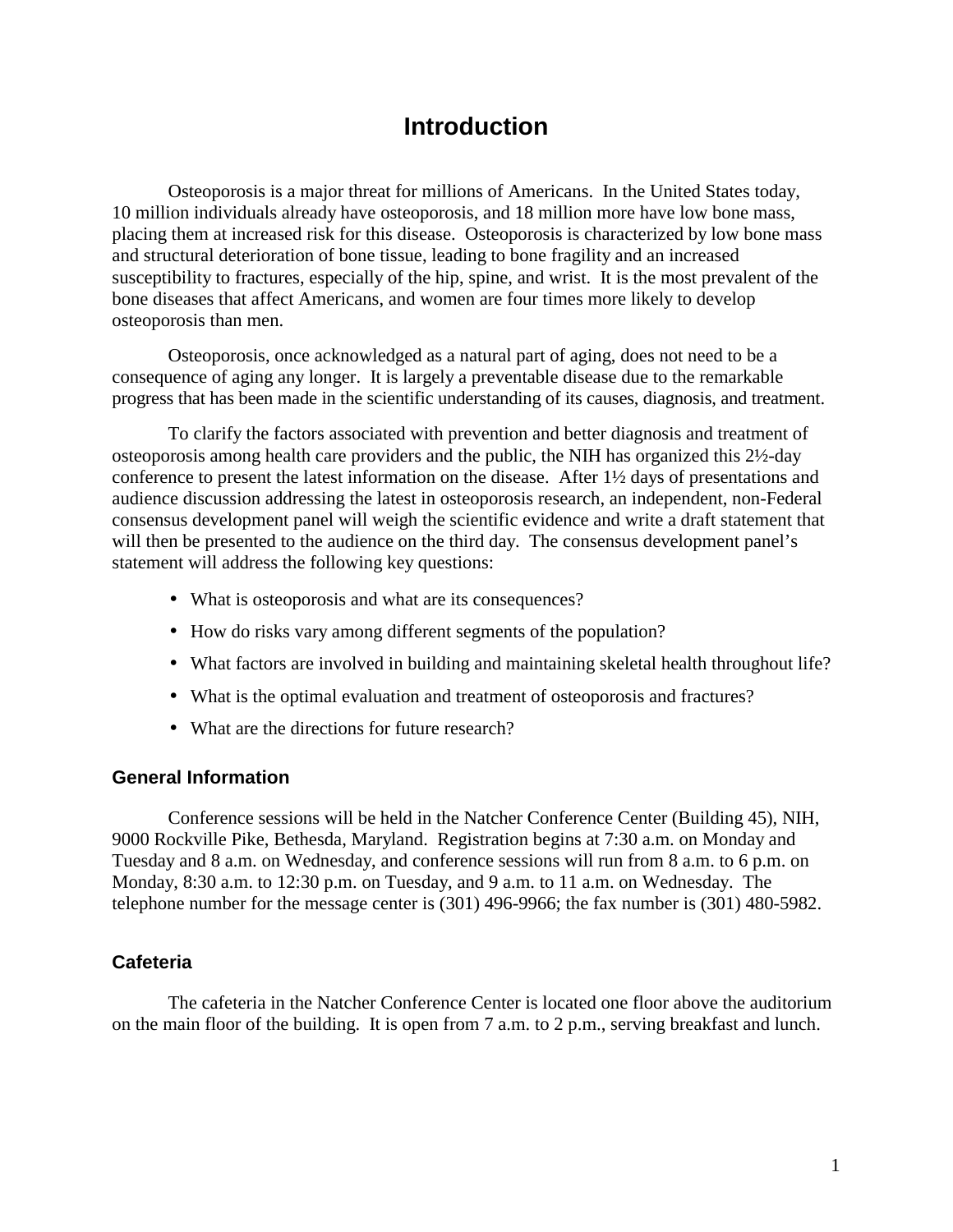# Introduction

Osteoporosis is a major threat for millions of Americans. In the United States today, 10 million individuals already have osteoporosis, and 18 million more have low bone mass, placing them at increased risk for this disease. Osteoporosis is characterized by low bone mass and structural deterioration of bone tissue, leading to bone fragility and an increased susceptibility to fractures, especially of the hip, spine, and wrist. It is the most prevalent of the bone diseases that affect Americans, and women are four times more likely to develop osteoporosis than men.

Osteoporosis, once acknowledged as a natural part of aging, does not need to be a consequence of aging any longer. It is largely a preventable disease due to the remarkable progress that has been made in the scientific understanding of its causes, diagnosis, and treatment.

To clarify the factors associated with prevention and better diagnosis and treatment of osteoporosis among health care providers and the public, the NIH has organized this 2½-day conference to present the latest information on the disease. After 1½ days of presentations and audience discussion addressing the latest in osteoporosis research, an independent, non-Federal consensus development panel will weigh the scientific evidence and write a draft statement that will then be presented to the audience on the third day. The consensus development panel's statement will address the following key questions:

- What is osteoporosis and what are its consequences?
- How do risks vary among different segments of the population?
- What factors are involved in building and maintaining skeletal health throughout life?
- What is the optimal evaluation and treatment of osteoporosis and fractures?
- What are the directions for future research?

## General Information

Conference sessions will be held in the Natcher Conference Center (Building 45), NIH, 9000 Rockville Pike, Bethesda, Maryland. Registration begins at 7:30 a.m. on Monday and Tuesday and 8 a.m. on Wednesday, and conference sessions will run from 8 a.m. to 6 p.m. on Monday, 8:30 a.m. to 12:30 p.m. on Tuesday, and 9 a.m. to 11 a.m. on Wednesday. The telephone number for the message center is (301) 496-9966; the fax number is (301) 480-5982.

## Cafeteria

The cafeteria in the Natcher Conference Center is located one floor above the auditorium on the main floor of the building. It is open from 7 a.m. to 2 p.m., serving breakfast and lunch.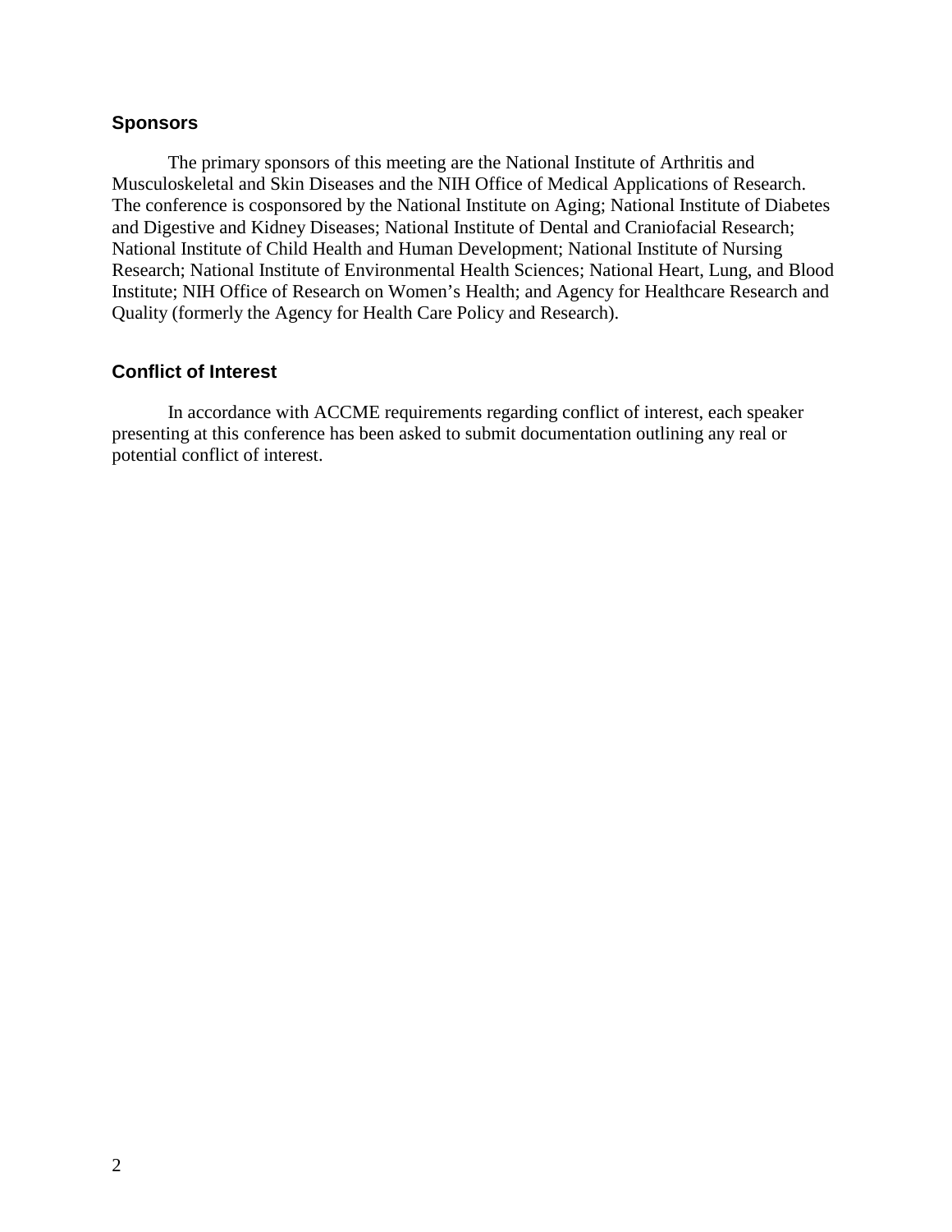## Sponsors

The primary sponsors of this meeting are the National Institute of Arthritis and Musculoskeletal and Skin Diseases and the NIH Office of Medical Applications of Research. The conference is cosponsored by the National Institute on Aging; National Institute of Diabetes and Digestive and Kidney Diseases; National Institute of Dental and Craniofacial Research; National Institute of Child Health and Human Development; National Institute of Nursing Research; National Institute of Environmental Health Sciences; National Heart, Lung, and Blood Institute; NIH Office of Research on Women's Health; and Agency for Healthcare Research and Quality (formerly the Agency for Health Care Policy and Research).

## Conflict of Interest

In accordance with ACCME requirements regarding conflict of interest, each speaker presenting at this conference has been asked to submit documentation outlining any real or potential conflict of interest.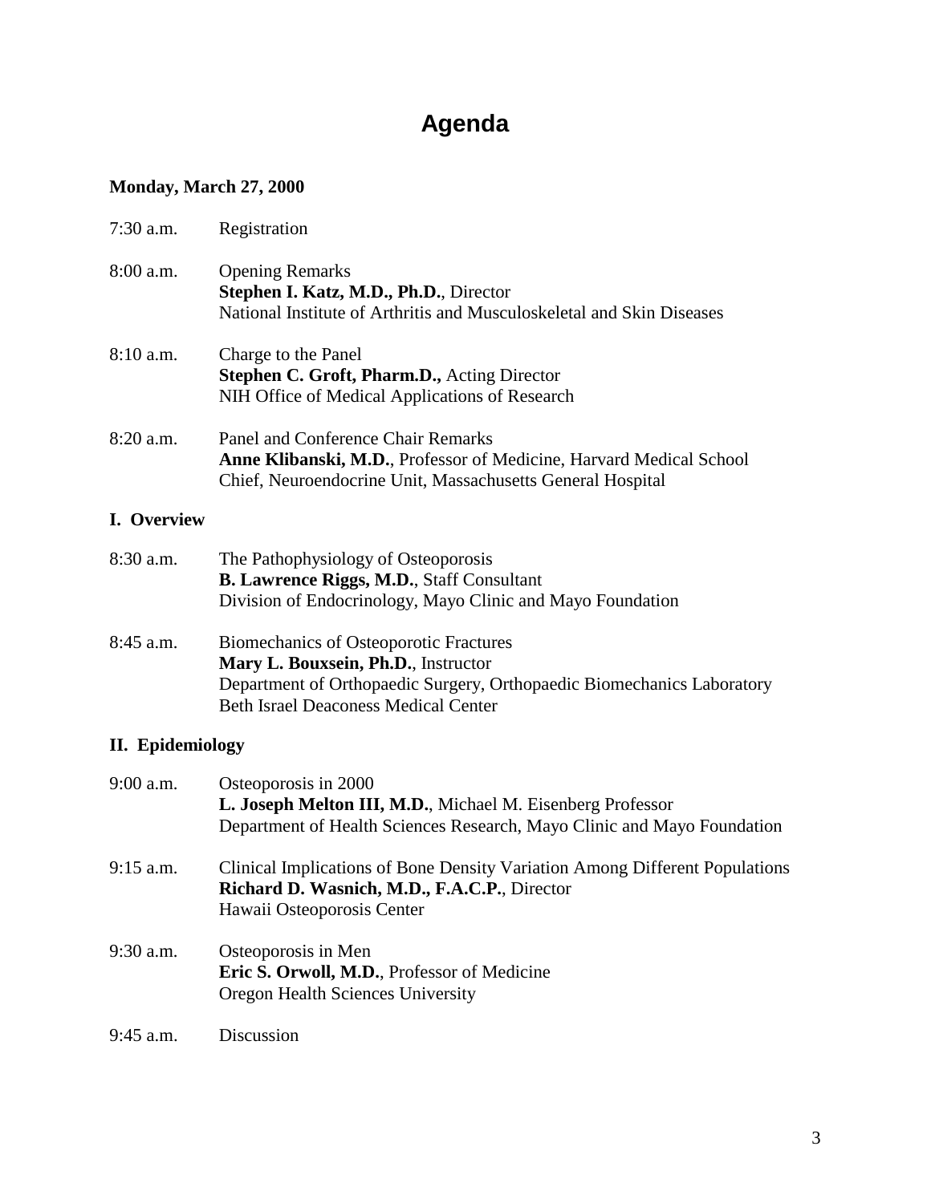# Agenda

**Monday, March 27, 2000**

7:30 a.m. Registration

8:00 a.m. Opening Remarks
**Stephen I. Katz, M.D., Ph.D.**, Director
National Institute of Arthritis and Musculoskeletal and Skin Diseases

8:10 a.m. Charge to the Panel
**Stephen C. Groft, Pharm.D.,** Acting Director
NIH Office of Medical Applications of Research

8:20 a.m. Panel and Conference Chair Remarks
**Anne Klibanski, M.D.**, Professor of Medicine, Harvard Medical School
Chief, Neuroendocrine Unit, Massachusetts General Hospital

## I. Overview

8:30 a.m. The Pathophysiology of Osteoporosis
**B. Lawrence Riggs, M.D.**, Staff Consultant
Division of Endocrinology, Mayo Clinic and Mayo Foundation

8:45 a.m. Biomechanics of Osteoporotic Fractures
**Mary L. Bouxsein, Ph.D.**, Instructor
Department of Orthopaedic Surgery, Orthopaedic Biomechanics Laboratory
Beth Israel Deaconess Medical Center

## II. Epidemiology

9:00 a.m. Osteoporosis in 2000
**L. Joseph Melton III, M.D.**, Michael M. Eisenberg Professor
Department of Health Sciences Research, Mayo Clinic and Mayo Foundation

9:15 a.m. Clinical Implications of Bone Density Variation Among Different Populations
**Richard D. Wasnich, M.D., F.A.C.P.**, Director
Hawaii Osteoporosis Center

9:30 a.m. Osteoporosis in Men
**Eric S. Orwoll, M.D.**, Professor of Medicine
Oregon Health Sciences University

9:45 a.m. Discussion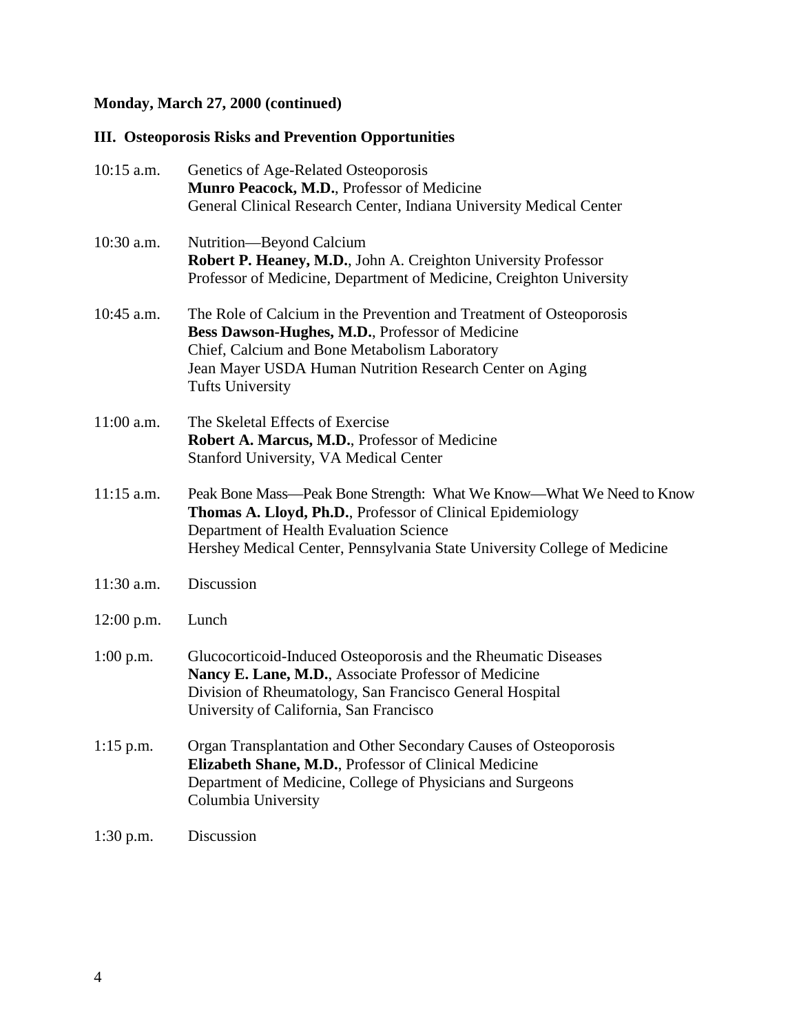**Monday, March 27, 2000 (continued)**

## III. Osteoporosis Risks and Prevention Opportunities

10:15 a.m. Genetics of Age-Related Osteoporosis
**Munro Peacock, M.D.**, Professor of Medicine
General Clinical Research Center, Indiana University Medical Center

10:30 a.m. Nutrition—Beyond Calcium
**Robert P. Heaney, M.D.**, John A. Creighton University Professor
Professor of Medicine, Department of Medicine, Creighton University

10:45 a.m. The Role of Calcium in the Prevention and Treatment of Osteoporosis
**Bess Dawson-Hughes, M.D.**, Professor of Medicine
Chief, Calcium and Bone Metabolism Laboratory
Jean Mayer USDA Human Nutrition Research Center on Aging
Tufts University

11:00 a.m. The Skeletal Effects of Exercise
**Robert A. Marcus, M.D.**, Professor of Medicine
Stanford University, VA Medical Center

11:15 a.m. Peak Bone Mass—Peak Bone Strength: What We Know—What We Need to Know
**Thomas A. Lloyd, Ph.D.**, Professor of Clinical Epidemiology
Department of Health Evaluation Science
Hershey Medical Center, Pennsylvania State University College of Medicine

11:30 a.m. Discussion

12:00 p.m. Lunch

1:00 p.m. Glucocorticoid-Induced Osteoporosis and the Rheumatic Diseases
**Nancy E. Lane, M.D.**, Associate Professor of Medicine
Division of Rheumatology, San Francisco General Hospital
University of California, San Francisco

1:15 p.m. Organ Transplantation and Other Secondary Causes of Osteoporosis
**Elizabeth Shane, M.D.**, Professor of Clinical Medicine
Department of Medicine, College of Physicians and Surgeons
Columbia University

1:30 p.m. Discussion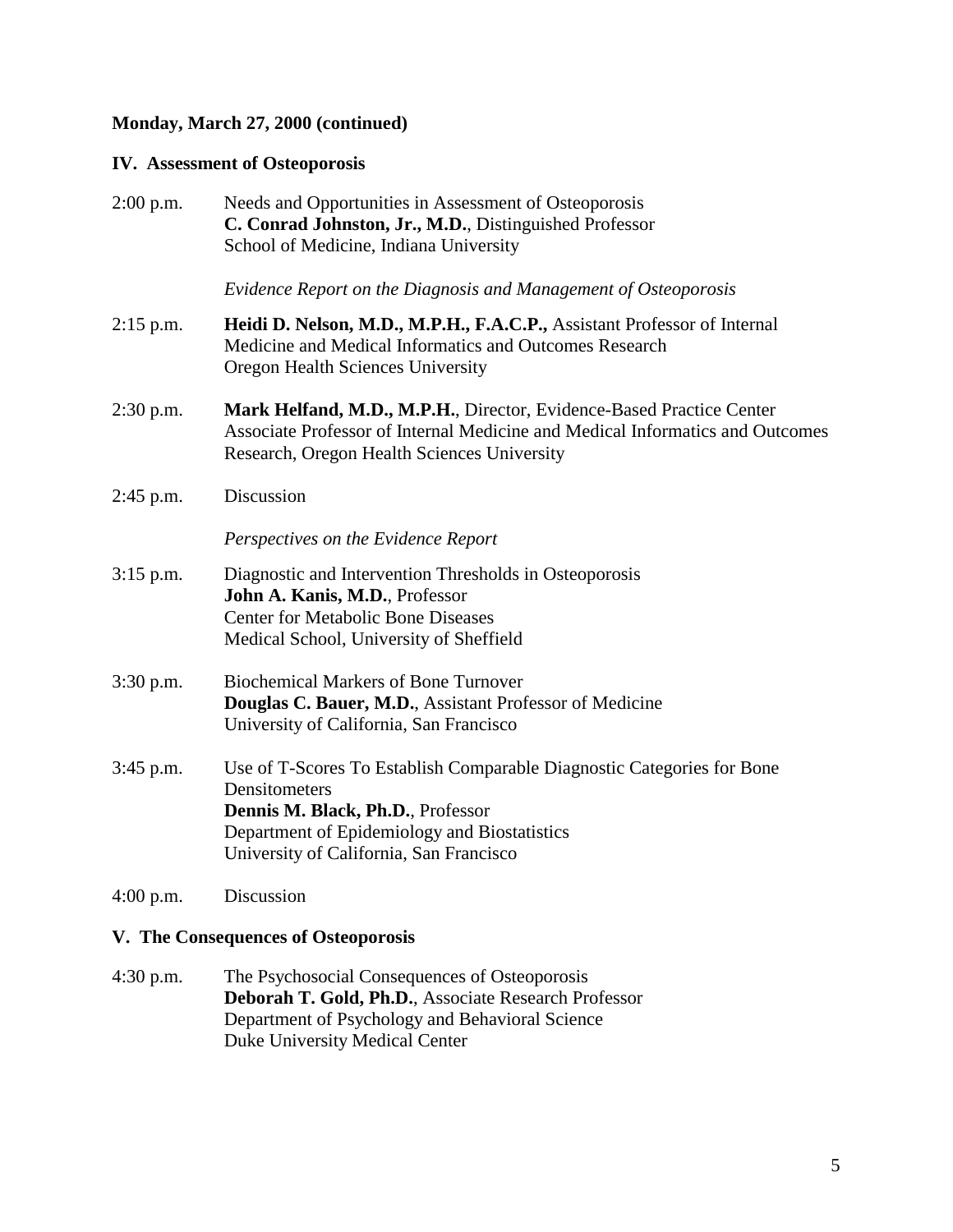**Monday, March 27, 2000 (continued)**

## IV. Assessment of Osteoporosis

2:00 p.m. Needs and Opportunities in Assessment of Osteoporosis
**C. Conrad Johnston, Jr., M.D.**, Distinguished Professor
School of Medicine, Indiana University

*Evidence Report on the Diagnosis and Management of Osteoporosis*

2:15 p.m. **Heidi D. Nelson, M.D., M.P.H., F.A.C.P.,** Assistant Professor of Internal Medicine and Medical Informatics and Outcomes Research
Oregon Health Sciences University

2:30 p.m. **Mark Helfand, M.D., M.P.H.**, Director, Evidence-Based Practice Center
Associate Professor of Internal Medicine and Medical Informatics and Outcomes Research, Oregon Health Sciences University

2:45 p.m. Discussion

*Perspectives on the Evidence Report*

3:15 p.m. Diagnostic and Intervention Thresholds in Osteoporosis
**John A. Kanis, M.D.**, Professor
Center for Metabolic Bone Diseases
Medical School, University of Sheffield

3:30 p.m. Biochemical Markers of Bone Turnover
**Douglas C. Bauer, M.D.**, Assistant Professor of Medicine
University of California, San Francisco

3:45 p.m. Use of T-Scores To Establish Comparable Diagnostic Categories for Bone Densitometers
**Dennis M. Black, Ph.D.**, Professor
Department of Epidemiology and Biostatistics
University of California, San Francisco

4:00 p.m. Discussion

## V. The Consequences of Osteoporosis

4:30 p.m. The Psychosocial Consequences of Osteoporosis
**Deborah T. Gold, Ph.D.**, Associate Research Professor
Department of Psychology and Behavioral Science
Duke University Medical Center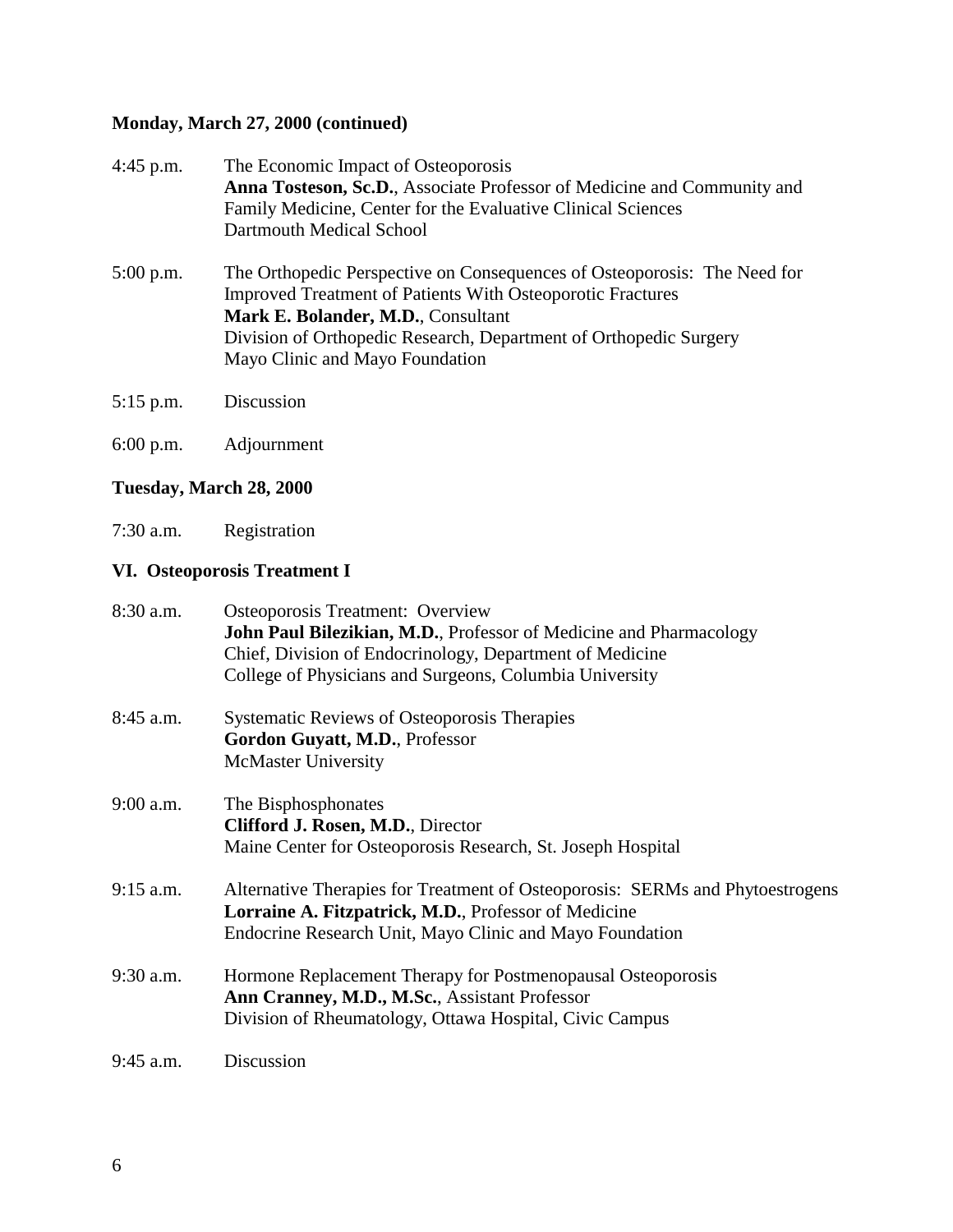**Monday, March 27, 2000 (continued)**

4:45 p.m. The Economic Impact of Osteoporosis
**Anna Tosteson, Sc.D.**, Associate Professor of Medicine and Community and Family Medicine, Center for the Evaluative Clinical Sciences
Dartmouth Medical School

5:00 p.m. The Orthopedic Perspective on Consequences of Osteoporosis: The Need for Improved Treatment of Patients With Osteoporotic Fractures
**Mark E. Bolander, M.D.**, Consultant
Division of Orthopedic Research, Department of Orthopedic Surgery
Mayo Clinic and Mayo Foundation

5:15 p.m. Discussion

6:00 p.m. Adjournment

**Tuesday, March 28, 2000**

7:30 a.m. Registration

**VI. Osteoporosis Treatment I**

8:30 a.m. Osteoporosis Treatment: Overview
**John Paul Bilezikian, M.D.**, Professor of Medicine and Pharmacology
Chief, Division of Endocrinology, Department of Medicine
College of Physicians and Surgeons, Columbia University

8:45 a.m. Systematic Reviews of Osteoporosis Therapies
**Gordon Guyatt, M.D.**, Professor
McMaster University

9:00 a.m. The Bisphosphonates
**Clifford J. Rosen, M.D.**, Director
Maine Center for Osteoporosis Research, St. Joseph Hospital

9:15 a.m. Alternative Therapies for Treatment of Osteoporosis: SERMs and Phytoestrogens
**Lorraine A. Fitzpatrick, M.D.**, Professor of Medicine
Endocrine Research Unit, Mayo Clinic and Mayo Foundation

9:30 a.m. Hormone Replacement Therapy for Postmenopausal Osteoporosis
**Ann Cranney, M.D., M.Sc.**, Assistant Professor
Division of Rheumatology, Ottawa Hospital, Civic Campus

9:45 a.m. Discussion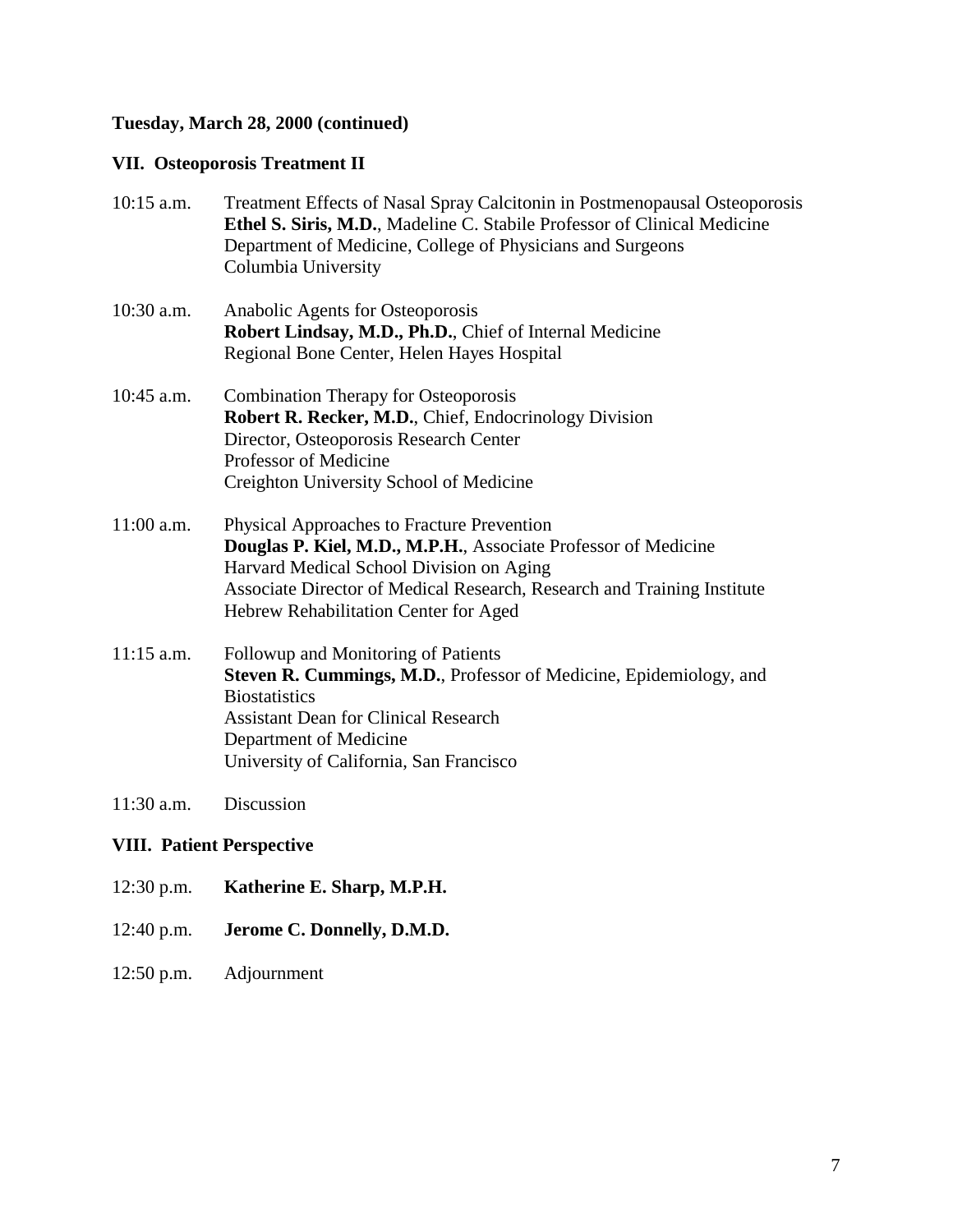**Tuesday, March 28, 2000 (continued)**

**VII. Osteoporosis Treatment II**

10:15 a.m. Treatment Effects of Nasal Spray Calcitonin in Postmenopausal Osteoporosis
**Ethel S. Siris, M.D.**, Madeline C. Stabile Professor of Clinical Medicine
Department of Medicine, College of Physicians and Surgeons
Columbia University

10:30 a.m. Anabolic Agents for Osteoporosis
**Robert Lindsay, M.D., Ph.D.**, Chief of Internal Medicine
Regional Bone Center, Helen Hayes Hospital

10:45 a.m. Combination Therapy for Osteoporosis
**Robert R. Recker, M.D.**, Chief, Endocrinology Division
Director, Osteoporosis Research Center
Professor of Medicine
Creighton University School of Medicine

11:00 a.m. Physical Approaches to Fracture Prevention
**Douglas P. Kiel, M.D., M.P.H.**, Associate Professor of Medicine
Harvard Medical School Division on Aging
Associate Director of Medical Research, Research and Training Institute
Hebrew Rehabilitation Center for Aged

11:15 a.m. Followup and Monitoring of Patients
**Steven R. Cummings, M.D.**, Professor of Medicine, Epidemiology, and Biostatistics
Assistant Dean for Clinical Research
Department of Medicine
University of California, San Francisco

11:30 a.m. Discussion

**VIII. Patient Perspective**

12:30 p.m. **Katherine E. Sharp, M.P.H.**

12:40 p.m. **Jerome C. Donnelly, D.M.D.**

12:50 p.m. Adjournment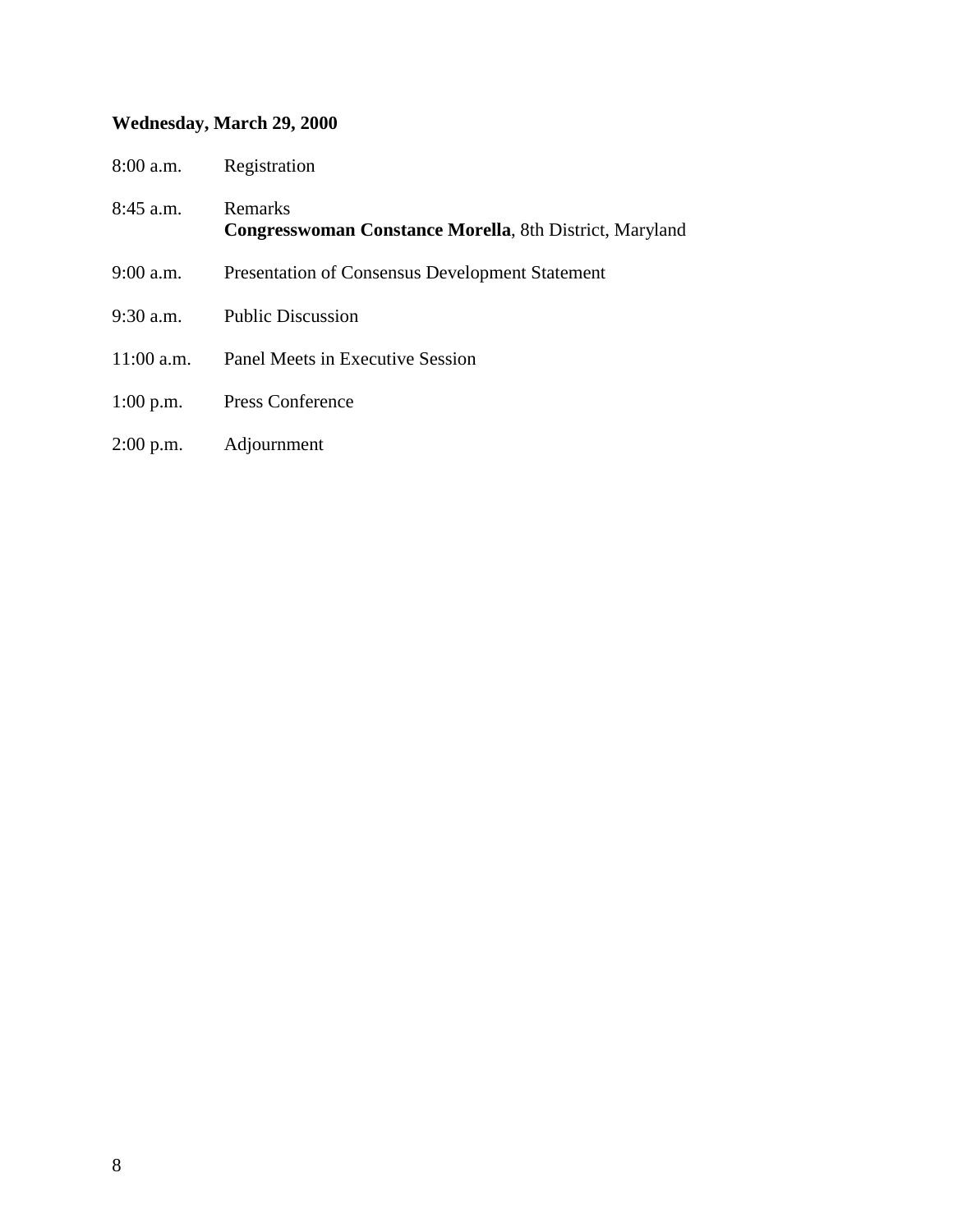**Wednesday, March 29, 2000**

| | |
|---|---|
| 8:00 a.m. | Registration |
| 8:45 a.m. | Remarks<br>**Congresswoman Constance Morella**, 8th District, Maryland |
| 9:00 a.m. | Presentation of Consensus Development Statement |
| 9:30 a.m. | Public Discussion |
| 11:00 a.m. | Panel Meets in Executive Session |
| 1:00 p.m. | Press Conference |
| 2:00 p.m. | Adjournment |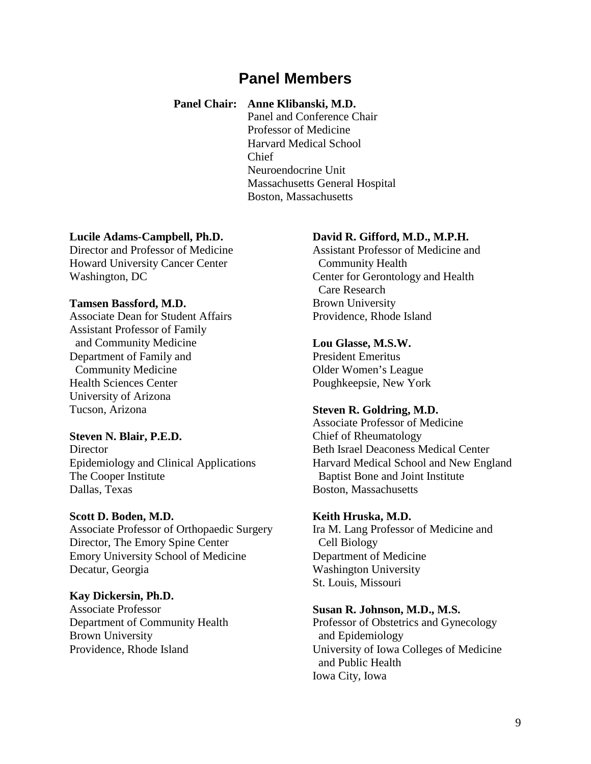# Panel Members

**Panel Chair:** **Anne Klibanski, M.D.**
Panel and Conference Chair
Professor of Medicine
Harvard Medical School
Chief
Neuroendocrine Unit
Massachusetts General Hospital
Boston, Massachusetts

**Lucile Adams-Campbell, Ph.D.**
Director and Professor of Medicine
Howard University Cancer Center
Washington, DC

**Tamsen Bassford, M.D.**
Associate Dean for Student Affairs
Assistant Professor of Family and Community Medicine
Department of Family and Community Medicine
Health Sciences Center
University of Arizona
Tucson, Arizona

**Steven N. Blair, P.E.D.**
Director
Epidemiology and Clinical Applications
The Cooper Institute
Dallas, Texas

**Scott D. Boden, M.D.**
Associate Professor of Orthopaedic Surgery
Director, The Emory Spine Center
Emory University School of Medicine
Decatur, Georgia

**Kay Dickersin, Ph.D.**
Associate Professor
Department of Community Health
Brown University
Providence, Rhode Island

**David R. Gifford, M.D., M.P.H.**
Assistant Professor of Medicine and Community Health
Center for Gerontology and Health Care Research
Brown University
Providence, Rhode Island

**Lou Glasse, M.S.W.**
President Emeritus
Older Women's League
Poughkeepsie, New York

**Steven R. Goldring, M.D.**
Associate Professor of Medicine
Chief of Rheumatology
Beth Israel Deaconess Medical Center
Harvard Medical School and New England Baptist Bone and Joint Institute
Boston, Massachusetts

**Keith Hruska, M.D.**
Ira M. Lang Professor of Medicine and Cell Biology
Department of Medicine
Washington University
St. Louis, Missouri

**Susan R. Johnson, M.D., M.S.**
Professor of Obstetrics and Gynecology and Epidemiology
University of Iowa Colleges of Medicine and Public Health
Iowa City, Iowa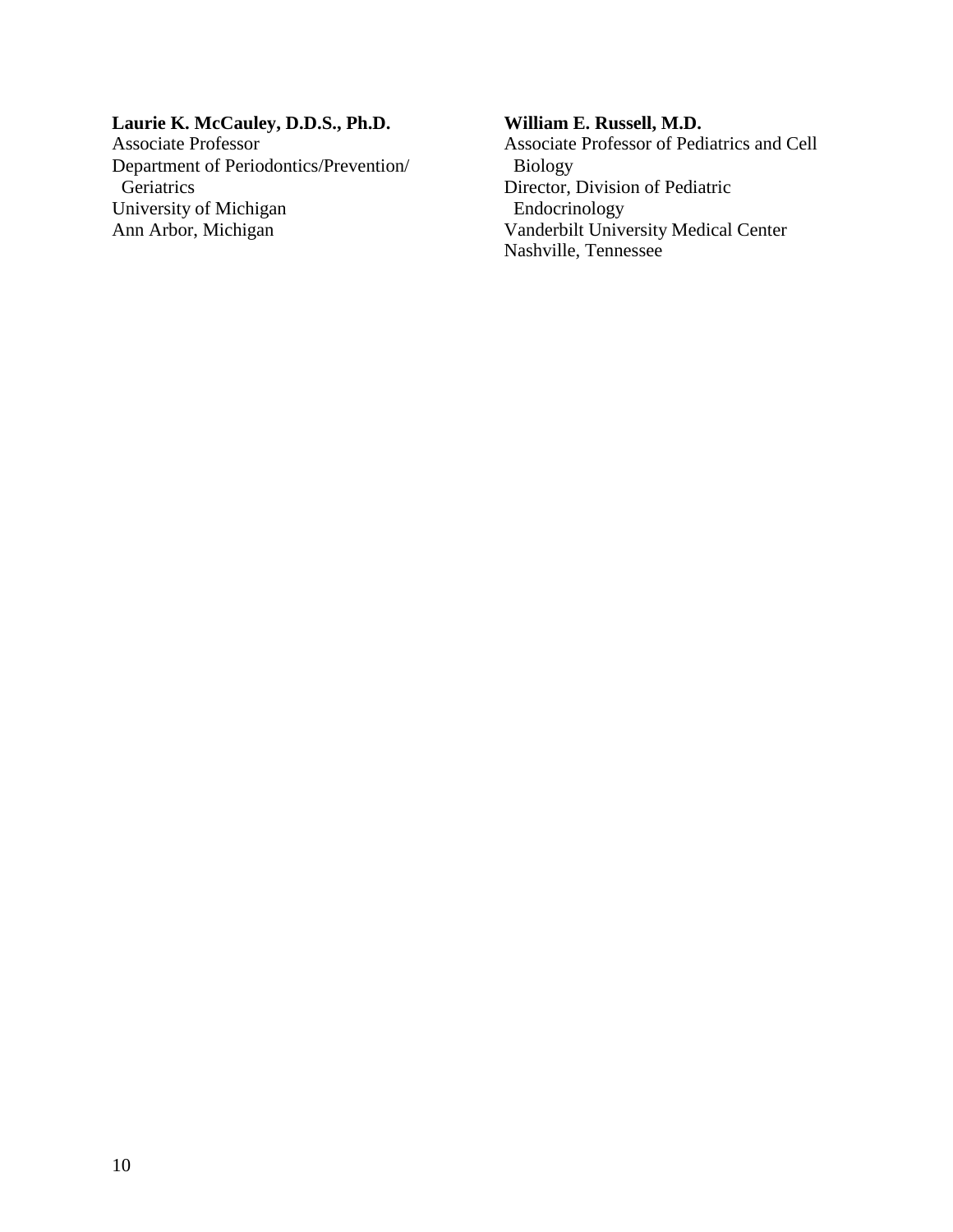**Laurie K. McCauley, D.D.S., Ph.D.**
Associate Professor
Department of Periodontics/Prevention/Geriatrics
University of Michigan
Ann Arbor, Michigan

**William E. Russell, M.D.**
Associate Professor of Pediatrics and Cell Biology
Director, Division of Pediatric Endocrinology
Vanderbilt University Medical Center
Nashville, Tennessee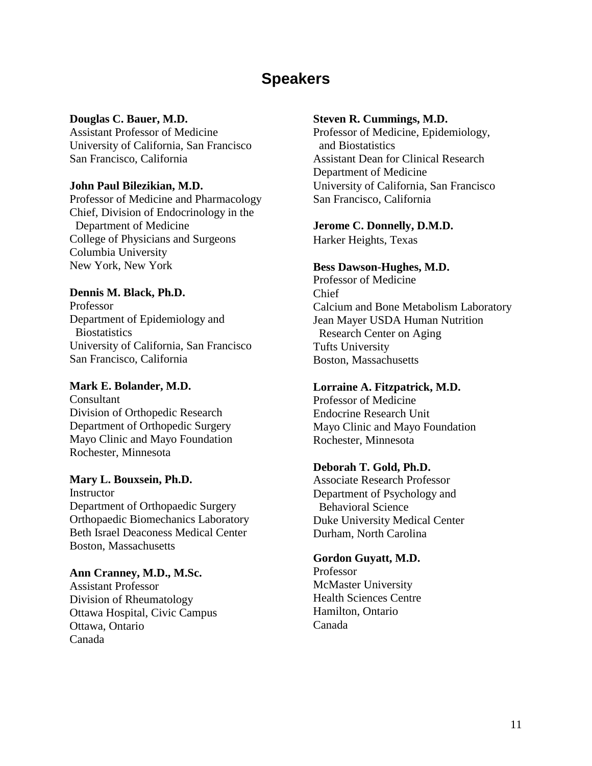# Speakers

**Douglas C. Bauer, M.D.**
Assistant Professor of Medicine
University of California, San Francisco
San Francisco, California

**John Paul Bilezikian, M.D.**
Professor of Medicine and Pharmacology
Chief, Division of Endocrinology in the Department of Medicine
College of Physicians and Surgeons
Columbia University
New York, New York

**Dennis M. Black, Ph.D.**
Professor
Department of Epidemiology and Biostatistics
University of California, San Francisco
San Francisco, California

**Mark E. Bolander, M.D.**
Consultant
Division of Orthopedic Research
Department of Orthopedic Surgery
Mayo Clinic and Mayo Foundation
Rochester, Minnesota

**Mary L. Bouxsein, Ph.D.**
Instructor
Department of Orthopaedic Surgery
Orthopaedic Biomechanics Laboratory
Beth Israel Deaconess Medical Center
Boston, Massachusetts

**Ann Cranney, M.D., M.Sc.**
Assistant Professor
Division of Rheumatology
Ottawa Hospital, Civic Campus
Ottawa, Ontario
Canada

**Steven R. Cummings, M.D.**
Professor of Medicine, Epidemiology, and Biostatistics
Assistant Dean for Clinical Research
Department of Medicine
University of California, San Francisco
San Francisco, California

**Jerome C. Donnelly, D.M.D.**
Harker Heights, Texas

**Bess Dawson-Hughes, M.D.**
Professor of Medicine
Chief
Calcium and Bone Metabolism Laboratory
Jean Mayer USDA Human Nutrition Research Center on Aging
Tufts University
Boston, Massachusetts

**Lorraine A. Fitzpatrick, M.D.**
Professor of Medicine
Endocrine Research Unit
Mayo Clinic and Mayo Foundation
Rochester, Minnesota

**Deborah T. Gold, Ph.D.**
Associate Research Professor
Department of Psychology and Behavioral Science
Duke University Medical Center
Durham, North Carolina

**Gordon Guyatt, M.D.**
Professor
McMaster University
Health Sciences Centre
Hamilton, Ontario
Canada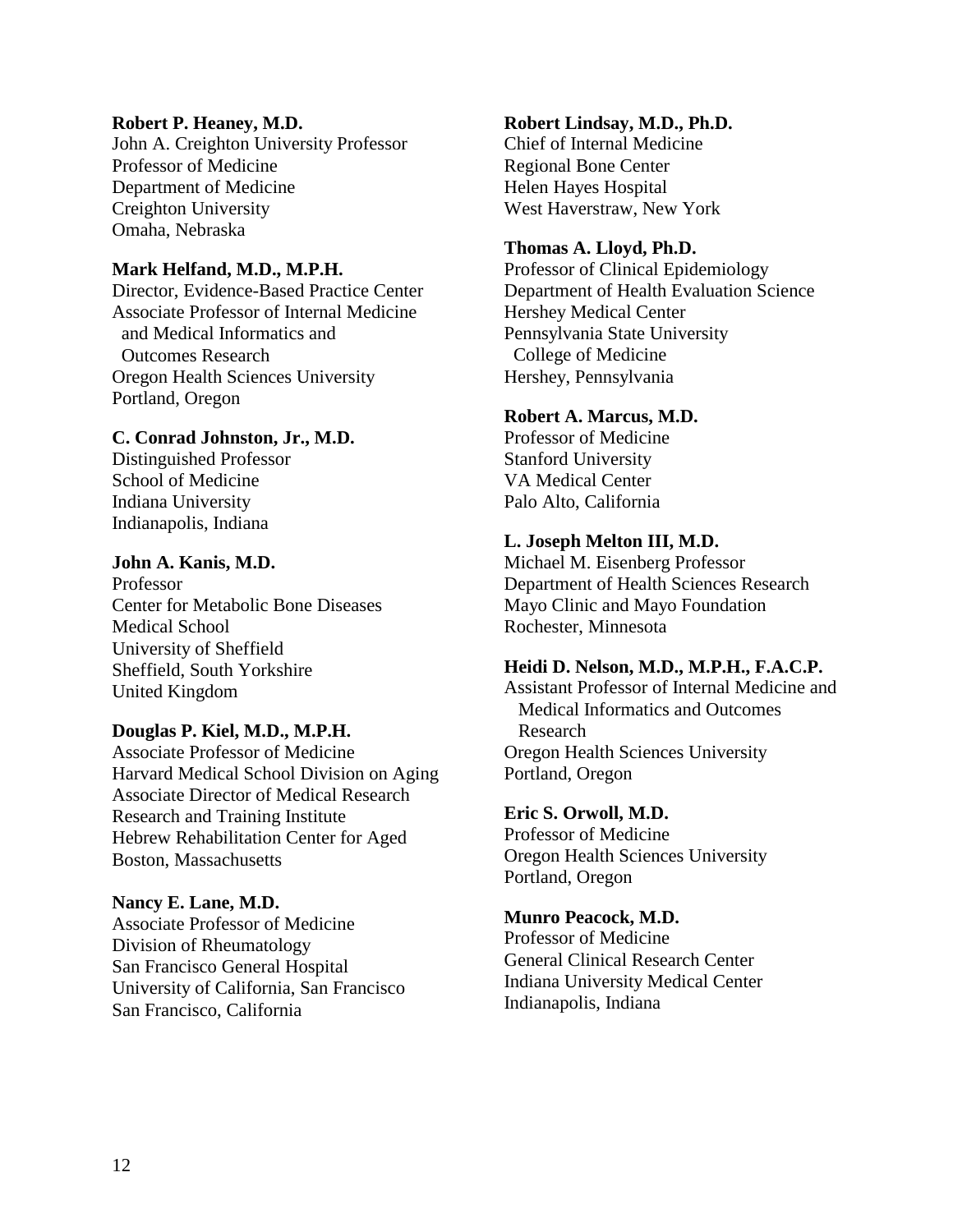**Robert P. Heaney, M.D.**
John A. Creighton University Professor
Professor of Medicine
Department of Medicine
Creighton University
Omaha, Nebraska

**Mark Helfand, M.D., M.P.H.**
Director, Evidence-Based Practice Center
Associate Professor of Internal Medicine and Medical Informatics and Outcomes Research
Oregon Health Sciences University
Portland, Oregon

**C. Conrad Johnston, Jr., M.D.**
Distinguished Professor
School of Medicine
Indiana University
Indianapolis, Indiana

**John A. Kanis, M.D.**
Professor
Center for Metabolic Bone Diseases
Medical School
University of Sheffield
Sheffield, South Yorkshire
United Kingdom

**Douglas P. Kiel, M.D., M.P.H.**
Associate Professor of Medicine
Harvard Medical School Division on Aging
Associate Director of Medical Research
Research and Training Institute
Hebrew Rehabilitation Center for Aged
Boston, Massachusetts

**Nancy E. Lane, M.D.**
Associate Professor of Medicine
Division of Rheumatology
San Francisco General Hospital
University of California, San Francisco
San Francisco, California

**Robert Lindsay, M.D., Ph.D.**
Chief of Internal Medicine
Regional Bone Center
Helen Hayes Hospital
West Haverstraw, New York

**Thomas A. Lloyd, Ph.D.**
Professor of Clinical Epidemiology
Department of Health Evaluation Science
Hershey Medical Center
Pennsylvania State University College of Medicine
Hershey, Pennsylvania

**Robert A. Marcus, M.D.**
Professor of Medicine
Stanford University
VA Medical Center
Palo Alto, California

**L. Joseph Melton III, M.D.**
Michael M. Eisenberg Professor
Department of Health Sciences Research
Mayo Clinic and Mayo Foundation
Rochester, Minnesota

**Heidi D. Nelson, M.D., M.P.H., F.A.C.P.**
Assistant Professor of Internal Medicine and Medical Informatics and Outcomes Research
Oregon Health Sciences University
Portland, Oregon

**Eric S. Orwoll, M.D.**
Professor of Medicine
Oregon Health Sciences University
Portland, Oregon

**Munro Peacock, M.D.**
Professor of Medicine
General Clinical Research Center
Indiana University Medical Center
Indianapolis, Indiana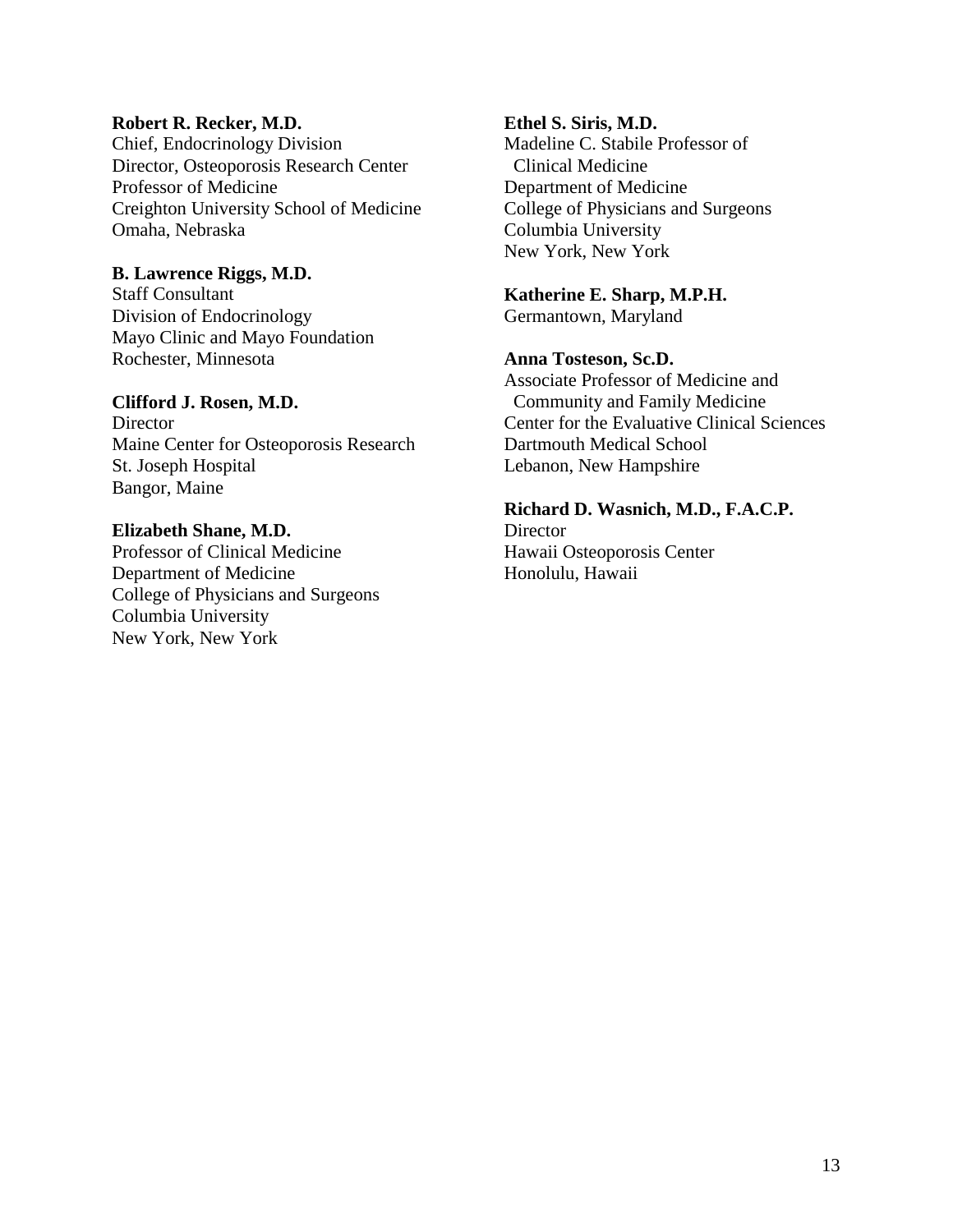**Robert R. Recker, M.D.**
Chief, Endocrinology Division
Director, Osteoporosis Research Center
Professor of Medicine
Creighton University School of Medicine
Omaha, Nebraska

**B. Lawrence Riggs, M.D.**
Staff Consultant
Division of Endocrinology
Mayo Clinic and Mayo Foundation
Rochester, Minnesota

**Clifford J. Rosen, M.D.**
Director
Maine Center for Osteoporosis Research
St. Joseph Hospital
Bangor, Maine

**Elizabeth Shane, M.D.**
Professor of Clinical Medicine
Department of Medicine
College of Physicians and Surgeons
Columbia University
New York, New York

**Ethel S. Siris, M.D.**
Madeline C. Stabile Professor of Clinical Medicine
Department of Medicine
College of Physicians and Surgeons
Columbia University
New York, New York

**Katherine E. Sharp, M.P.H.**
Germantown, Maryland

**Anna Tosteson, Sc.D.**
Associate Professor of Medicine and Community and Family Medicine
Center for the Evaluative Clinical Sciences
Dartmouth Medical School
Lebanon, New Hampshire

**Richard D. Wasnich, M.D., F.A.C.P.**
Director
Hawaii Osteoporosis Center
Honolulu, Hawaii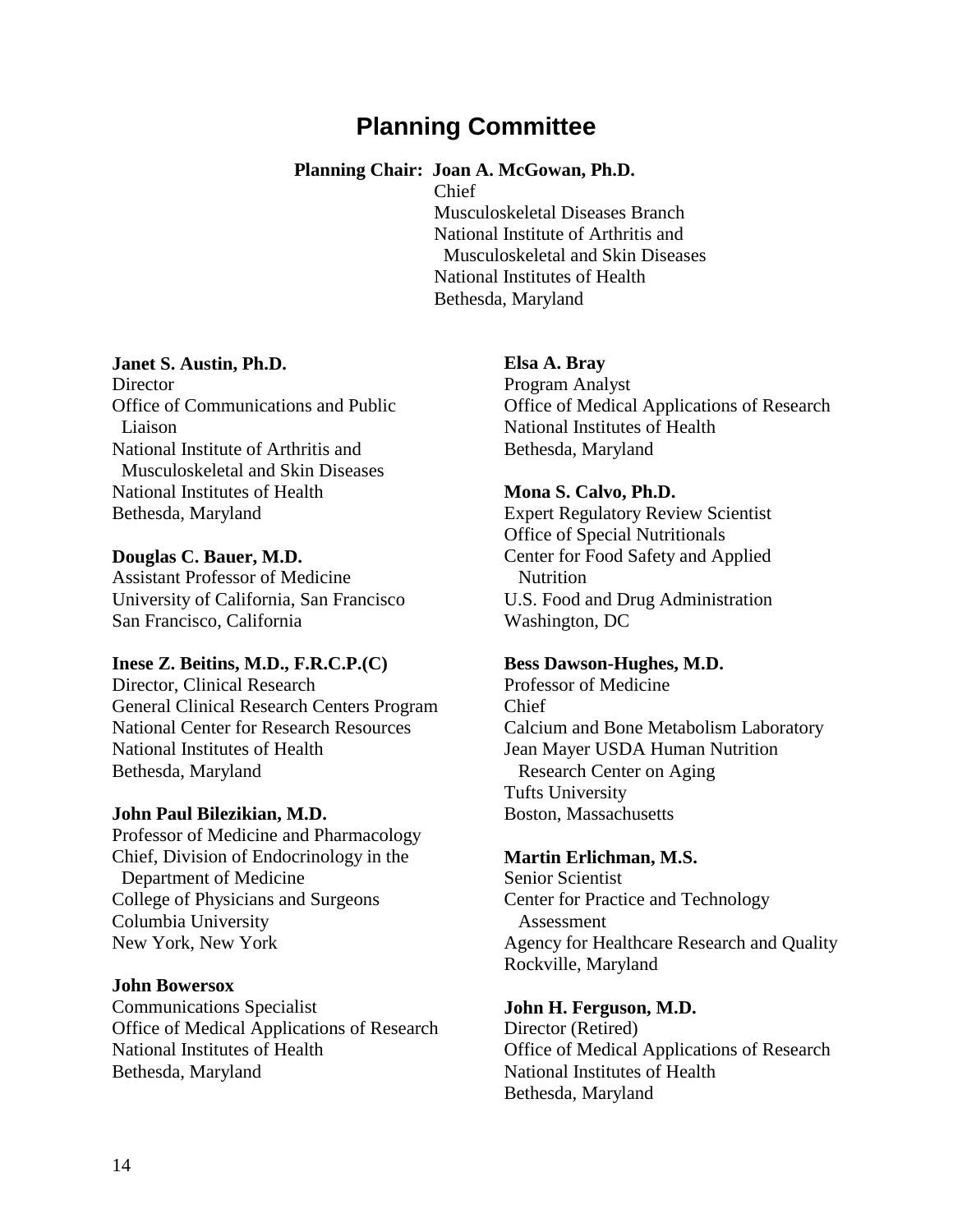## Planning Committee

**Planning Chair: Joan A. McGowan, Ph.D.**
Chief
Musculoskeletal Diseases Branch
National Institute of Arthritis and Musculoskeletal and Skin Diseases
National Institutes of Health
Bethesda, Maryland

**Janet S. Austin, Ph.D.**
Director
Office of Communications and Public Liaison
National Institute of Arthritis and Musculoskeletal and Skin Diseases
National Institutes of Health
Bethesda, Maryland

**Douglas C. Bauer, M.D.**
Assistant Professor of Medicine
University of California, San Francisco
San Francisco, California

**Inese Z. Beitins, M.D., F.R.C.P.(C)**
Director, Clinical Research
General Clinical Research Centers Program
National Center for Research Resources
National Institutes of Health
Bethesda, Maryland

**John Paul Bilezikian, M.D.**
Professor of Medicine and Pharmacology
Chief, Division of Endocrinology in the Department of Medicine
College of Physicians and Surgeons
Columbia University
New York, New York

**John Bowersox**
Communications Specialist
Office of Medical Applications of Research
National Institutes of Health
Bethesda, Maryland

**Elsa A. Bray**
Program Analyst
Office of Medical Applications of Research
National Institutes of Health
Bethesda, Maryland

**Mona S. Calvo, Ph.D.**
Expert Regulatory Review Scientist
Office of Special Nutritionals
Center for Food Safety and Applied Nutrition
U.S. Food and Drug Administration
Washington, DC

**Bess Dawson-Hughes, M.D.**
Professor of Medicine
Chief
Calcium and Bone Metabolism Laboratory
Jean Mayer USDA Human Nutrition Research Center on Aging
Tufts University
Boston, Massachusetts

**Martin Erlichman, M.S.**
Senior Scientist
Center for Practice and Technology Assessment
Agency for Healthcare Research and Quality
Rockville, Maryland

**John H. Ferguson, M.D.**
Director (Retired)
Office of Medical Applications of Research
National Institutes of Health
Bethesda, Maryland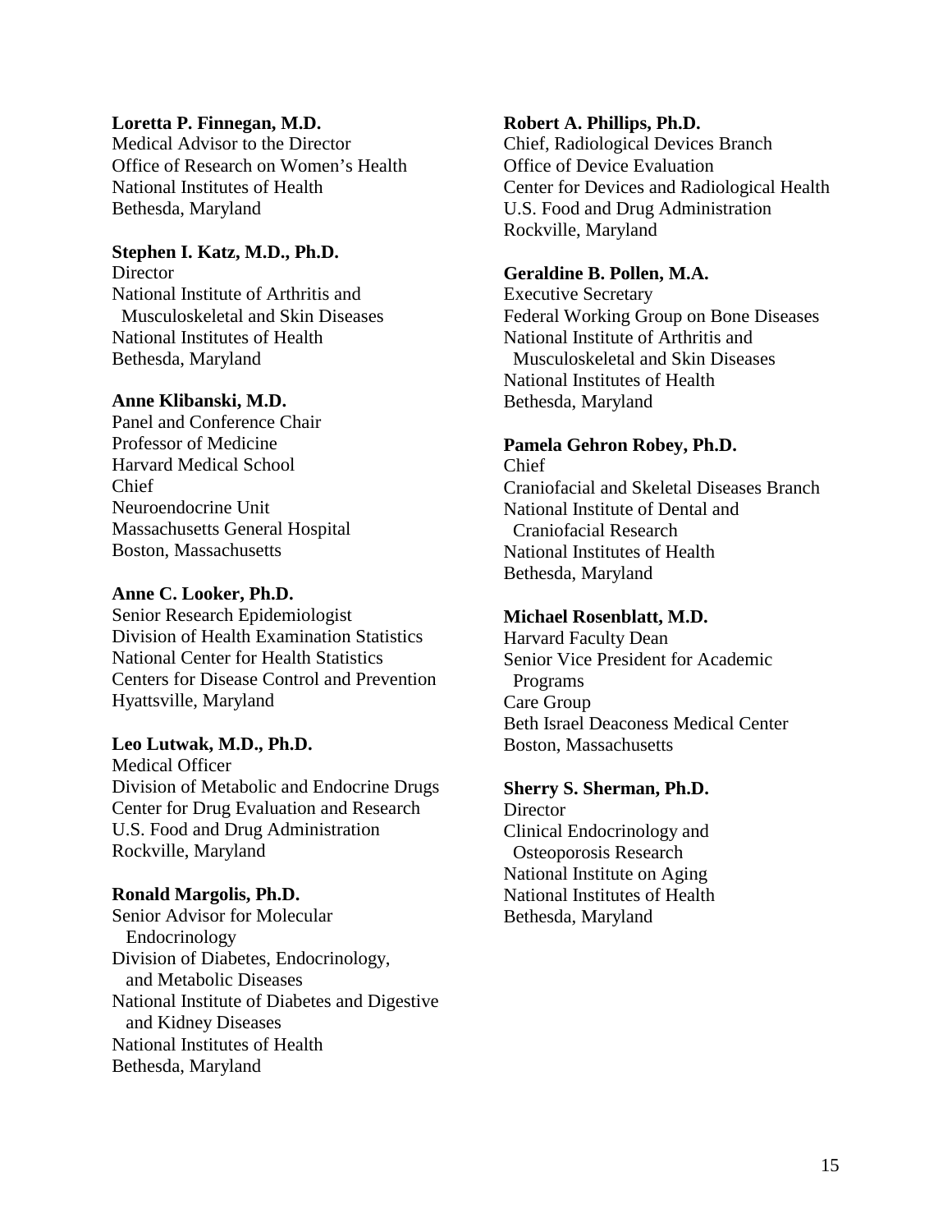**Loretta P. Finnegan, M.D.**
Medical Advisor to the Director
Office of Research on Women's Health
National Institutes of Health
Bethesda, Maryland

**Stephen I. Katz, M.D., Ph.D.**
Director
National Institute of Arthritis and
Musculoskeletal and Skin Diseases
National Institutes of Health
Bethesda, Maryland

**Anne Klibanski, M.D.**
Panel and Conference Chair
Professor of Medicine
Harvard Medical School
Chief
Neuroendocrine Unit
Massachusetts General Hospital
Boston, Massachusetts

**Anne C. Looker, Ph.D.**
Senior Research Epidemiologist
Division of Health Examination Statistics
National Center for Health Statistics
Centers for Disease Control and Prevention
Hyattsville, Maryland

**Leo Lutwak, M.D., Ph.D.**
Medical Officer
Division of Metabolic and Endocrine Drugs
Center for Drug Evaluation and Research
U.S. Food and Drug Administration
Rockville, Maryland

**Ronald Margolis, Ph.D.**
Senior Advisor for Molecular
Endocrinology
Division of Diabetes, Endocrinology,
and Metabolic Diseases
National Institute of Diabetes and Digestive
and Kidney Diseases
National Institutes of Health
Bethesda, Maryland

**Robert A. Phillips, Ph.D.**
Chief, Radiological Devices Branch
Office of Device Evaluation
Center for Devices and Radiological Health
U.S. Food and Drug Administration
Rockville, Maryland

**Geraldine B. Pollen, M.A.**
Executive Secretary
Federal Working Group on Bone Diseases
National Institute of Arthritis and
Musculoskeletal and Skin Diseases
National Institutes of Health
Bethesda, Maryland

**Pamela Gehron Robey, Ph.D.**
Chief
Craniofacial and Skeletal Diseases Branch
National Institute of Dental and
Craniofacial Research
National Institutes of Health
Bethesda, Maryland

**Michael Rosenblatt, M.D.**
Harvard Faculty Dean
Senior Vice President for Academic
Programs
Care Group
Beth Israel Deaconess Medical Center
Boston, Massachusetts

**Sherry S. Sherman, Ph.D.**
Director
Clinical Endocrinology and
Osteoporosis Research
National Institute on Aging
National Institutes of Health
Bethesda, Maryland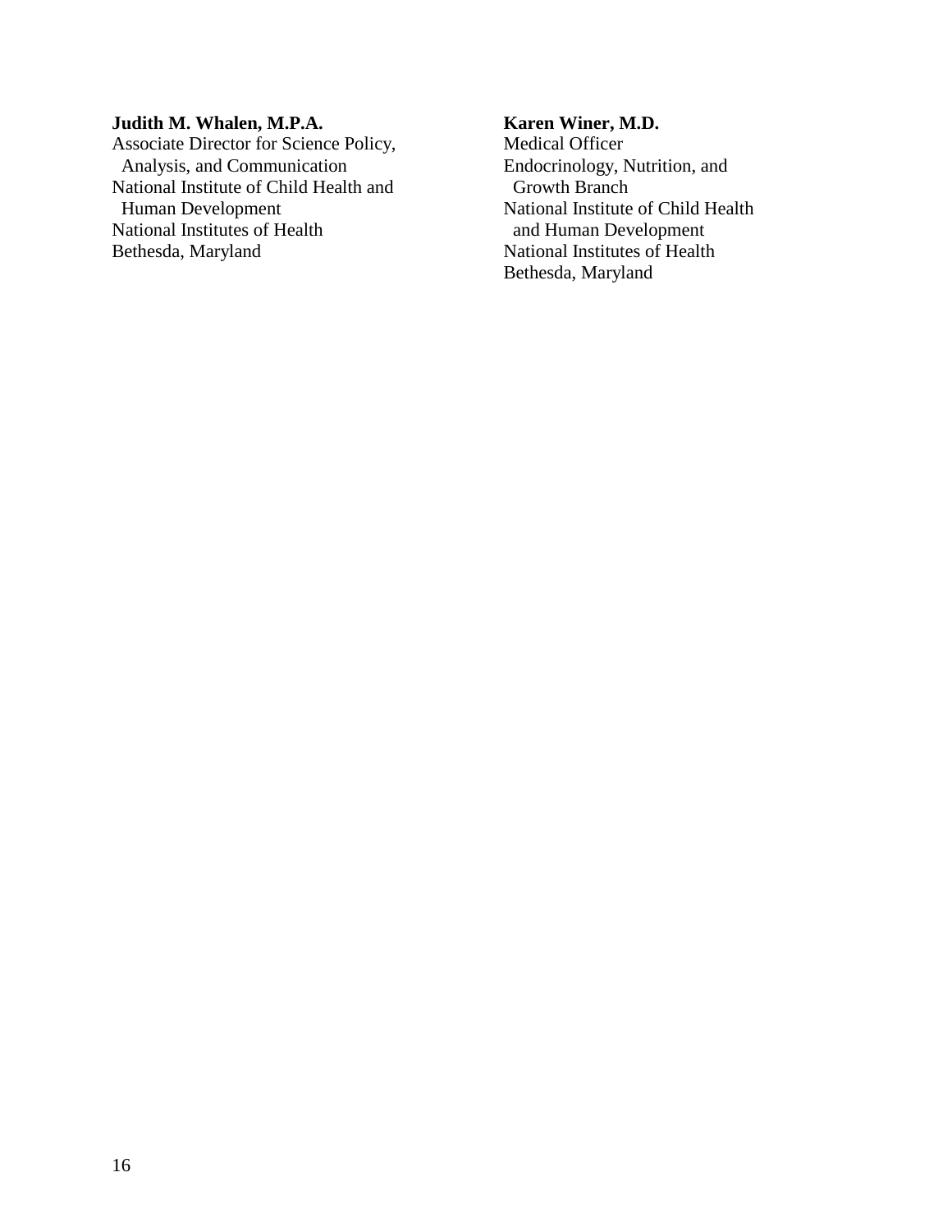**Judith M. Whalen, M.P.A.**
Associate Director for Science Policy, Analysis, and Communication
National Institute of Child Health and Human Development
National Institutes of Health
Bethesda, Maryland

**Karen Winer, M.D.**
Medical Officer
Endocrinology, Nutrition, and Growth Branch
National Institute of Child Health and Human Development
National Institutes of Health
Bethesda, Maryland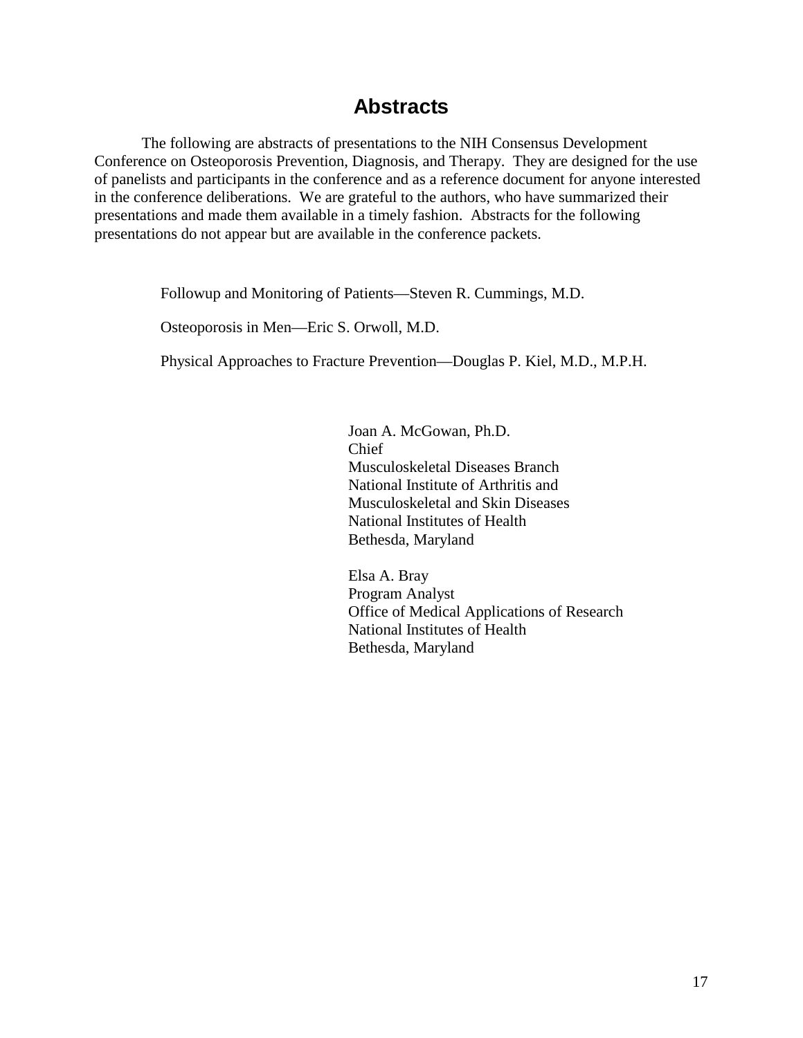# Abstracts

The following are abstracts of presentations to the NIH Consensus Development Conference on Osteoporosis Prevention, Diagnosis, and Therapy. They are designed for the use of panelists and participants in the conference and as a reference document for anyone interested in the conference deliberations. We are grateful to the authors, who have summarized their presentations and made them available in a timely fashion. Abstracts for the following presentations do not appear but are available in the conference packets.

Followup and Monitoring of Patients—Steven R. Cummings, M.D.

Osteoporosis in Men—Eric S. Orwoll, M.D.

Physical Approaches to Fracture Prevention—Douglas P. Kiel, M.D., M.P.H.

Joan A. McGowan, Ph.D.
Chief
Musculoskeletal Diseases Branch
National Institute of Arthritis and
Musculoskeletal and Skin Diseases
National Institutes of Health
Bethesda, Maryland

Elsa A. Bray
Program Analyst
Office of Medical Applications of Research
National Institutes of Health
Bethesda, Maryland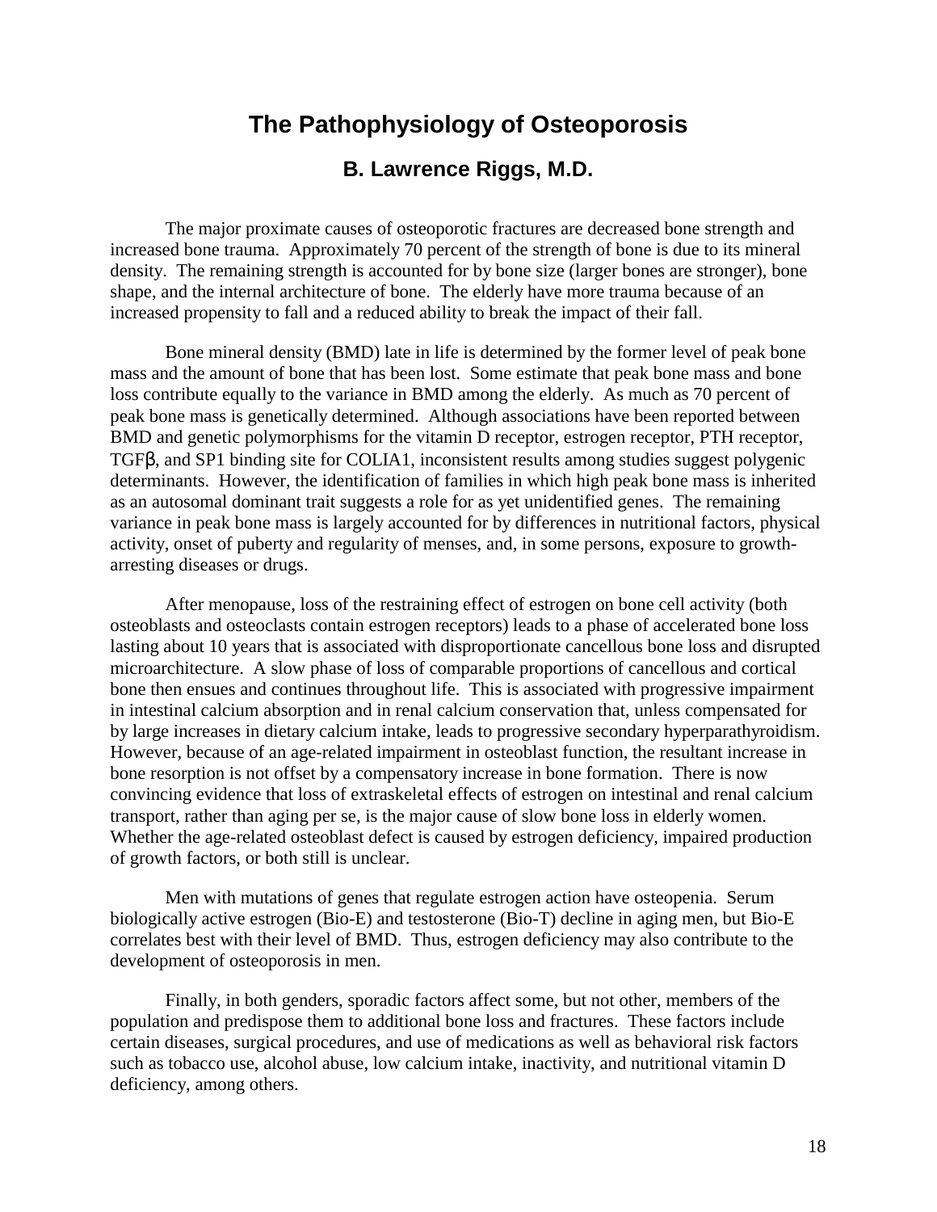# The Pathophysiology of Osteoporosis

## B. Lawrence Riggs, M.D.

The major proximate causes of osteoporotic fractures are decreased bone strength and increased bone trauma. Approximately 70 percent of the strength of bone is due to its mineral density. The remaining strength is accounted for by bone size (larger bones are stronger), bone shape, and the internal architecture of bone. The elderly have more trauma because of an increased propensity to fall and a reduced ability to break the impact of their fall.

Bone mineral density (BMD) late in life is determined by the former level of peak bone mass and the amount of bone that has been lost. Some estimate that peak bone mass and bone loss contribute equally to the variance in BMD among the elderly. As much as 70 percent of peak bone mass is genetically determined. Although associations have been reported between BMD and genetic polymorphisms for the vitamin D receptor, estrogen receptor, PTH receptor, TGFβ, and SP1 binding site for COLIA1, inconsistent results among studies suggest polygenic determinants. However, the identification of families in which high peak bone mass is inherited as an autosomal dominant trait suggests a role for as yet unidentified genes. The remaining variance in peak bone mass is largely accounted for by differences in nutritional factors, physical activity, onset of puberty and regularity of menses, and, in some persons, exposure to growth-arresting diseases or drugs.

After menopause, loss of the restraining effect of estrogen on bone cell activity (both osteoblasts and osteoclasts contain estrogen receptors) leads to a phase of accelerated bone loss lasting about 10 years that is associated with disproportionate cancellous bone loss and disrupted microarchitecture. A slow phase of loss of comparable proportions of cancellous and cortical bone then ensues and continues throughout life. This is associated with progressive impairment in intestinal calcium absorption and in renal calcium conservation that, unless compensated for by large increases in dietary calcium intake, leads to progressive secondary hyperparathyroidism. However, because of an age-related impairment in osteoblast function, the resultant increase in bone resorption is not offset by a compensatory increase in bone formation. There is now convincing evidence that loss of extraskeletal effects of estrogen on intestinal and renal calcium transport, rather than aging per se, is the major cause of slow bone loss in elderly women. Whether the age-related osteoblast defect is caused by estrogen deficiency, impaired production of growth factors, or both still is unclear.

Men with mutations of genes that regulate estrogen action have osteopenia. Serum biologically active estrogen (Bio-E) and testosterone (Bio-T) decline in aging men, but Bio-E correlates best with their level of BMD. Thus, estrogen deficiency may also contribute to the development of osteoporosis in men.

Finally, in both genders, sporadic factors affect some, but not other, members of the population and predispose them to additional bone loss and fractures. These factors include certain diseases, surgical procedures, and use of medications as well as behavioral risk factors such as tobacco use, alcohol abuse, low calcium intake, inactivity, and nutritional vitamin D deficiency, among others.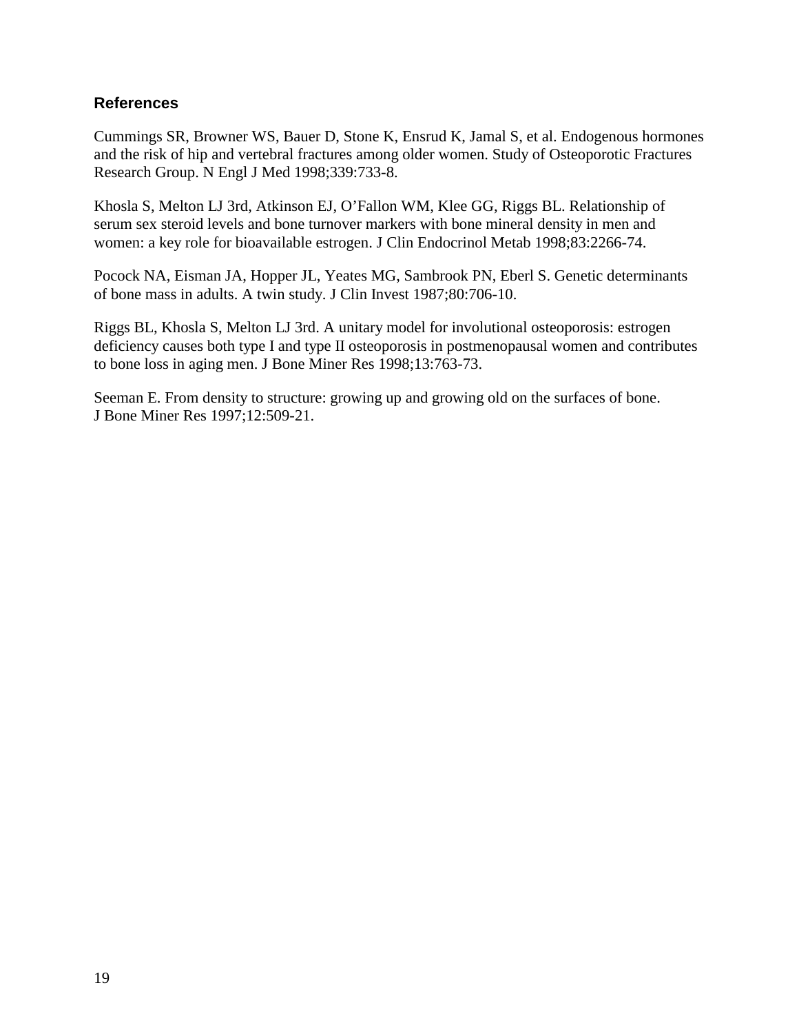### References

Cummings SR, Browner WS, Bauer D, Stone K, Ensrud K, Jamal S, et al. Endogenous hormones and the risk of hip and vertebral fractures among older women. Study of Osteoporotic Fractures Research Group. N Engl J Med 1998;339:733-8.

Khosla S, Melton LJ 3rd, Atkinson EJ, O'Fallon WM, Klee GG, Riggs BL. Relationship of serum sex steroid levels and bone turnover markers with bone mineral density in men and women: a key role for bioavailable estrogen. J Clin Endocrinol Metab 1998;83:2266-74.

Pocock NA, Eisman JA, Hopper JL, Yeates MG, Sambrook PN, Eberl S. Genetic determinants of bone mass in adults. A twin study. J Clin Invest 1987;80:706-10.

Riggs BL, Khosla S, Melton LJ 3rd. A unitary model for involutional osteoporosis: estrogen deficiency causes both type I and type II osteoporosis in postmenopausal women and contributes to bone loss in aging men. J Bone Miner Res 1998;13:763-73.

Seeman E. From density to structure: growing up and growing old on the surfaces of bone. J Bone Miner Res 1997;12:509-21.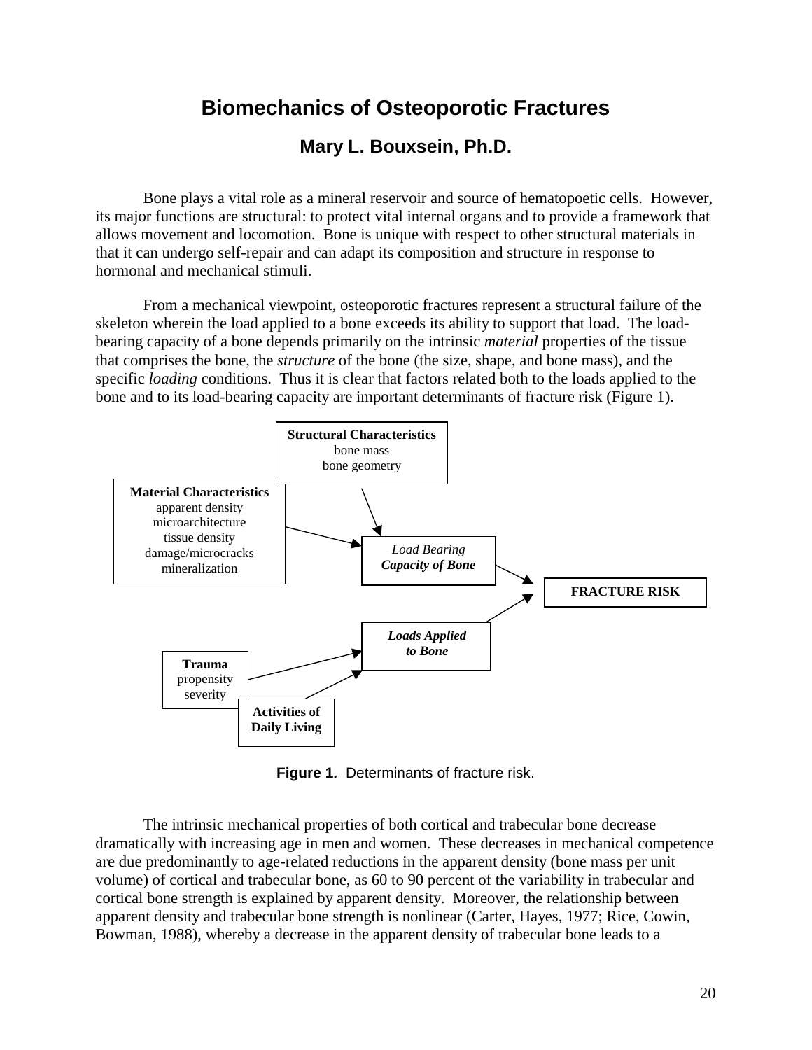# Biomechanics of Osteoporotic Fractures

## Mary L. Bouxsein, Ph.D.

Bone plays a vital role as a mineral reservoir and source of hematopoetic cells. However, its major functions are structural: to protect vital internal organs and to provide a framework that allows movement and locomotion. Bone is unique with respect to other structural materials in that it can undergo self-repair and can adapt its composition and structure in response to hormonal and mechanical stimuli.

From a mechanical viewpoint, osteoporotic fractures represent a structural failure of the skeleton wherein the load applied to a bone exceeds its ability to support that load. The load-bearing capacity of a bone depends primarily on the intrinsic *material* properties of the tissue that comprises the bone, the *structure* of the bone (the size, shape, and bone mass), and the specific *loading* conditions. Thus it is clear that factors related both to the loads applied to the bone and to its load-bearing capacity are important determinants of fracture risk (Figure 1).

**Structural Characteristics**
bone mass
bone geometry

**Material Characteristics**
apparent density
microarchitecture
tissue density
damage/microcracks
mineralization

*Load Bearing* ***Capacity of Bone***

**FRACTURE RISK**

***Loads Applied to Bone***

**Trauma**
propensity
severity

**Activities of Daily Living**

**Figure 1.** Determinants of fracture risk.

The intrinsic mechanical properties of both cortical and trabecular bone decrease dramatically with increasing age in men and women. These decreases in mechanical competence are due predominantly to age-related reductions in the apparent density (bone mass per unit volume) of cortical and trabecular bone, as 60 to 90 percent of the variability in trabecular and cortical bone strength is explained by apparent density. Moreover, the relationship between apparent density and trabecular bone strength is nonlinear (Carter, Hayes, 1977; Rice, Cowin, Bowman, 1988), whereby a decrease in the apparent density of trabecular bone leads to a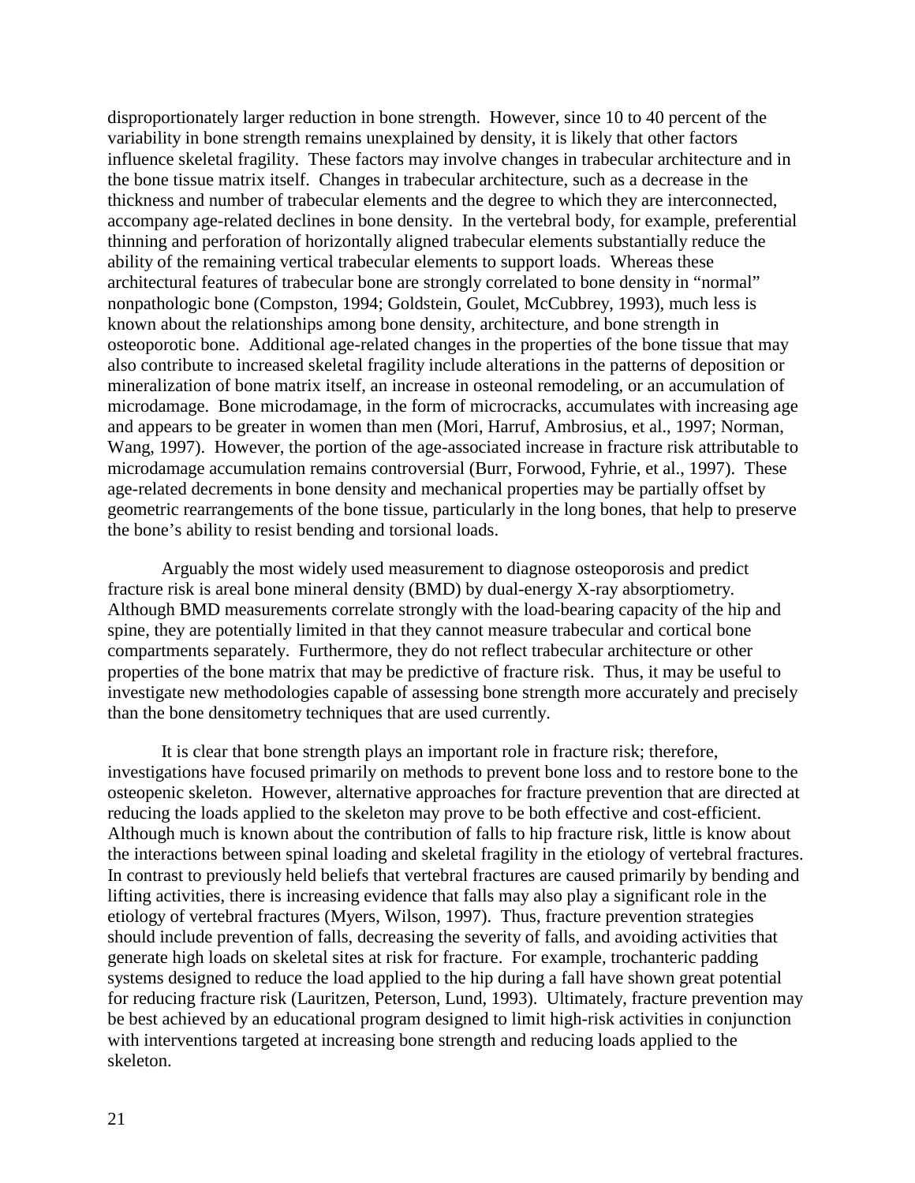disproportionately larger reduction in bone strength. However, since 10 to 40 percent of the variability in bone strength remains unexplained by density, it is likely that other factors influence skeletal fragility. These factors may involve changes in trabecular architecture and in the bone tissue matrix itself. Changes in trabecular architecture, such as a decrease in the thickness and number of trabecular elements and the degree to which they are interconnected, accompany age-related declines in bone density. In the vertebral body, for example, preferential thinning and perforation of horizontally aligned trabecular elements substantially reduce the ability of the remaining vertical trabecular elements to support loads. Whereas these architectural features of trabecular bone are strongly correlated to bone density in "normal" nonpathologic bone (Compston, 1994; Goldstein, Goulet, McCubbrey, 1993), much less is known about the relationships among bone density, architecture, and bone strength in osteoporotic bone. Additional age-related changes in the properties of the bone tissue that may also contribute to increased skeletal fragility include alterations in the patterns of deposition or mineralization of bone matrix itself, an increase in osteonal remodeling, or an accumulation of microdamage. Bone microdamage, in the form of microcracks, accumulates with increasing age and appears to be greater in women than men (Mori, Harruf, Ambrosius, et al., 1997; Norman, Wang, 1997). However, the portion of the age-associated increase in fracture risk attributable to microdamage accumulation remains controversial (Burr, Forwood, Fyhrie, et al., 1997). These age-related decrements in bone density and mechanical properties may be partially offset by geometric rearrangements of the bone tissue, particularly in the long bones, that help to preserve the bone's ability to resist bending and torsional loads.

Arguably the most widely used measurement to diagnose osteoporosis and predict fracture risk is areal bone mineral density (BMD) by dual-energy X-ray absorptiometry. Although BMD measurements correlate strongly with the load-bearing capacity of the hip and spine, they are potentially limited in that they cannot measure trabecular and cortical bone compartments separately. Furthermore, they do not reflect trabecular architecture or other properties of the bone matrix that may be predictive of fracture risk. Thus, it may be useful to investigate new methodologies capable of assessing bone strength more accurately and precisely than the bone densitometry techniques that are used currently.

It is clear that bone strength plays an important role in fracture risk; therefore, investigations have focused primarily on methods to prevent bone loss and to restore bone to the osteopenic skeleton. However, alternative approaches for fracture prevention that are directed at reducing the loads applied to the skeleton may prove to be both effective and cost-efficient. Although much is known about the contribution of falls to hip fracture risk, little is know about the interactions between spinal loading and skeletal fragility in the etiology of vertebral fractures. In contrast to previously held beliefs that vertebral fractures are caused primarily by bending and lifting activities, there is increasing evidence that falls may also play a significant role in the etiology of vertebral fractures (Myers, Wilson, 1997). Thus, fracture prevention strategies should include prevention of falls, decreasing the severity of falls, and avoiding activities that generate high loads on skeletal sites at risk for fracture. For example, trochanteric padding systems designed to reduce the load applied to the hip during a fall have shown great potential for reducing fracture risk (Lauritzen, Peterson, Lund, 1993). Ultimately, fracture prevention may be best achieved by an educational program designed to limit high-risk activities in conjunction with interventions targeted at increasing bone strength and reducing loads applied to the skeleton.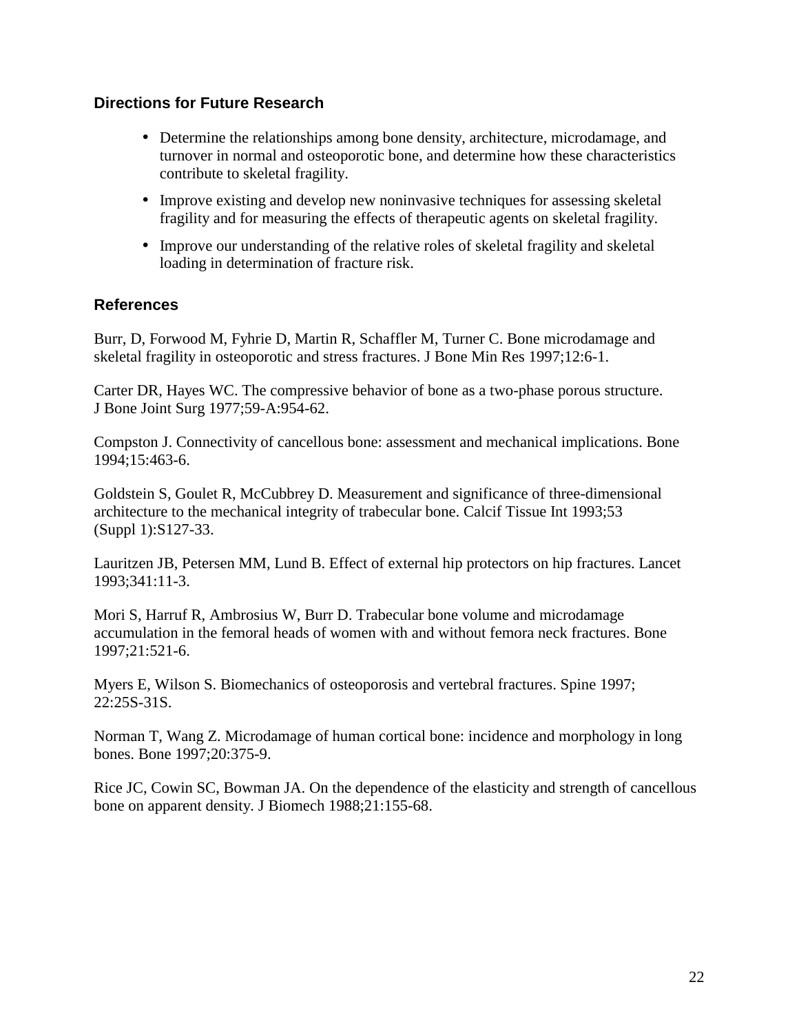### Directions for Future Research

- Determine the relationships among bone density, architecture, microdamage, and turnover in normal and osteoporotic bone, and determine how these characteristics contribute to skeletal fragility.
- Improve existing and develop new noninvasive techniques for assessing skeletal fragility and for measuring the effects of therapeutic agents on skeletal fragility.
- Improve our understanding of the relative roles of skeletal fragility and skeletal loading in determination of fracture risk.

### References

Burr, D, Forwood M, Fyhrie D, Martin R, Schaffler M, Turner C. Bone microdamage and skeletal fragility in osteoporotic and stress fractures. J Bone Min Res 1997;12:6-1.

Carter DR, Hayes WC. The compressive behavior of bone as a two-phase porous structure. J Bone Joint Surg 1977;59-A:954-62.

Compston J. Connectivity of cancellous bone: assessment and mechanical implications. Bone 1994;15:463-6.

Goldstein S, Goulet R, McCubbrey D. Measurement and significance of three-dimensional architecture to the mechanical integrity of trabecular bone. Calcif Tissue Int 1993;53 (Suppl 1):S127-33.

Lauritzen JB, Petersen MM, Lund B. Effect of external hip protectors on hip fractures. Lancet 1993;341:11-3.

Mori S, Harruf R, Ambrosius W, Burr D. Trabecular bone volume and microdamage accumulation in the femoral heads of women with and without femora neck fractures. Bone 1997;21:521-6.

Myers E, Wilson S. Biomechanics of osteoporosis and vertebral fractures. Spine 1997; 22:25S-31S.

Norman T, Wang Z. Microdamage of human cortical bone: incidence and morphology in long bones. Bone 1997;20:375-9.

Rice JC, Cowin SC, Bowman JA. On the dependence of the elasticity and strength of cancellous bone on apparent density. J Biomech 1988;21:155-68.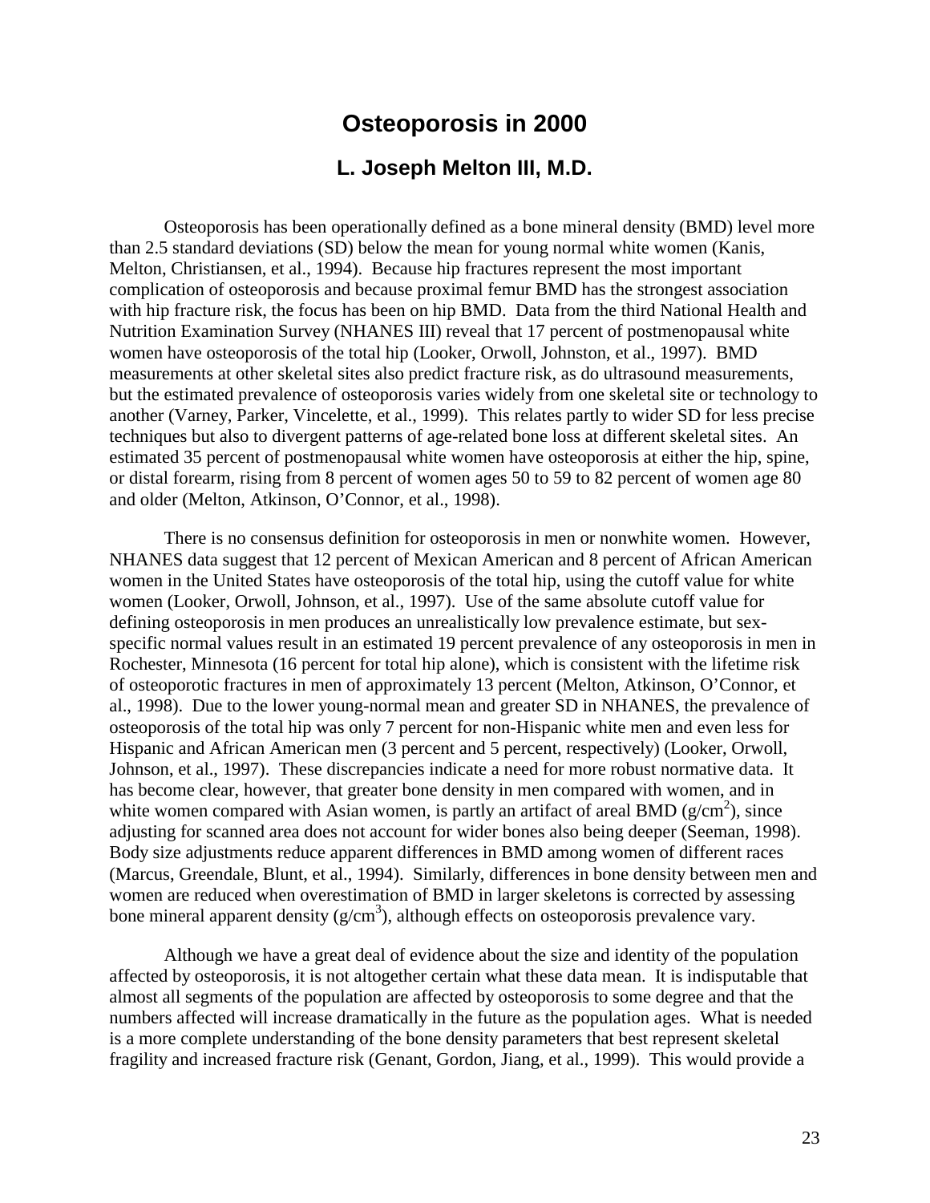# Osteoporosis in 2000

## L. Joseph Melton III, M.D.

Osteoporosis has been operationally defined as a bone mineral density (BMD) level more than 2.5 standard deviations (SD) below the mean for young normal white women (Kanis, Melton, Christiansen, et al., 1994). Because hip fractures represent the most important complication of osteoporosis and because proximal femur BMD has the strongest association with hip fracture risk, the focus has been on hip BMD. Data from the third National Health and Nutrition Examination Survey (NHANES III) reveal that 17 percent of postmenopausal white women have osteoporosis of the total hip (Looker, Orwoll, Johnston, et al., 1997). BMD measurements at other skeletal sites also predict fracture risk, as do ultrasound measurements, but the estimated prevalence of osteoporosis varies widely from one skeletal site or technology to another (Varney, Parker, Vincelette, et al., 1999). This relates partly to wider SD for less precise techniques but also to divergent patterns of age-related bone loss at different skeletal sites. An estimated 35 percent of postmenopausal white women have osteoporosis at either the hip, spine, or distal forearm, rising from 8 percent of women ages 50 to 59 to 82 percent of women age 80 and older (Melton, Atkinson, O'Connor, et al., 1998).

There is no consensus definition for osteoporosis in men or nonwhite women. However, NHANES data suggest that 12 percent of Mexican American and 8 percent of African American women in the United States have osteoporosis of the total hip, using the cutoff value for white women (Looker, Orwoll, Johnson, et al., 1997). Use of the same absolute cutoff value for defining osteoporosis in men produces an unrealistically low prevalence estimate, but sex-specific normal values result in an estimated 19 percent prevalence of any osteoporosis in men in Rochester, Minnesota (16 percent for total hip alone), which is consistent with the lifetime risk of osteoporotic fractures in men of approximately 13 percent (Melton, Atkinson, O'Connor, et al., 1998). Due to the lower young-normal mean and greater SD in NHANES, the prevalence of osteoporosis of the total hip was only 7 percent for non-Hispanic white men and even less for Hispanic and African American men (3 percent and 5 percent, respectively) (Looker, Orwoll, Johnson, et al., 1997). These discrepancies indicate a need for more robust normative data. It has become clear, however, that greater bone density in men compared with women, and in white women compared with Asian women, is partly an artifact of areal BMD ($g/cm^2$), since adjusting for scanned area does not account for wider bones also being deeper (Seeman, 1998). Body size adjustments reduce apparent differences in BMD among women of different races (Marcus, Greendale, Blunt, et al., 1994). Similarly, differences in bone density between men and women are reduced when overestimation of BMD in larger skeletons is corrected by assessing bone mineral apparent density ($g/cm^3$), although effects on osteoporosis prevalence vary.

Although we have a great deal of evidence about the size and identity of the population affected by osteoporosis, it is not altogether certain what these data mean. It is indisputable that almost all segments of the population are affected by osteoporosis to some degree and that the numbers affected will increase dramatically in the future as the population ages. What is needed is a more complete understanding of the bone density parameters that best represent skeletal fragility and increased fracture risk (Genant, Gordon, Jiang, et al., 1999). This would provide a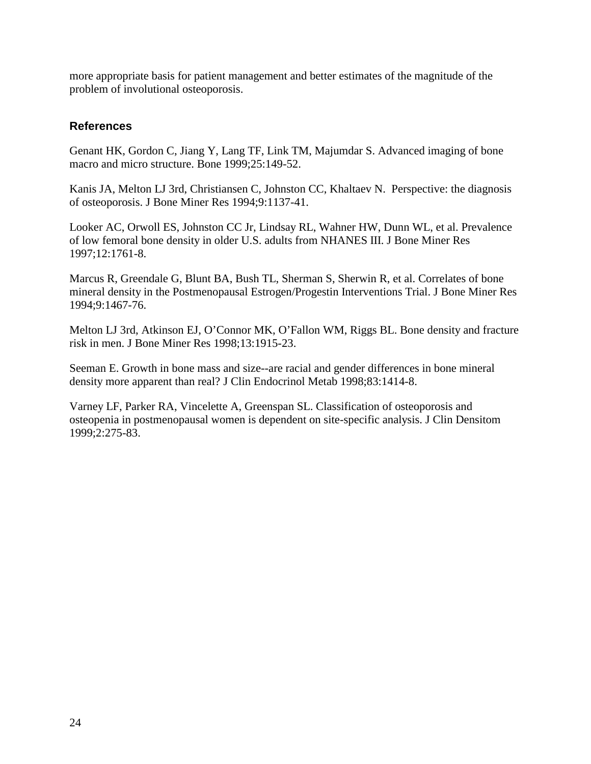more appropriate basis for patient management and better estimates of the magnitude of the problem of involutional osteoporosis.

### References

Genant HK, Gordon C, Jiang Y, Lang TF, Link TM, Majumdar S. Advanced imaging of bone macro and micro structure. Bone 1999;25:149-52.

Kanis JA, Melton LJ 3rd, Christiansen C, Johnston CC, Khaltaev N. Perspective: the diagnosis of osteoporosis. J Bone Miner Res 1994;9:1137-41.

Looker AC, Orwoll ES, Johnston CC Jr, Lindsay RL, Wahner HW, Dunn WL, et al. Prevalence of low femoral bone density in older U.S. adults from NHANES III. J Bone Miner Res 1997;12:1761-8.

Marcus R, Greendale G, Blunt BA, Bush TL, Sherman S, Sherwin R, et al. Correlates of bone mineral density in the Postmenopausal Estrogen/Progestin Interventions Trial. J Bone Miner Res 1994;9:1467-76.

Melton LJ 3rd, Atkinson EJ, O'Connor MK, O'Fallon WM, Riggs BL. Bone density and fracture risk in men. J Bone Miner Res 1998;13:1915-23.

Seeman E. Growth in bone mass and size--are racial and gender differences in bone mineral density more apparent than real? J Clin Endocrinol Metab 1998;83:1414-8.

Varney LF, Parker RA, Vincelette A, Greenspan SL. Classification of osteoporosis and osteopenia in postmenopausal women is dependent on site-specific analysis. J Clin Densitom 1999;2:275-83.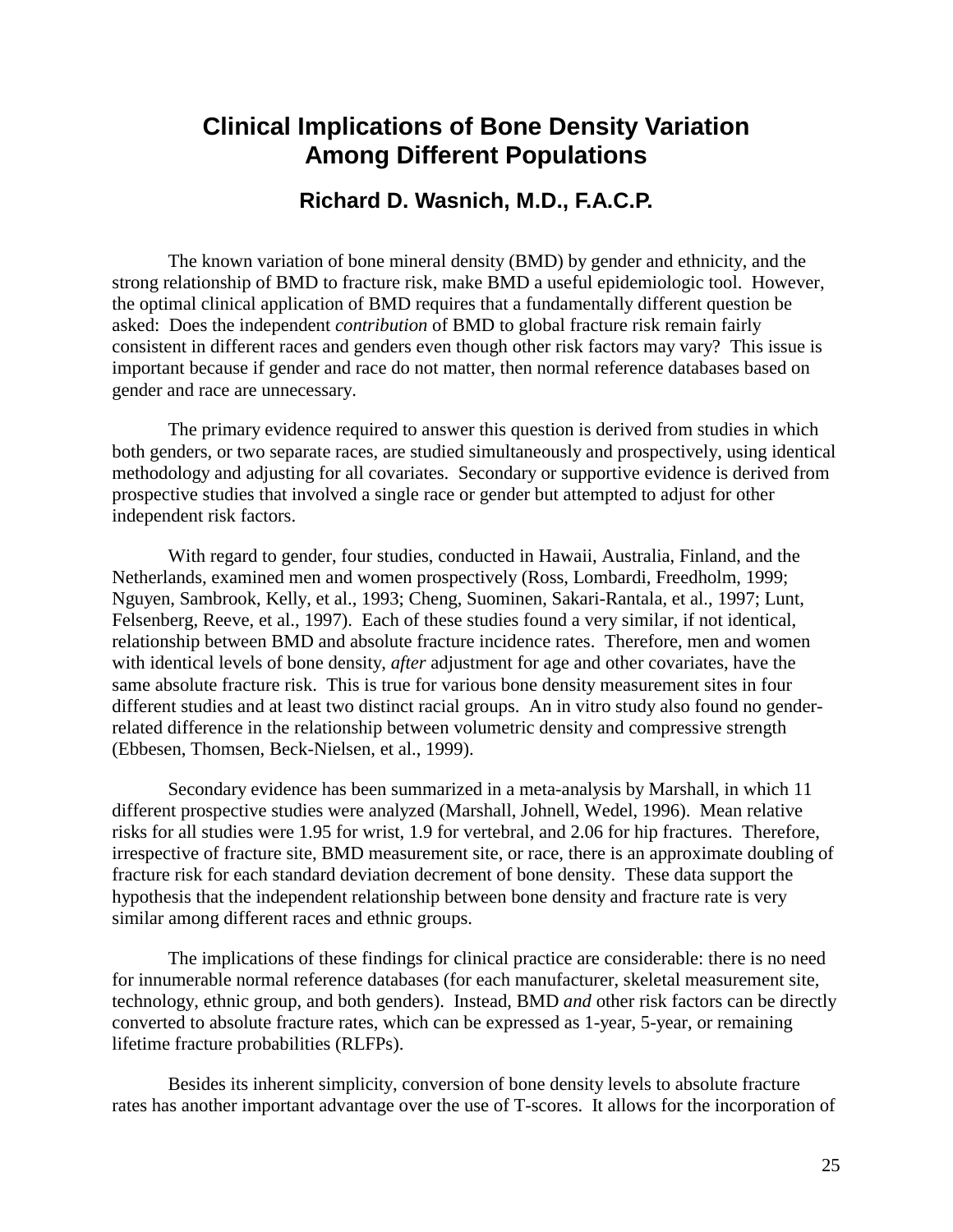# Clinical Implications of Bone Density Variation Among Different Populations

## Richard D. Wasnich, M.D., F.A.C.P.

The known variation of bone mineral density (BMD) by gender and ethnicity, and the strong relationship of BMD to fracture risk, make BMD a useful epidemiologic tool. However, the optimal clinical application of BMD requires that a fundamentally different question be asked: Does the independent *contribution* of BMD to global fracture risk remain fairly consistent in different races and genders even though other risk factors may vary? This issue is important because if gender and race do not matter, then normal reference databases based on gender and race are unnecessary.

The primary evidence required to answer this question is derived from studies in which both genders, or two separate races, are studied simultaneously and prospectively, using identical methodology and adjusting for all covariates. Secondary or supportive evidence is derived from prospective studies that involved a single race or gender but attempted to adjust for other independent risk factors.

With regard to gender, four studies, conducted in Hawaii, Australia, Finland, and the Netherlands, examined men and women prospectively (Ross, Lombardi, Freedholm, 1999; Nguyen, Sambrook, Kelly, et al., 1993; Cheng, Suominen, Sakari-Rantala, et al., 1997; Lunt, Felsenberg, Reeve, et al., 1997). Each of these studies found a very similar, if not identical, relationship between BMD and absolute fracture incidence rates. Therefore, men and women with identical levels of bone density, *after* adjustment for age and other covariates, have the same absolute fracture risk. This is true for various bone density measurement sites in four different studies and at least two distinct racial groups. An in vitro study also found no gender-related difference in the relationship between volumetric density and compressive strength (Ebbesen, Thomsen, Beck-Nielsen, et al., 1999).

Secondary evidence has been summarized in a meta-analysis by Marshall, in which 11 different prospective studies were analyzed (Marshall, Johnell, Wedel, 1996). Mean relative risks for all studies were 1.95 for wrist, 1.9 for vertebral, and 2.06 for hip fractures. Therefore, irrespective of fracture site, BMD measurement site, or race, there is an approximate doubling of fracture risk for each standard deviation decrement of bone density. These data support the hypothesis that the independent relationship between bone density and fracture rate is very similar among different races and ethnic groups.

The implications of these findings for clinical practice are considerable: there is no need for innumerable normal reference databases (for each manufacturer, skeletal measurement site, technology, ethnic group, and both genders). Instead, BMD *and* other risk factors can be directly converted to absolute fracture rates, which can be expressed as 1-year, 5-year, or remaining lifetime fracture probabilities (RLFPs).

Besides its inherent simplicity, conversion of bone density levels to absolute fracture rates has another important advantage over the use of T-scores. It allows for the incorporation of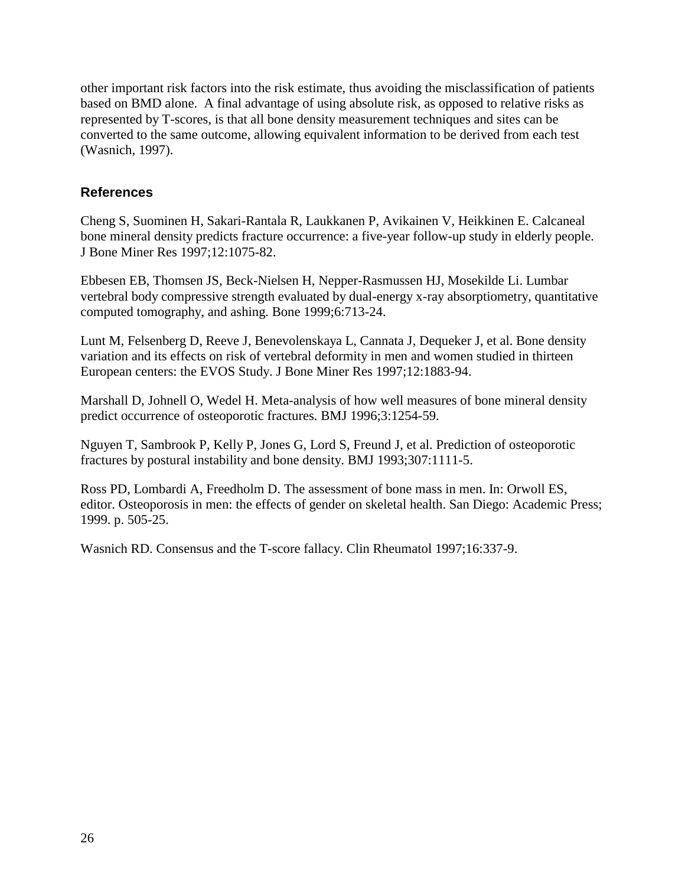other important risk factors into the risk estimate, thus avoiding the misclassification of patients based on BMD alone. A final advantage of using absolute risk, as opposed to relative risks as represented by T-scores, is that all bone density measurement techniques and sites can be converted to the same outcome, allowing equivalent information to be derived from each test (Wasnich, 1997).

### References

Cheng S, Suominen H, Sakari-Rantala R, Laukkanen P, Avikainen V, Heikkinen E. Calcaneal bone mineral density predicts fracture occurrence: a five-year follow-up study in elderly people. J Bone Miner Res 1997;12:1075-82.

Ebbesen EB, Thomsen JS, Beck-Nielsen H, Nepper-Rasmussen HJ, Mosekilde Li. Lumbar vertebral body compressive strength evaluated by dual-energy x-ray absorptiometry, quantitative computed tomography, and ashing. Bone 1999;6:713-24.

Lunt M, Felsenberg D, Reeve J, Benevolenskaya L, Cannata J, Dequeker J, et al. Bone density variation and its effects on risk of vertebral deformity in men and women studied in thirteen European centers: the EVOS Study. J Bone Miner Res 1997;12:1883-94.

Marshall D, Johnell O, Wedel H. Meta-analysis of how well measures of bone mineral density predict occurrence of osteoporotic fractures. BMJ 1996;3:1254-59.

Nguyen T, Sambrook P, Kelly P, Jones G, Lord S, Freund J, et al. Prediction of osteoporotic fractures by postural instability and bone density. BMJ 1993;307:1111-5.

Ross PD, Lombardi A, Freedholm D. The assessment of bone mass in men. In: Orwoll ES, editor. Osteoporosis in men: the effects of gender on skeletal health. San Diego: Academic Press; 1999. p. 505-25.

Wasnich RD. Consensus and the T-score fallacy. Clin Rheumatol 1997;16:337-9.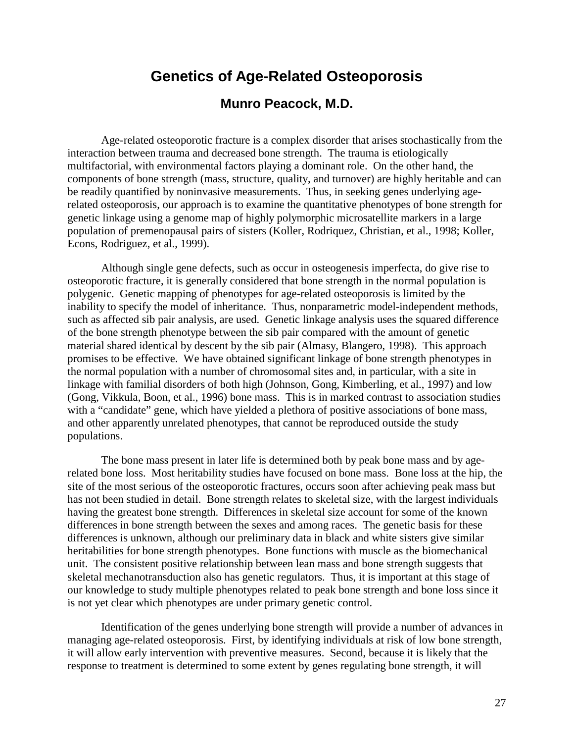# Genetics of Age-Related Osteoporosis

## Munro Peacock, M.D.

Age-related osteoporotic fracture is a complex disorder that arises stochastically from the interaction between trauma and decreased bone strength. The trauma is etiologically multifactorial, with environmental factors playing a dominant role. On the other hand, the components of bone strength (mass, structure, quality, and turnover) are highly heritable and can be readily quantified by noninvasive measurements. Thus, in seeking genes underlying age-related osteoporosis, our approach is to examine the quantitative phenotypes of bone strength for genetic linkage using a genome map of highly polymorphic microsatellite markers in a large population of premenopausal pairs of sisters (Koller, Rodriquez, Christian, et al., 1998; Koller, Econs, Rodriguez, et al., 1999).

Although single gene defects, such as occur in osteogenesis imperfecta, do give rise to osteoporotic fracture, it is generally considered that bone strength in the normal population is polygenic. Genetic mapping of phenotypes for age-related osteoporosis is limited by the inability to specify the model of inheritance. Thus, nonparametric model-independent methods, such as affected sib pair analysis, are used. Genetic linkage analysis uses the squared difference of the bone strength phenotype between the sib pair compared with the amount of genetic material shared identical by descent by the sib pair (Almasy, Blangero, 1998). This approach promises to be effective. We have obtained significant linkage of bone strength phenotypes in the normal population with a number of chromosomal sites and, in particular, with a site in linkage with familial disorders of both high (Johnson, Gong, Kimberling, et al., 1997) and low (Gong, Vikkula, Boon, et al., 1996) bone mass. This is in marked contrast to association studies with a "candidate" gene, which have yielded a plethora of positive associations of bone mass, and other apparently unrelated phenotypes, that cannot be reproduced outside the study populations.

The bone mass present in later life is determined both by peak bone mass and by age-related bone loss. Most heritability studies have focused on bone mass. Bone loss at the hip, the site of the most serious of the osteoporotic fractures, occurs soon after achieving peak mass but has not been studied in detail. Bone strength relates to skeletal size, with the largest individuals having the greatest bone strength. Differences in skeletal size account for some of the known differences in bone strength between the sexes and among races. The genetic basis for these differences is unknown, although our preliminary data in black and white sisters give similar heritabilities for bone strength phenotypes. Bone functions with muscle as the biomechanical unit. The consistent positive relationship between lean mass and bone strength suggests that skeletal mechanotransduction also has genetic regulators. Thus, it is important at this stage of our knowledge to study multiple phenotypes related to peak bone strength and bone loss since it is not yet clear which phenotypes are under primary genetic control.

Identification of the genes underlying bone strength will provide a number of advances in managing age-related osteoporosis. First, by identifying individuals at risk of low bone strength, it will allow early intervention with preventive measures. Second, because it is likely that the response to treatment is determined to some extent by genes regulating bone strength, it will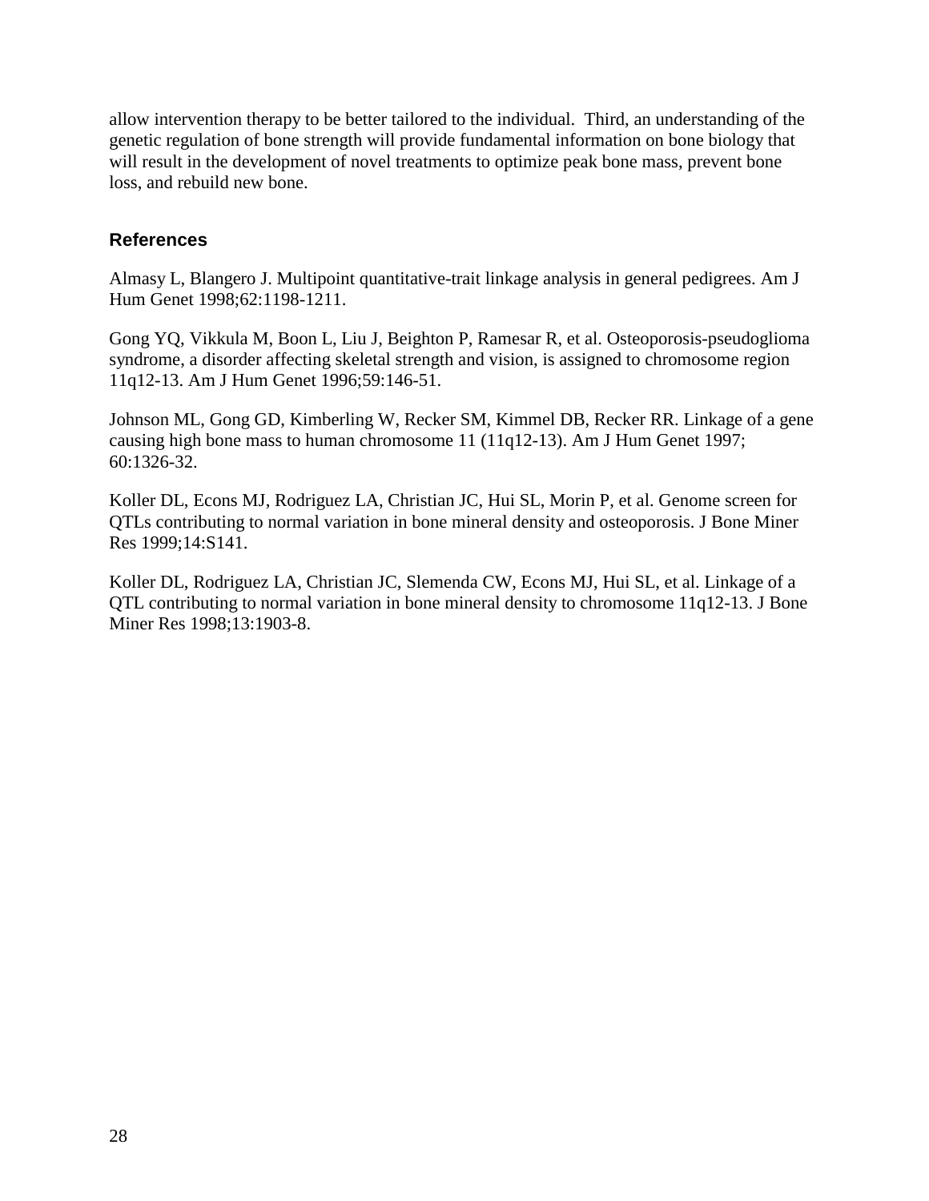allow intervention therapy to be better tailored to the individual. Third, an understanding of the genetic regulation of bone strength will provide fundamental information on bone biology that will result in the development of novel treatments to optimize peak bone mass, prevent bone loss, and rebuild new bone.

## References

Almasy L, Blangero J. Multipoint quantitative-trait linkage analysis in general pedigrees. Am J Hum Genet 1998;62:1198-1211.

Gong YQ, Vikkula M, Boon L, Liu J, Beighton P, Ramesar R, et al. Osteoporosis-pseudoglioma syndrome, a disorder affecting skeletal strength and vision, is assigned to chromosome region 11q12-13. Am J Hum Genet 1996;59:146-51.

Johnson ML, Gong GD, Kimberling W, Recker SM, Kimmel DB, Recker RR. Linkage of a gene causing high bone mass to human chromosome 11 (11q12-13). Am J Hum Genet 1997; 60:1326-32.

Koller DL, Econs MJ, Rodriguez LA, Christian JC, Hui SL, Morin P, et al. Genome screen for QTLs contributing to normal variation in bone mineral density and osteoporosis. J Bone Miner Res 1999;14:S141.

Koller DL, Rodriguez LA, Christian JC, Slemenda CW, Econs MJ, Hui SL, et al. Linkage of a QTL contributing to normal variation in bone mineral density to chromosome 11q12-13. J Bone Miner Res 1998;13:1903-8.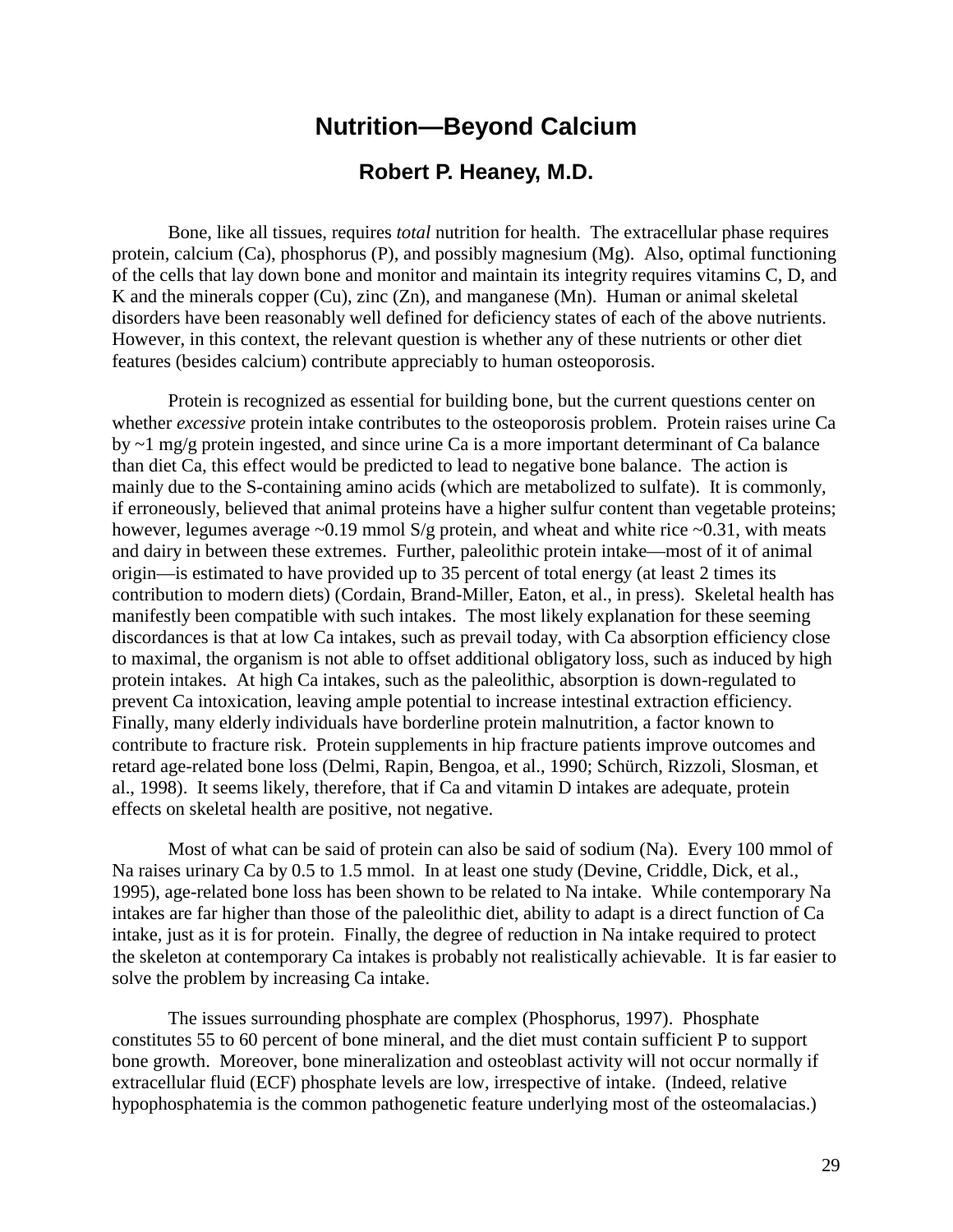# Nutrition—Beyond Calcium

## Robert P. Heaney, M.D.

Bone, like all tissues, requires *total* nutrition for health. The extracellular phase requires protein, calcium (Ca), phosphorus (P), and possibly magnesium (Mg). Also, optimal functioning of the cells that lay down bone and monitor and maintain its integrity requires vitamins C, D, and K and the minerals copper (Cu), zinc (Zn), and manganese (Mn). Human or animal skeletal disorders have been reasonably well defined for deficiency states of each of the above nutrients. However, in this context, the relevant question is whether any of these nutrients or other diet features (besides calcium) contribute appreciably to human osteoporosis.

Protein is recognized as essential for building bone, but the current questions center on whether *excessive* protein intake contributes to the osteoporosis problem. Protein raises urine Ca by ~1 mg/g protein ingested, and since urine Ca is a more important determinant of Ca balance than diet Ca, this effect would be predicted to lead to negative bone balance. The action is mainly due to the S-containing amino acids (which are metabolized to sulfate). It is commonly, if erroneously, believed that animal proteins have a higher sulfur content than vegetable proteins; however, legumes average ~0.19 mmol S/g protein, and wheat and white rice ~0.31, with meats and dairy in between these extremes. Further, paleolithic protein intake—most of it of animal origin—is estimated to have provided up to 35 percent of total energy (at least 2 times its contribution to modern diets) (Cordain, Brand-Miller, Eaton, et al., in press). Skeletal health has manifestly been compatible with such intakes. The most likely explanation for these seeming discordances is that at low Ca intakes, such as prevail today, with Ca absorption efficiency close to maximal, the organism is not able to offset additional obligatory loss, such as induced by high protein intakes. At high Ca intakes, such as the paleolithic, absorption is down-regulated to prevent Ca intoxication, leaving ample potential to increase intestinal extraction efficiency. Finally, many elderly individuals have borderline protein malnutrition, a factor known to contribute to fracture risk. Protein supplements in hip fracture patients improve outcomes and retard age-related bone loss (Delmi, Rapin, Bengoa, et al., 1990; Schürch, Rizzoli, Slosman, et al., 1998). It seems likely, therefore, that if Ca and vitamin D intakes are adequate, protein effects on skeletal health are positive, not negative.

Most of what can be said of protein can also be said of sodium (Na). Every 100 mmol of Na raises urinary Ca by 0.5 to 1.5 mmol. In at least one study (Devine, Criddle, Dick, et al., 1995), age-related bone loss has been shown to be related to Na intake. While contemporary Na intakes are far higher than those of the paleolithic diet, ability to adapt is a direct function of Ca intake, just as it is for protein. Finally, the degree of reduction in Na intake required to protect the skeleton at contemporary Ca intakes is probably not realistically achievable. It is far easier to solve the problem by increasing Ca intake.

The issues surrounding phosphate are complex (Phosphorus, 1997). Phosphate constitutes 55 to 60 percent of bone mineral, and the diet must contain sufficient P to support bone growth. Moreover, bone mineralization and osteoblast activity will not occur normally if extracellular fluid (ECF) phosphate levels are low, irrespective of intake. (Indeed, relative hypophosphatemia is the common pathogenetic feature underlying most of the osteomalacias.)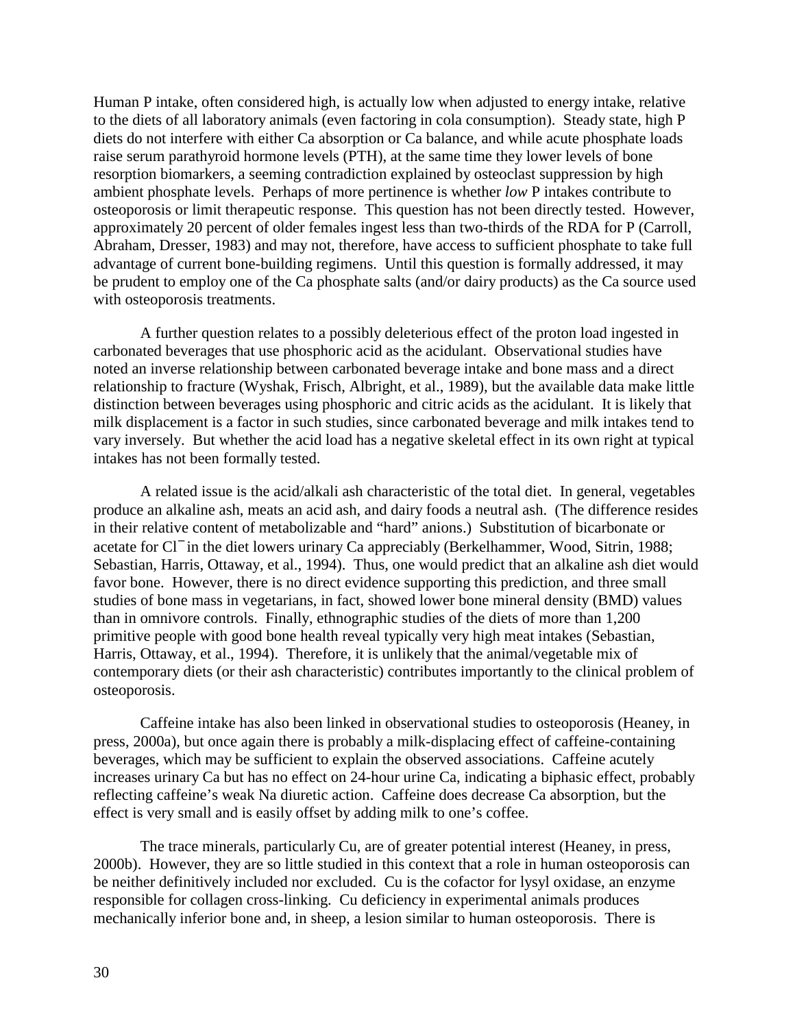Human P intake, often considered high, is actually low when adjusted to energy intake, relative to the diets of all laboratory animals (even factoring in cola consumption). Steady state, high P diets do not interfere with either Ca absorption or Ca balance, and while acute phosphate loads raise serum parathyroid hormone levels (PTH), at the same time they lower levels of bone resorption biomarkers, a seeming contradiction explained by osteoclast suppression by high ambient phosphate levels. Perhaps of more pertinence is whether *low* P intakes contribute to osteoporosis or limit therapeutic response. This question has not been directly tested. However, approximately 20 percent of older females ingest less than two-thirds of the RDA for P (Carroll, Abraham, Dresser, 1983) and may not, therefore, have access to sufficient phosphate to take full advantage of current bone-building regimens. Until this question is formally addressed, it may be prudent to employ one of the Ca phosphate salts (and/or dairy products) as the Ca source used with osteoporosis treatments.

A further question relates to a possibly deleterious effect of the proton load ingested in carbonated beverages that use phosphoric acid as the acidulant. Observational studies have noted an inverse relationship between carbonated beverage intake and bone mass and a direct relationship to fracture (Wyshak, Frisch, Albright, et al., 1989), but the available data make little distinction between beverages using phosphoric and citric acids as the acidulant. It is likely that milk displacement is a factor in such studies, since carbonated beverage and milk intakes tend to vary inversely. But whether the acid load has a negative skeletal effect in its own right at typical intakes has not been formally tested.

A related issue is the acid/alkali ash characteristic of the total diet. In general, vegetables produce an alkaline ash, meats an acid ash, and dairy foods a neutral ash. (The difference resides in their relative content of metabolizable and "hard" anions.) Substitution of bicarbonate or acetate for $Cl^-$ in the diet lowers urinary Ca appreciably (Berkelhammer, Wood, Sitrin, 1988; Sebastian, Harris, Ottaway, et al., 1994). Thus, one would predict that an alkaline ash diet would favor bone. However, there is no direct evidence supporting this prediction, and three small studies of bone mass in vegetarians, in fact, showed lower bone mineral density (BMD) values than in omnivore controls. Finally, ethnographic studies of the diets of more than 1,200 primitive people with good bone health reveal typically very high meat intakes (Sebastian, Harris, Ottaway, et al., 1994). Therefore, it is unlikely that the animal/vegetable mix of contemporary diets (or their ash characteristic) contributes importantly to the clinical problem of osteoporosis.

Caffeine intake has also been linked in observational studies to osteoporosis (Heaney, in press, 2000a), but once again there is probably a milk-displacing effect of caffeine-containing beverages, which may be sufficient to explain the observed associations. Caffeine acutely increases urinary Ca but has no effect on 24-hour urine Ca, indicating a biphasic effect, probably reflecting caffeine's weak Na diuretic action. Caffeine does decrease Ca absorption, but the effect is very small and is easily offset by adding milk to one's coffee.

The trace minerals, particularly Cu, are of greater potential interest (Heaney, in press, 2000b). However, they are so little studied in this context that a role in human osteoporosis can be neither definitively included nor excluded. Cu is the cofactor for lysyl oxidase, an enzyme responsible for collagen cross-linking. Cu deficiency in experimental animals produces mechanically inferior bone and, in sheep, a lesion similar to human osteoporosis. There is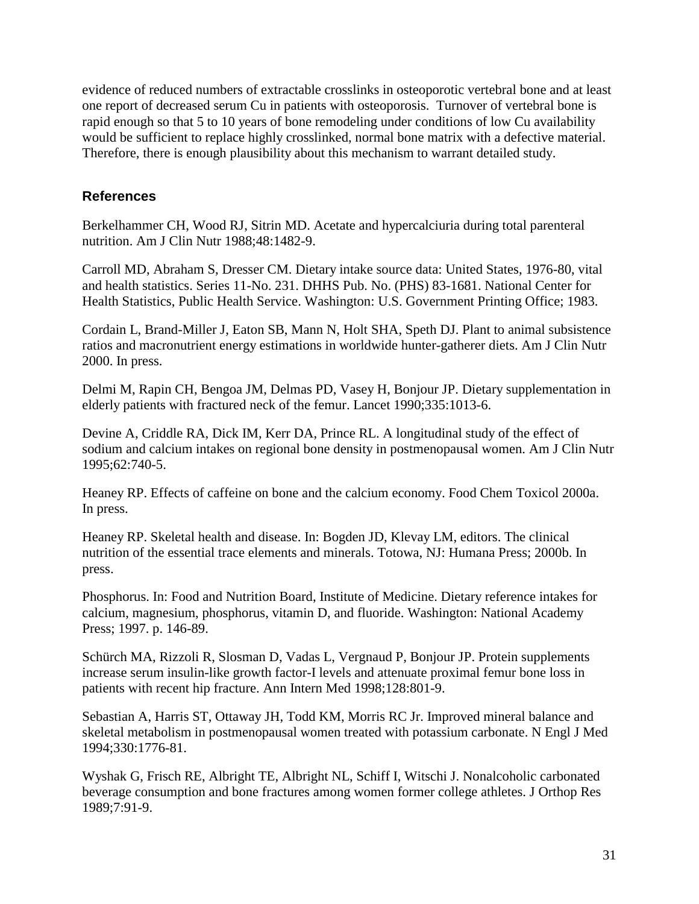evidence of reduced numbers of extractable crosslinks in osteoporotic vertebral bone and at least one report of decreased serum Cu in patients with osteoporosis. Turnover of vertebral bone is rapid enough so that 5 to 10 years of bone remodeling under conditions of low Cu availability would be sufficient to replace highly crosslinked, normal bone matrix with a defective material. Therefore, there is enough plausibility about this mechanism to warrant detailed study.

## References

Berkelhammer CH, Wood RJ, Sitrin MD. Acetate and hypercalciuria during total parenteral nutrition. Am J Clin Nutr 1988;48:1482-9.

Carroll MD, Abraham S, Dresser CM. Dietary intake source data: United States, 1976-80, vital and health statistics. Series 11-No. 231. DHHS Pub. No. (PHS) 83-1681. National Center for Health Statistics, Public Health Service. Washington: U.S. Government Printing Office; 1983.

Cordain L, Brand-Miller J, Eaton SB, Mann N, Holt SHA, Speth DJ. Plant to animal subsistence ratios and macronutrient energy estimations in worldwide hunter-gatherer diets. Am J Clin Nutr 2000. In press.

Delmi M, Rapin CH, Bengoa JM, Delmas PD, Vasey H, Bonjour JP. Dietary supplementation in elderly patients with fractured neck of the femur. Lancet 1990;335:1013-6.

Devine A, Criddle RA, Dick IM, Kerr DA, Prince RL. A longitudinal study of the effect of sodium and calcium intakes on regional bone density in postmenopausal women. Am J Clin Nutr 1995;62:740-5.

Heaney RP. Effects of caffeine on bone and the calcium economy. Food Chem Toxicol 2000a. In press.

Heaney RP. Skeletal health and disease. In: Bogden JD, Klevay LM, editors. The clinical nutrition of the essential trace elements and minerals. Totowa, NJ: Humana Press; 2000b. In press.

Phosphorus. In: Food and Nutrition Board, Institute of Medicine. Dietary reference intakes for calcium, magnesium, phosphorus, vitamin D, and fluoride. Washington: National Academy Press; 1997. p. 146-89.

Schürch MA, Rizzoli R, Slosman D, Vadas L, Vergnaud P, Bonjour JP. Protein supplements increase serum insulin-like growth factor-I levels and attenuate proximal femur bone loss in patients with recent hip fracture. Ann Intern Med 1998;128:801-9.

Sebastian A, Harris ST, Ottaway JH, Todd KM, Morris RC Jr. Improved mineral balance and skeletal metabolism in postmenopausal women treated with potassium carbonate. N Engl J Med 1994;330:1776-81.

Wyshak G, Frisch RE, Albright TE, Albright NL, Schiff I, Witschi J. Nonalcoholic carbonated beverage consumption and bone fractures among women former college athletes. J Orthop Res 1989;7:91-9.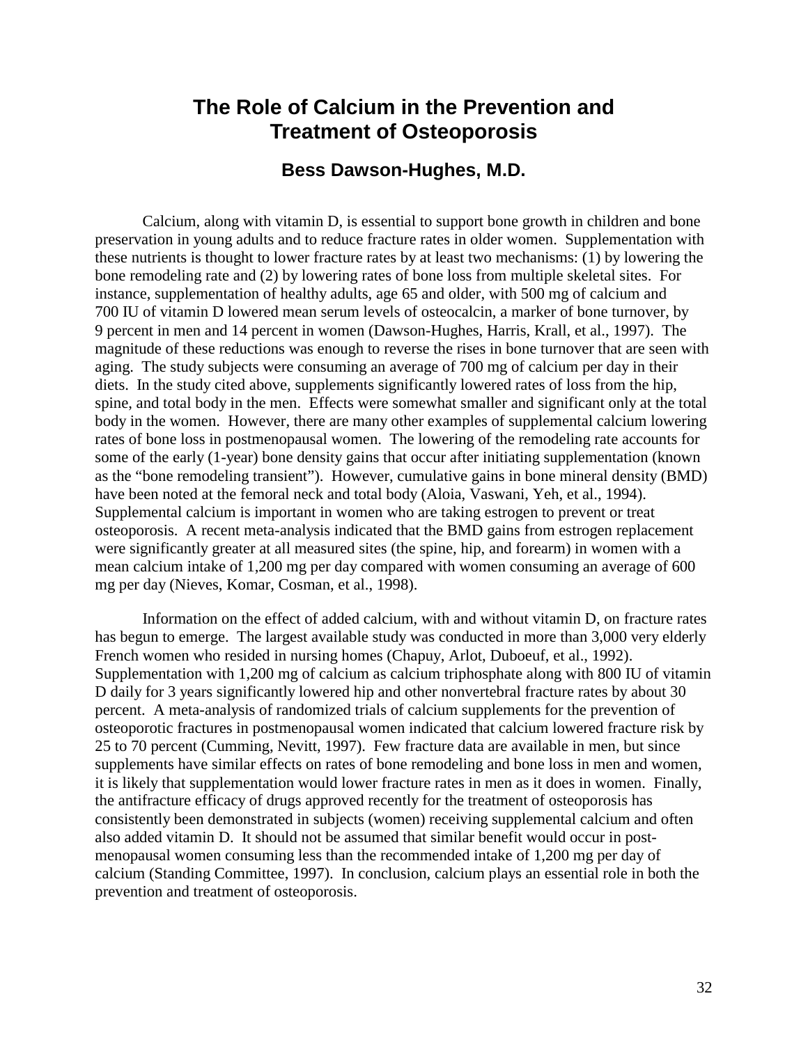# The Role of Calcium in the Prevention and Treatment of Osteoporosis

## Bess Dawson-Hughes, M.D.

Calcium, along with vitamin D, is essential to support bone growth in children and bone preservation in young adults and to reduce fracture rates in older women. Supplementation with these nutrients is thought to lower fracture rates by at least two mechanisms: (1) by lowering the bone remodeling rate and (2) by lowering rates of bone loss from multiple skeletal sites. For instance, supplementation of healthy adults, age 65 and older, with 500 mg of calcium and 700 IU of vitamin D lowered mean serum levels of osteocalcin, a marker of bone turnover, by 9 percent in men and 14 percent in women (Dawson-Hughes, Harris, Krall, et al., 1997). The magnitude of these reductions was enough to reverse the rises in bone turnover that are seen with aging. The study subjects were consuming an average of 700 mg of calcium per day in their diets. In the study cited above, supplements significantly lowered rates of loss from the hip, spine, and total body in the men. Effects were somewhat smaller and significant only at the total body in the women. However, there are many other examples of supplemental calcium lowering rates of bone loss in postmenopausal women. The lowering of the remodeling rate accounts for some of the early (1-year) bone density gains that occur after initiating supplementation (known as the "bone remodeling transient"). However, cumulative gains in bone mineral density (BMD) have been noted at the femoral neck and total body (Aloia, Vaswani, Yeh, et al., 1994). Supplemental calcium is important in women who are taking estrogen to prevent or treat osteoporosis. A recent meta-analysis indicated that the BMD gains from estrogen replacement were significantly greater at all measured sites (the spine, hip, and forearm) in women with a mean calcium intake of 1,200 mg per day compared with women consuming an average of 600 mg per day (Nieves, Komar, Cosman, et al., 1998).

Information on the effect of added calcium, with and without vitamin D, on fracture rates has begun to emerge. The largest available study was conducted in more than 3,000 very elderly French women who resided in nursing homes (Chapuy, Arlot, Duboeuf, et al., 1992). Supplementation with 1,200 mg of calcium as calcium triphosphate along with 800 IU of vitamin D daily for 3 years significantly lowered hip and other nonvertebral fracture rates by about 30 percent. A meta-analysis of randomized trials of calcium supplements for the prevention of osteoporotic fractures in postmenopausal women indicated that calcium lowered fracture risk by 25 to 70 percent (Cumming, Nevitt, 1997). Few fracture data are available in men, but since supplements have similar effects on rates of bone remodeling and bone loss in men and women, it is likely that supplementation would lower fracture rates in men as it does in women. Finally, the antifracture efficacy of drugs approved recently for the treatment of osteoporosis has consistently been demonstrated in subjects (women) receiving supplemental calcium and often also added vitamin D. It should not be assumed that similar benefit would occur in post-menopausal women consuming less than the recommended intake of 1,200 mg per day of calcium (Standing Committee, 1997). In conclusion, calcium plays an essential role in both the prevention and treatment of osteoporosis.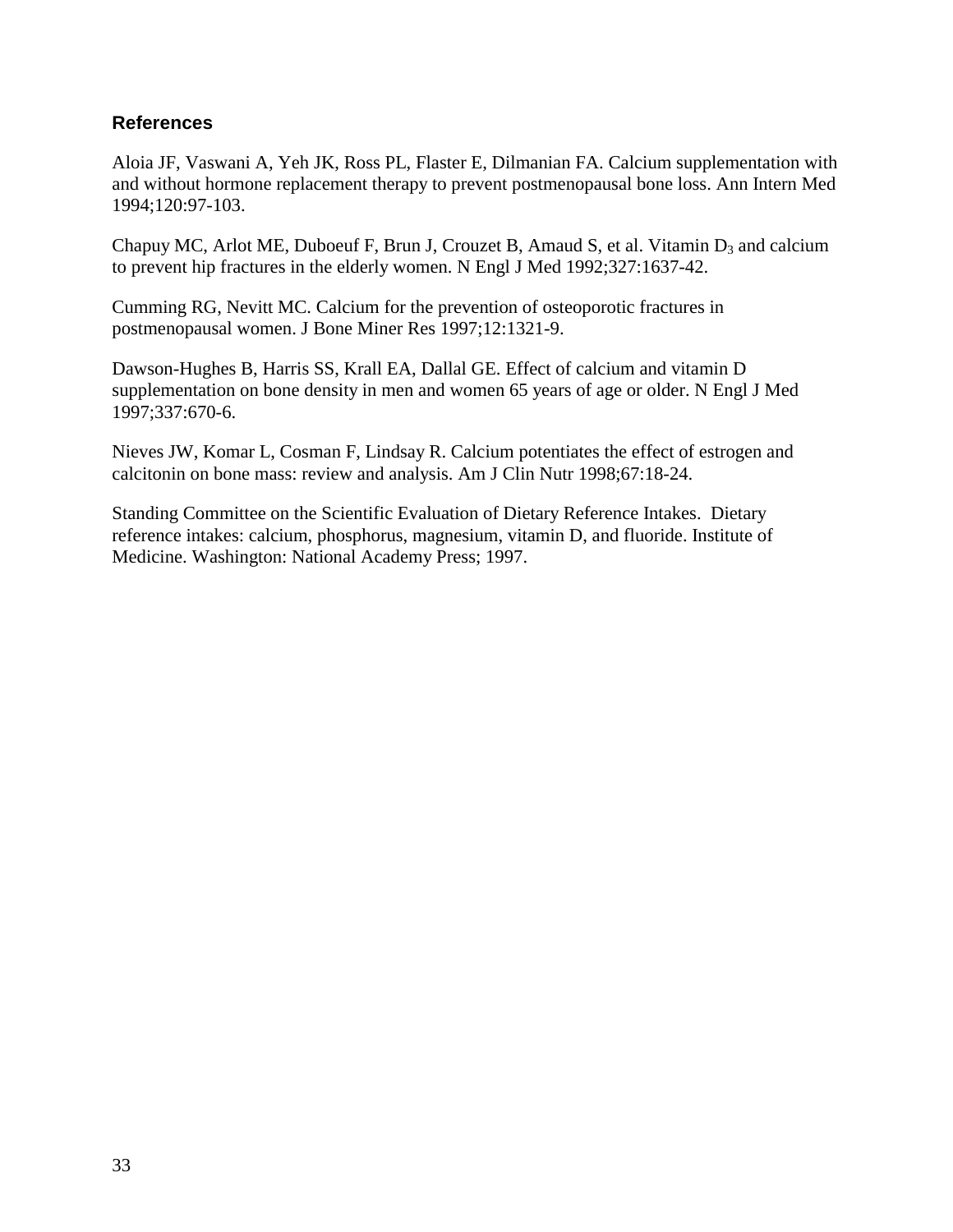## References

Aloia JF, Vaswani A, Yeh JK, Ross PL, Flaster E, Dilmanian FA. Calcium supplementation with and without hormone replacement therapy to prevent postmenopausal bone loss. Ann Intern Med 1994;120:97-103.

Chapuy MC, Arlot ME, Duboeuf F, Brun J, Crouzet B, Amaud S, et al. Vitamin $D_3$ and calcium to prevent hip fractures in the elderly women. N Engl J Med 1992;327:1637-42.

Cumming RG, Nevitt MC. Calcium for the prevention of osteoporotic fractures in postmenopausal women. J Bone Miner Res 1997;12:1321-9.

Dawson-Hughes B, Harris SS, Krall EA, Dallal GE. Effect of calcium and vitamin D supplementation on bone density in men and women 65 years of age or older. N Engl J Med 1997;337:670-6.

Nieves JW, Komar L, Cosman F, Lindsay R. Calcium potentiates the effect of estrogen and calcitonin on bone mass: review and analysis. Am J Clin Nutr 1998;67:18-24.

Standing Committee on the Scientific Evaluation of Dietary Reference Intakes. Dietary reference intakes: calcium, phosphorus, magnesium, vitamin D, and fluoride. Institute of Medicine. Washington: National Academy Press; 1997.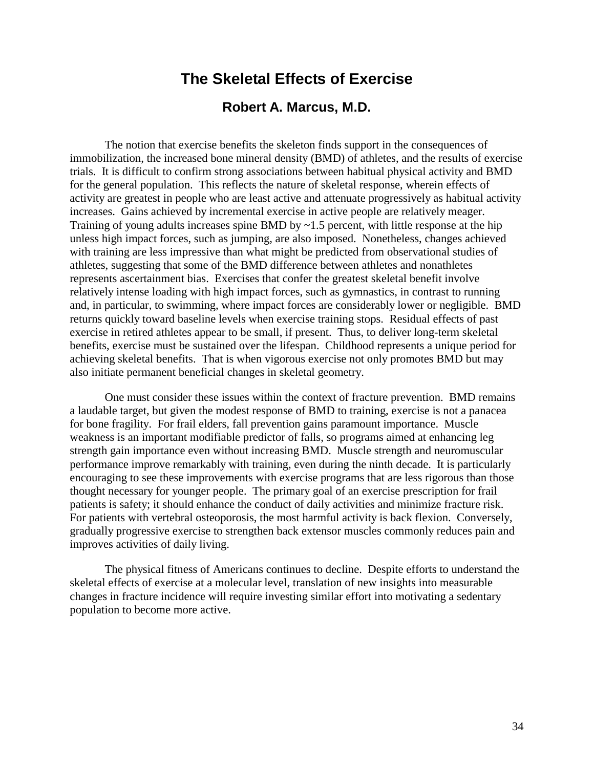# The Skeletal Effects of Exercise

## Robert A. Marcus, M.D.

The notion that exercise benefits the skeleton finds support in the consequences of immobilization, the increased bone mineral density (BMD) of athletes, and the results of exercise trials. It is difficult to confirm strong associations between habitual physical activity and BMD for the general population. This reflects the nature of skeletal response, wherein effects of activity are greatest in people who are least active and attenuate progressively as habitual activity increases. Gains achieved by incremental exercise in active people are relatively meager. Training of young adults increases spine BMD by ~1.5 percent, with little response at the hip unless high impact forces, such as jumping, are also imposed. Nonetheless, changes achieved with training are less impressive than what might be predicted from observational studies of athletes, suggesting that some of the BMD difference between athletes and nonathletes represents ascertainment bias. Exercises that confer the greatest skeletal benefit involve relatively intense loading with high impact forces, such as gymnastics, in contrast to running and, in particular, to swimming, where impact forces are considerably lower or negligible. BMD returns quickly toward baseline levels when exercise training stops. Residual effects of past exercise in retired athletes appear to be small, if present. Thus, to deliver long-term skeletal benefits, exercise must be sustained over the lifespan. Childhood represents a unique period for achieving skeletal benefits. That is when vigorous exercise not only promotes BMD but may also initiate permanent beneficial changes in skeletal geometry.

One must consider these issues within the context of fracture prevention. BMD remains a laudable target, but given the modest response of BMD to training, exercise is not a panacea for bone fragility. For frail elders, fall prevention gains paramount importance. Muscle weakness is an important modifiable predictor of falls, so programs aimed at enhancing leg strength gain importance even without increasing BMD. Muscle strength and neuromuscular performance improve remarkably with training, even during the ninth decade. It is particularly encouraging to see these improvements with exercise programs that are less rigorous than those thought necessary for younger people. The primary goal of an exercise prescription for frail patients is safety; it should enhance the conduct of daily activities and minimize fracture risk. For patients with vertebral osteoporosis, the most harmful activity is back flexion. Conversely, gradually progressive exercise to strengthen back extensor muscles commonly reduces pain and improves activities of daily living.

The physical fitness of Americans continues to decline. Despite efforts to understand the skeletal effects of exercise at a molecular level, translation of new insights into measurable changes in fracture incidence will require investing similar effort into motivating a sedentary population to become more active.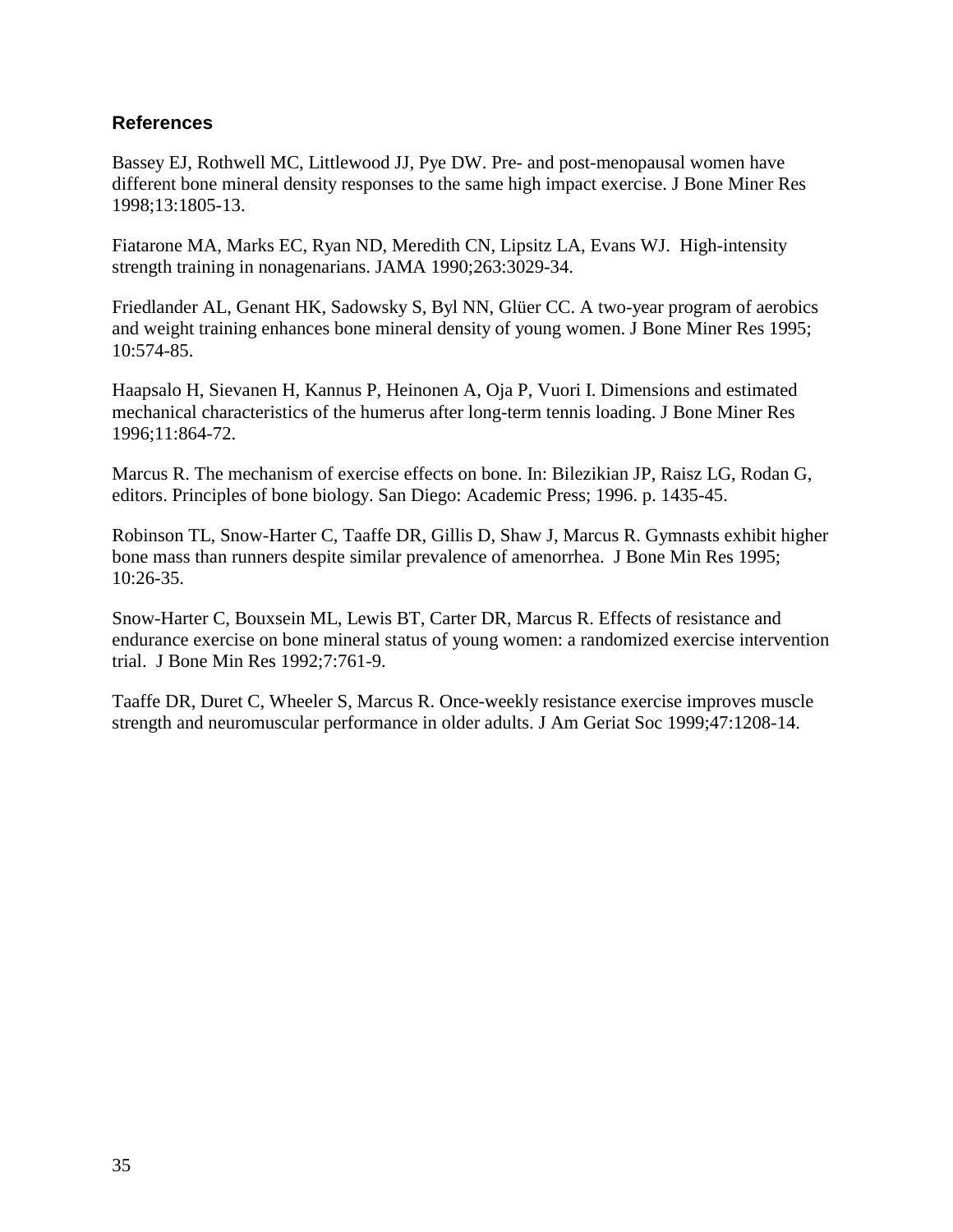## References

Bassey EJ, Rothwell MC, Littlewood JJ, Pye DW. Pre- and post-menopausal women have different bone mineral density responses to the same high impact exercise. J Bone Miner Res 1998;13:1805-13.

Fiatarone MA, Marks EC, Ryan ND, Meredith CN, Lipsitz LA, Evans WJ. High-intensity strength training in nonagenarians. JAMA 1990;263:3029-34.

Friedlander AL, Genant HK, Sadowsky S, Byl NN, Glüer CC. A two-year program of aerobics and weight training enhances bone mineral density of young women. J Bone Miner Res 1995; 10:574-85.

Haapsalo H, Sievanen H, Kannus P, Heinonen A, Oja P, Vuori I. Dimensions and estimated mechanical characteristics of the humerus after long-term tennis loading. J Bone Miner Res 1996;11:864-72.

Marcus R. The mechanism of exercise effects on bone. In: Bilezikian JP, Raisz LG, Rodan G, editors. Principles of bone biology. San Diego: Academic Press; 1996. p. 1435-45.

Robinson TL, Snow-Harter C, Taaffe DR, Gillis D, Shaw J, Marcus R. Gymnasts exhibit higher bone mass than runners despite similar prevalence of amenorrhea. J Bone Min Res 1995; 10:26-35.

Snow-Harter C, Bouxsein ML, Lewis BT, Carter DR, Marcus R. Effects of resistance and endurance exercise on bone mineral status of young women: a randomized exercise intervention trial. J Bone Min Res 1992;7:761-9.

Taaffe DR, Duret C, Wheeler S, Marcus R. Once-weekly resistance exercise improves muscle strength and neuromuscular performance in older adults. J Am Geriat Soc 1999;47:1208-14.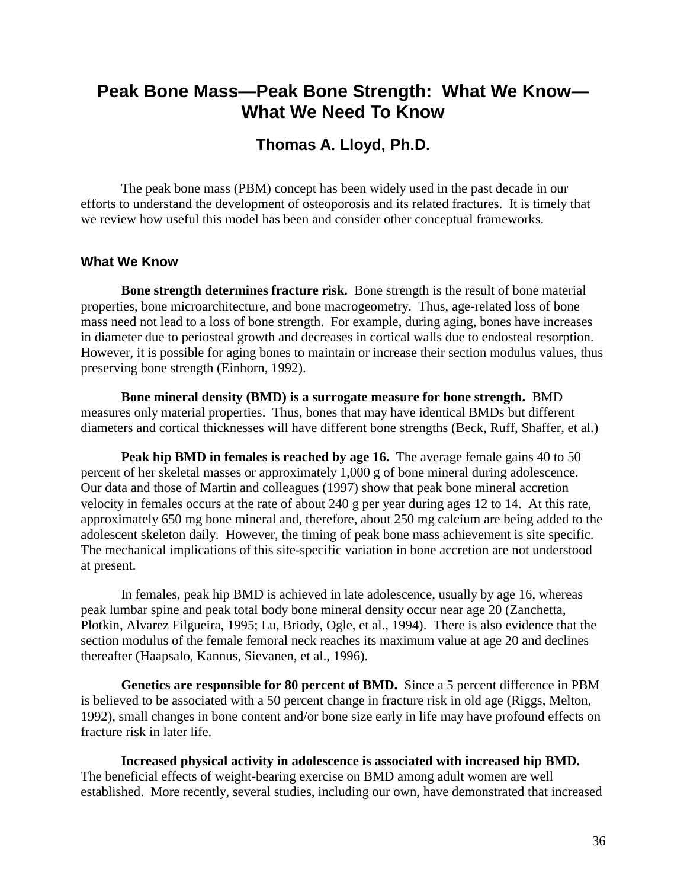# Peak Bone Mass—Peak Bone Strength: What We Know—What We Need To Know

## Thomas A. Lloyd, Ph.D.

The peak bone mass (PBM) concept has been widely used in the past decade in our efforts to understand the development of osteoporosis and its related fractures. It is timely that we review how useful this model has been and consider other conceptual frameworks.

### What We Know

**Bone strength determines fracture risk.** Bone strength is the result of bone material properties, bone microarchitecture, and bone macrogeometry. Thus, age-related loss of bone mass need not lead to a loss of bone strength. For example, during aging, bones have increases in diameter due to periosteal growth and decreases in cortical walls due to endosteal resorption. However, it is possible for aging bones to maintain or increase their section modulus values, thus preserving bone strength (Einhorn, 1992).

**Bone mineral density (BMD) is a surrogate measure for bone strength.** BMD measures only material properties. Thus, bones that may have identical BMDs but different diameters and cortical thicknesses will have different bone strengths (Beck, Ruff, Shaffer, et al.)

**Peak hip BMD in females is reached by age 16.** The average female gains 40 to 50 percent of her skeletal masses or approximately 1,000 g of bone mineral during adolescence. Our data and those of Martin and colleagues (1997) show that peak bone mineral accretion velocity in females occurs at the rate of about 240 g per year during ages 12 to 14. At this rate, approximately 650 mg bone mineral and, therefore, about 250 mg calcium are being added to the adolescent skeleton daily. However, the timing of peak bone mass achievement is site specific. The mechanical implications of this site-specific variation in bone accretion are not understood at present.

In females, peak hip BMD is achieved in late adolescence, usually by age 16, whereas peak lumbar spine and peak total body bone mineral density occur near age 20 (Zanchetta, Plotkin, Alvarez Filgueira, 1995; Lu, Briody, Ogle, et al., 1994). There is also evidence that the section modulus of the female femoral neck reaches its maximum value at age 20 and declines thereafter (Haapsalo, Kannus, Sievanen, et al., 1996).

**Genetics are responsible for 80 percent of BMD.** Since a 5 percent difference in PBM is believed to be associated with a 50 percent change in fracture risk in old age (Riggs, Melton, 1992), small changes in bone content and/or bone size early in life may have profound effects on fracture risk in later life.

**Increased physical activity in adolescence is associated with increased hip BMD.** The beneficial effects of weight-bearing exercise on BMD among adult women are well established. More recently, several studies, including our own, have demonstrated that increased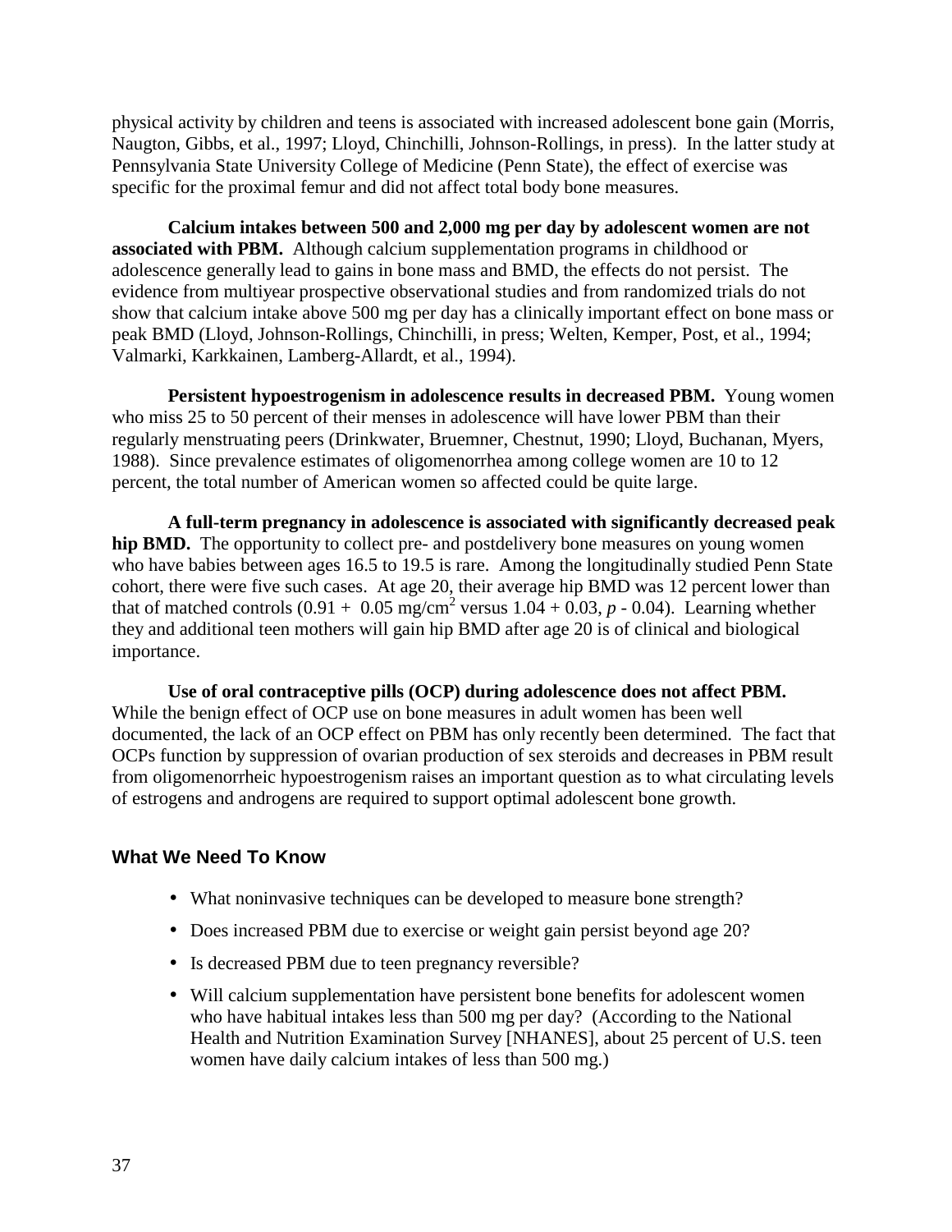physical activity by children and teens is associated with increased adolescent bone gain (Morris, Naugton, Gibbs, et al., 1997; Lloyd, Chinchilli, Johnson-Rollings, in press). In the latter study at Pennsylvania State University College of Medicine (Penn State), the effect of exercise was specific for the proximal femur and did not affect total body bone measures.

**Calcium intakes between 500 and 2,000 mg per day by adolescent women are not associated with PBM.** Although calcium supplementation programs in childhood or adolescence generally lead to gains in bone mass and BMD, the effects do not persist. The evidence from multiyear prospective observational studies and from randomized trials do not show that calcium intake above 500 mg per day has a clinically important effect on bone mass or peak BMD (Lloyd, Johnson-Rollings, Chinchilli, in press; Welten, Kemper, Post, et al., 1994; Valmarki, Karkkainen, Lamberg-Allardt, et al., 1994).

**Persistent hypoestrogenism in adolescence results in decreased PBM.** Young women who miss 25 to 50 percent of their menses in adolescence will have lower PBM than their regularly menstruating peers (Drinkwater, Bruemner, Chestnut, 1990; Lloyd, Buchanan, Myers, 1988). Since prevalence estimates of oligomenorrhea among college women are 10 to 12 percent, the total number of American women so affected could be quite large.

**A full-term pregnancy in adolescence is associated with significantly decreased peak hip BMD.** The opportunity to collect pre- and postdelivery bone measures on young women who have babies between ages 16.5 to 19.5 is rare. Among the longitudinally studied Penn State cohort, there were five such cases. At age 20, their average hip BMD was 12 percent lower than that of matched controls (0.91 + 0.05 mg/cm$^2$ versus 1.04 + 0.03, *p* - 0.04). Learning whether they and additional teen mothers will gain hip BMD after age 20 is of clinical and biological importance.

**Use of oral contraceptive pills (OCP) during adolescence does not affect PBM.** While the benign effect of OCP use on bone measures in adult women has been well documented, the lack of an OCP effect on PBM has only recently been determined. The fact that OCPs function by suppression of ovarian production of sex steroids and decreases in PBM result from oligomenorrheic hypoestrogenism raises an important question as to what circulating levels of estrogens and androgens are required to support optimal adolescent bone growth.

### What We Need To Know

- What noninvasive techniques can be developed to measure bone strength?
- Does increased PBM due to exercise or weight gain persist beyond age 20?
- Is decreased PBM due to teen pregnancy reversible?
- Will calcium supplementation have persistent bone benefits for adolescent women who have habitual intakes less than 500 mg per day? (According to the National Health and Nutrition Examination Survey [NHANES], about 25 percent of U.S. teen women have daily calcium intakes of less than 500 mg.)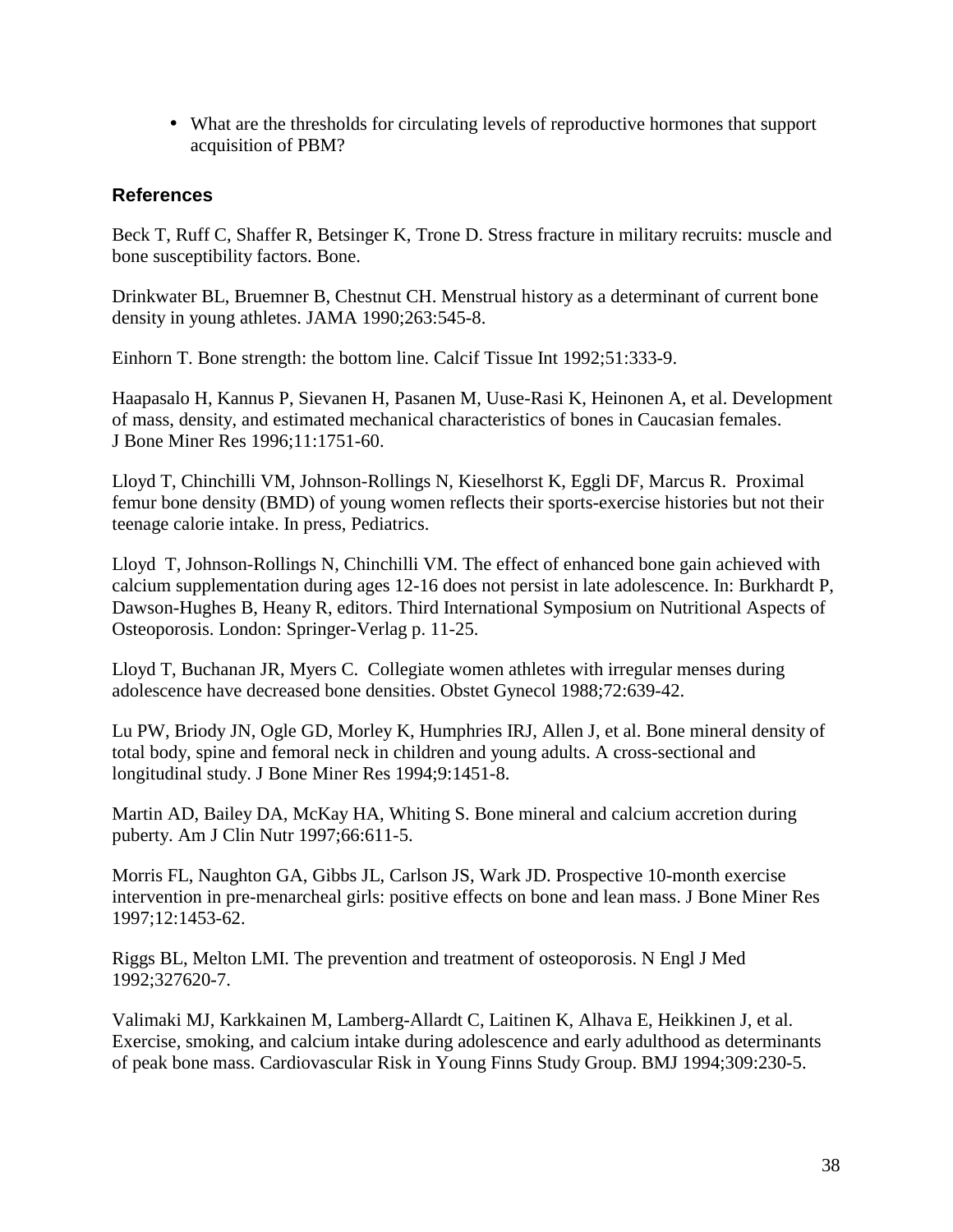- What are the thresholds for circulating levels of reproductive hormones that support acquisition of PBM?

### References

Beck T, Ruff C, Shaffer R, Betsinger K, Trone D. Stress fracture in military recruits: muscle and bone susceptibility factors. Bone.

Drinkwater BL, Bruemner B, Chestnut CH. Menstrual history as a determinant of current bone density in young athletes. JAMA 1990;263:545-8.

Einhorn T. Bone strength: the bottom line. Calcif Tissue Int 1992;51:333-9.

Haapasalo H, Kannus P, Sievanen H, Pasanen M, Uuse-Rasi K, Heinonen A, et al. Development of mass, density, and estimated mechanical characteristics of bones in Caucasian females. J Bone Miner Res 1996;11:1751-60.

Lloyd T, Chinchilli VM, Johnson-Rollings N, Kieselhorst K, Eggli DF, Marcus R. Proximal femur bone density (BMD) of young women reflects their sports-exercise histories but not their teenage calorie intake. In press, Pediatrics.

Lloyd T, Johnson-Rollings N, Chinchilli VM. The effect of enhanced bone gain achieved with calcium supplementation during ages 12-16 does not persist in late adolescence. In: Burkhardt P, Dawson-Hughes B, Heany R, editors. Third International Symposium on Nutritional Aspects of Osteoporosis. London: Springer-Verlag p. 11-25.

Lloyd T, Buchanan JR, Myers C. Collegiate women athletes with irregular menses during adolescence have decreased bone densities. Obstet Gynecol 1988;72:639-42.

Lu PW, Briody JN, Ogle GD, Morley K, Humphries IRJ, Allen J, et al. Bone mineral density of total body, spine and femoral neck in children and young adults. A cross-sectional and longitudinal study. J Bone Miner Res 1994;9:1451-8.

Martin AD, Bailey DA, McKay HA, Whiting S. Bone mineral and calcium accretion during puberty. Am J Clin Nutr 1997;66:611-5.

Morris FL, Naughton GA, Gibbs JL, Carlson JS, Wark JD. Prospective 10-month exercise intervention in pre-menarcheal girls: positive effects on bone and lean mass. J Bone Miner Res 1997;12:1453-62.

Riggs BL, Melton LMI. The prevention and treatment of osteoporosis. N Engl J Med 1992;327620-7.

Valimaki MJ, Karkkainen M, Lamberg-Allardt C, Laitinen K, Alhava E, Heikkinen J, et al. Exercise, smoking, and calcium intake during adolescence and early adulthood as determinants of peak bone mass. Cardiovascular Risk in Young Finns Study Group. BMJ 1994;309:230-5.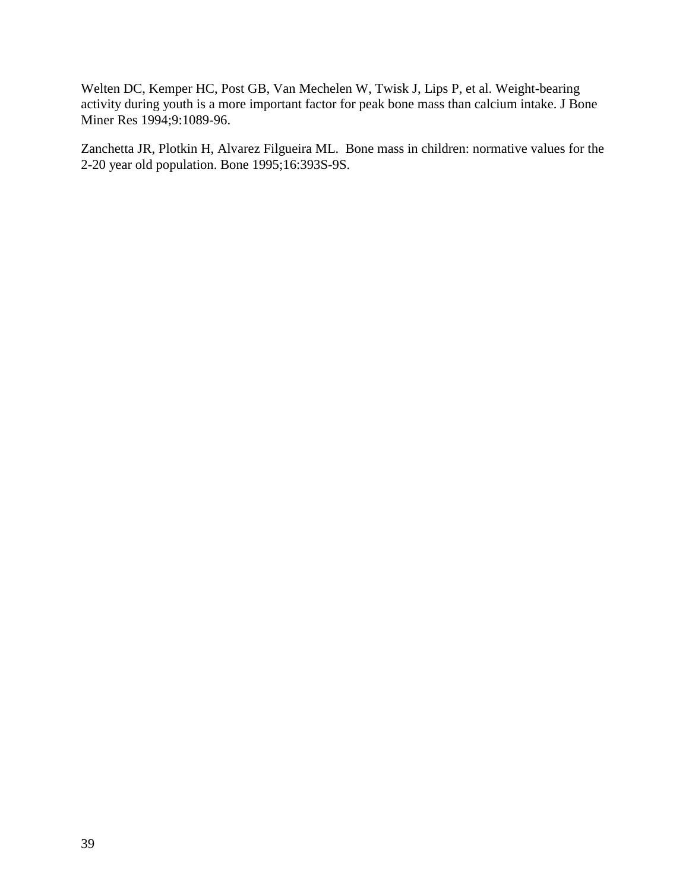Welten DC, Kemper HC, Post GB, Van Mechelen W, Twisk J, Lips P, et al. Weight-bearing activity during youth is a more important factor for peak bone mass than calcium intake. J Bone Miner Res 1994;9:1089-96.

Zanchetta JR, Plotkin H, Alvarez Filgueira ML. Bone mass in children: normative values for the 2-20 year old population. Bone 1995;16:393S-9S.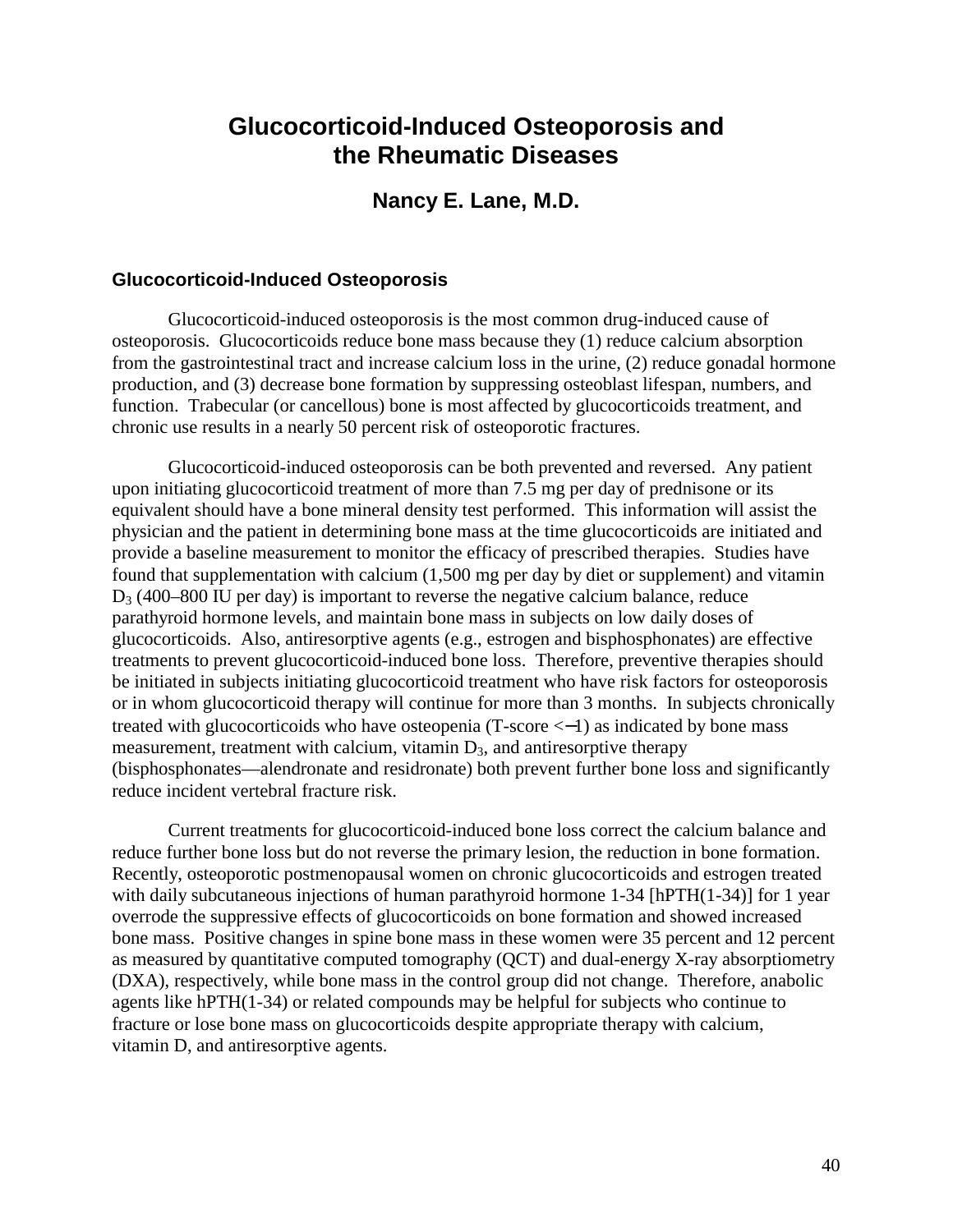# Glucocorticoid-Induced Osteoporosis and the Rheumatic Diseases

## Nancy E. Lane, M.D.

### Glucocorticoid-Induced Osteoporosis

Glucocorticoid-induced osteoporosis is the most common drug-induced cause of osteoporosis. Glucocorticoids reduce bone mass because they (1) reduce calcium absorption from the gastrointestinal tract and increase calcium loss in the urine, (2) reduce gonadal hormone production, and (3) decrease bone formation by suppressing osteoblast lifespan, numbers, and function. Trabecular (or cancellous) bone is most affected by glucocorticoids treatment, and chronic use results in a nearly 50 percent risk of osteoporotic fractures.

Glucocorticoid-induced osteoporosis can be both prevented and reversed. Any patient upon initiating glucocorticoid treatment of more than 7.5 mg per day of prednisone or its equivalent should have a bone mineral density test performed. This information will assist the physician and the patient in determining bone mass at the time glucocorticoids are initiated and provide a baseline measurement to monitor the efficacy of prescribed therapies. Studies have found that supplementation with calcium (1,500 mg per day by diet or supplement) and vitamin $D_3$ (400–800 IU per day) is important to reverse the negative calcium balance, reduce parathyroid hormone levels, and maintain bone mass in subjects on low daily doses of glucocorticoids. Also, antiresorptive agents (e.g., estrogen and bisphosphonates) are effective treatments to prevent glucocorticoid-induced bone loss. Therefore, preventive therapies should be initiated in subjects initiating glucocorticoid treatment who have risk factors for osteoporosis or in whom glucocorticoid therapy will continue for more than 3 months. In subjects chronically treated with glucocorticoids who have osteopenia (T-score $<-1$) as indicated by bone mass measurement, treatment with calcium, vitamin $D_3$, and antiresorptive therapy (bisphosphonates—alendronate and residronate) both prevent further bone loss and significantly reduce incident vertebral fracture risk.

Current treatments for glucocorticoid-induced bone loss correct the calcium balance and reduce further bone loss but do not reverse the primary lesion, the reduction in bone formation. Recently, osteoporotic postmenopausal women on chronic glucocorticoids and estrogen treated with daily subcutaneous injections of human parathyroid hormone 1-34 [hPTH(1-34)] for 1 year overrode the suppressive effects of glucocorticoids on bone formation and showed increased bone mass. Positive changes in spine bone mass in these women were 35 percent and 12 percent as measured by quantitative computed tomography (QCT) and dual-energy X-ray absorptiometry (DXA), respectively, while bone mass in the control group did not change. Therefore, anabolic agents like hPTH(1-34) or related compounds may be helpful for subjects who continue to fracture or lose bone mass on glucocorticoids despite appropriate therapy with calcium, vitamin D, and antiresorptive agents.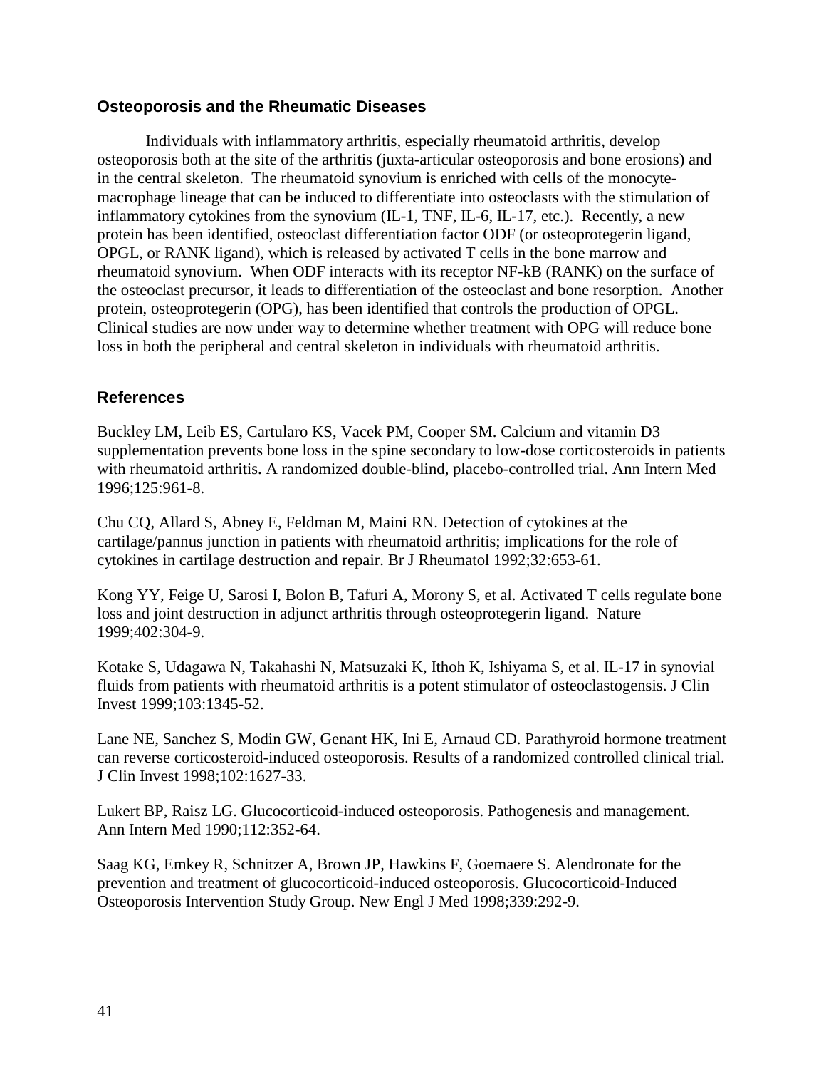## Osteoporosis and the Rheumatic Diseases

Individuals with inflammatory arthritis, especially rheumatoid arthritis, develop osteoporosis both at the site of the arthritis (juxta-articular osteoporosis and bone erosions) and in the central skeleton. The rheumatoid synovium is enriched with cells of the monocyte-macrophage lineage that can be induced to differentiate into osteoclasts with the stimulation of inflammatory cytokines from the synovium (IL-1, TNF, IL-6, IL-17, etc.). Recently, a new protein has been identified, osteoclast differentiation factor ODF (or osteoprotegerin ligand, OPGL, or RANK ligand), which is released by activated T cells in the bone marrow and rheumatoid synovium. When ODF interacts with its receptor NF-kB (RANK) on the surface of the osteoclast precursor, it leads to differentiation of the osteoclast and bone resorption. Another protein, osteoprotegerin (OPG), has been identified that controls the production of OPGL. Clinical studies are now under way to determine whether treatment with OPG will reduce bone loss in both the peripheral and central skeleton in individuals with rheumatoid arthritis.

## References

Buckley LM, Leib ES, Cartularo KS, Vacek PM, Cooper SM. Calcium and vitamin D3 supplementation prevents bone loss in the spine secondary to low-dose corticosteroids in patients with rheumatoid arthritis. A randomized double-blind, placebo-controlled trial. Ann Intern Med 1996;125:961-8.

Chu CQ, Allard S, Abney E, Feldman M, Maini RN. Detection of cytokines at the cartilage/pannus junction in patients with rheumatoid arthritis; implications for the role of cytokines in cartilage destruction and repair. Br J Rheumatol 1992;32:653-61.

Kong YY, Feige U, Sarosi I, Bolon B, Tafuri A, Morony S, et al. Activated T cells regulate bone loss and joint destruction in adjunct arthritis through osteoprotegerin ligand. Nature 1999;402:304-9.

Kotake S, Udagawa N, Takahashi N, Matsuzaki K, Ithoh K, Ishiyama S, et al. IL-17 in synovial fluids from patients with rheumatoid arthritis is a potent stimulator of osteoclastogensis. J Clin Invest 1999;103:1345-52.

Lane NE, Sanchez S, Modin GW, Genant HK, Ini E, Arnaud CD. Parathyroid hormone treatment can reverse corticosteroid-induced osteoporosis. Results of a randomized controlled clinical trial. J Clin Invest 1998;102:1627-33.

Lukert BP, Raisz LG. Glucocorticoid-induced osteoporosis. Pathogenesis and management. Ann Intern Med 1990;112:352-64.

Saag KG, Emkey R, Schnitzer A, Brown JP, Hawkins F, Goemaere S. Alendronate for the prevention and treatment of glucocorticoid-induced osteoporosis. Glucocorticoid-Induced Osteoporosis Intervention Study Group. New Engl J Med 1998;339:292-9.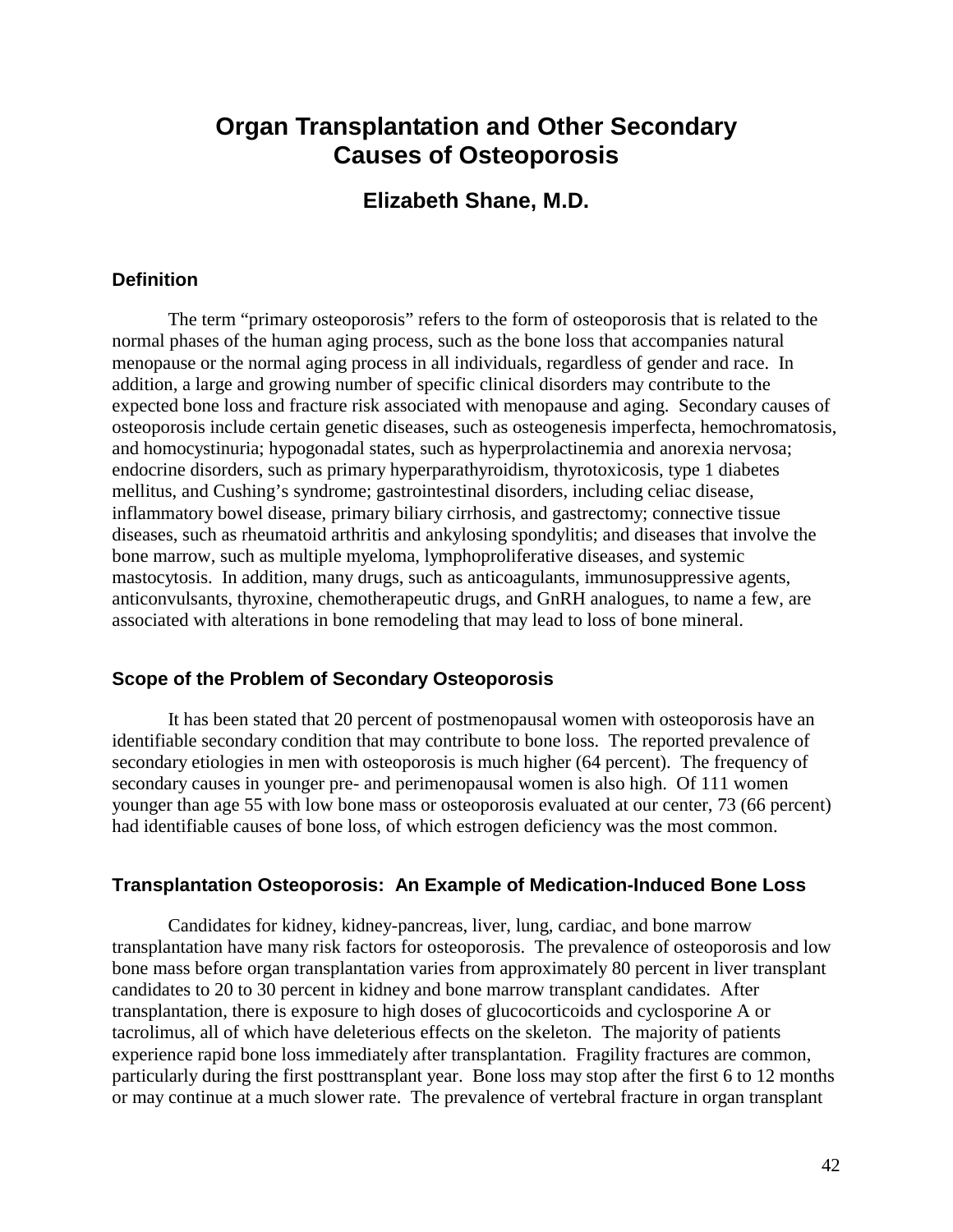# Organ Transplantation and Other Secondary Causes of Osteoporosis

### Elizabeth Shane, M.D.

## Definition

The term “primary osteoporosis” refers to the form of osteoporosis that is related to the normal phases of the human aging process, such as the bone loss that accompanies natural menopause or the normal aging process in all individuals, regardless of gender and race. In addition, a large and growing number of specific clinical disorders may contribute to the expected bone loss and fracture risk associated with menopause and aging. Secondary causes of osteoporosis include certain genetic diseases, such as osteogenesis imperfecta, hemochromatosis, and homocystinuria; hypogonadal states, such as hyperprolactinemia and anorexia nervosa; endocrine disorders, such as primary hyperparathyroidism, thyrotoxicosis, type 1 diabetes mellitus, and Cushing’s syndrome; gastrointestinal disorders, including celiac disease, inflammatory bowel disease, primary biliary cirrhosis, and gastrectomy; connective tissue diseases, such as rheumatoid arthritis and ankylosing spondylitis; and diseases that involve the bone marrow, such as multiple myeloma, lymphoproliferative diseases, and systemic mastocytosis. In addition, many drugs, such as anticoagulants, immunosuppressive agents, anticonvulsants, thyroxine, chemotherapeutic drugs, and GnRH analogues, to name a few, are associated with alterations in bone remodeling that may lead to loss of bone mineral.

## Scope of the Problem of Secondary Osteoporosis

It has been stated that 20 percent of postmenopausal women with osteoporosis have an identifiable secondary condition that may contribute to bone loss. The reported prevalence of secondary etiologies in men with osteoporosis is much higher (64 percent). The frequency of secondary causes in younger pre- and perimenopausal women is also high. Of 111 women younger than age 55 with low bone mass or osteoporosis evaluated at our center, 73 (66 percent) had identifiable causes of bone loss, of which estrogen deficiency was the most common.

## Transplantation Osteoporosis: An Example of Medication-Induced Bone Loss

Candidates for kidney, kidney-pancreas, liver, lung, cardiac, and bone marrow transplantation have many risk factors for osteoporosis. The prevalence of osteoporosis and low bone mass before organ transplantation varies from approximately 80 percent in liver transplant candidates to 20 to 30 percent in kidney and bone marrow transplant candidates. After transplantation, there is exposure to high doses of glucocorticoids and cyclosporine A or tacrolimus, all of which have deleterious effects on the skeleton. The majority of patients experience rapid bone loss immediately after transplantation. Fragility fractures are common, particularly during the first posttransplant year. Bone loss may stop after the first 6 to 12 months or may continue at a much slower rate. The prevalence of vertebral fracture in organ transplant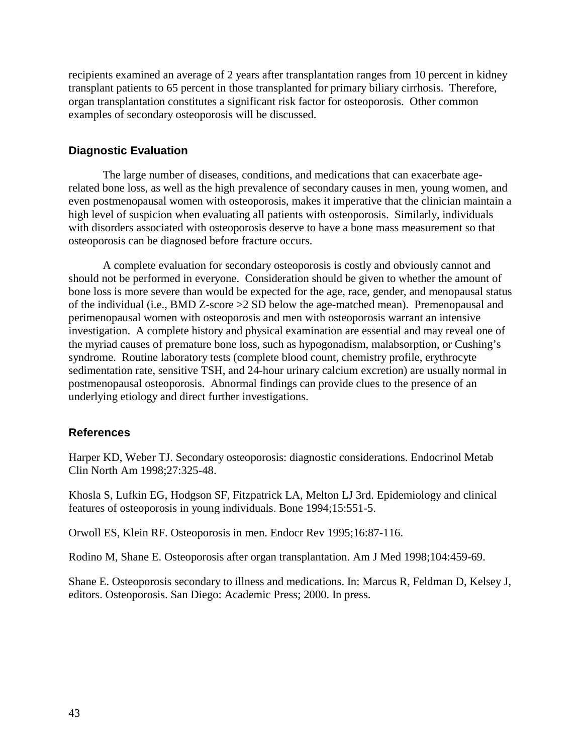recipients examined an average of 2 years after transplantation ranges from 10 percent in kidney transplant patients to 65 percent in those transplanted for primary biliary cirrhosis. Therefore, organ transplantation constitutes a significant risk factor for osteoporosis. Other common examples of secondary osteoporosis will be discussed.

### Diagnostic Evaluation

The large number of diseases, conditions, and medications that can exacerbate age-related bone loss, as well as the high prevalence of secondary causes in men, young women, and even postmenopausal women with osteoporosis, makes it imperative that the clinician maintain a high level of suspicion when evaluating all patients with osteoporosis. Similarly, individuals with disorders associated with osteoporosis deserve to have a bone mass measurement so that osteoporosis can be diagnosed before fracture occurs.

A complete evaluation for secondary osteoporosis is costly and obviously cannot and should not be performed in everyone. Consideration should be given to whether the amount of bone loss is more severe than would be expected for the age, race, gender, and menopausal status of the individual (i.e., BMD Z-score >2 SD below the age-matched mean). Premenopausal and perimenopausal women with osteoporosis and men with osteoporosis warrant an intensive investigation. A complete history and physical examination are essential and may reveal one of the myriad causes of premature bone loss, such as hypogonadism, malabsorption, or Cushing's syndrome. Routine laboratory tests (complete blood count, chemistry profile, erythrocyte sedimentation rate, sensitive TSH, and 24-hour urinary calcium excretion) are usually normal in postmenopausal osteoporosis. Abnormal findings can provide clues to the presence of an underlying etiology and direct further investigations.

### References

Harper KD, Weber TJ. Secondary osteoporosis: diagnostic considerations. Endocrinol Metab Clin North Am 1998;27:325-48.

Khosla S, Lufkin EG, Hodgson SF, Fitzpatrick LA, Melton LJ 3rd. Epidemiology and clinical features of osteoporosis in young individuals. Bone 1994;15:551-5.

Orwoll ES, Klein RF. Osteoporosis in men. Endocr Rev 1995;16:87-116.

Rodino M, Shane E. Osteoporosis after organ transplantation. Am J Med 1998;104:459-69.

Shane E. Osteoporosis secondary to illness and medications. In: Marcus R, Feldman D, Kelsey J, editors. Osteoporosis. San Diego: Academic Press; 2000. In press.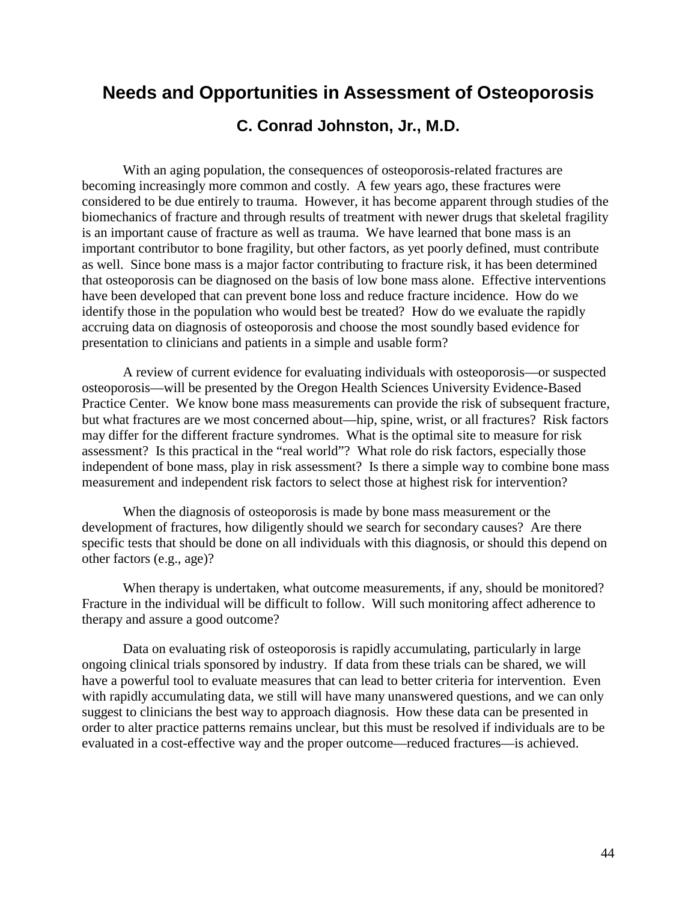# Needs and Opportunities in Assessment of Osteoporosis

## C. Conrad Johnston, Jr., M.D.

With an aging population, the consequences of osteoporosis-related fractures are becoming increasingly more common and costly. A few years ago, these fractures were considered to be due entirely to trauma. However, it has become apparent through studies of the biomechanics of fracture and through results of treatment with newer drugs that skeletal fragility is an important cause of fracture as well as trauma. We have learned that bone mass is an important contributor to bone fragility, but other factors, as yet poorly defined, must contribute as well. Since bone mass is a major factor contributing to fracture risk, it has been determined that osteoporosis can be diagnosed on the basis of low bone mass alone. Effective interventions have been developed that can prevent bone loss and reduce fracture incidence. How do we identify those in the population who would best be treated? How do we evaluate the rapidly accruing data on diagnosis of osteoporosis and choose the most soundly based evidence for presentation to clinicians and patients in a simple and usable form?

A review of current evidence for evaluating individuals with osteoporosis—or suspected osteoporosis—will be presented by the Oregon Health Sciences University Evidence-Based Practice Center. We know bone mass measurements can provide the risk of subsequent fracture, but what fractures are we most concerned about—hip, spine, wrist, or all fractures? Risk factors may differ for the different fracture syndromes. What is the optimal site to measure for risk assessment? Is this practical in the "real world"? What role do risk factors, especially those independent of bone mass, play in risk assessment? Is there a simple way to combine bone mass measurement and independent risk factors to select those at highest risk for intervention?

When the diagnosis of osteoporosis is made by bone mass measurement or the development of fractures, how diligently should we search for secondary causes? Are there specific tests that should be done on all individuals with this diagnosis, or should this depend on other factors (e.g., age)?

When therapy is undertaken, what outcome measurements, if any, should be monitored? Fracture in the individual will be difficult to follow. Will such monitoring affect adherence to therapy and assure a good outcome?

Data on evaluating risk of osteoporosis is rapidly accumulating, particularly in large ongoing clinical trials sponsored by industry. If data from these trials can be shared, we will have a powerful tool to evaluate measures that can lead to better criteria for intervention. Even with rapidly accumulating data, we still will have many unanswered questions, and we can only suggest to clinicians the best way to approach diagnosis. How these data can be presented in order to alter practice patterns remains unclear, but this must be resolved if individuals are to be evaluated in a cost-effective way and the proper outcome—reduced fractures—is achieved.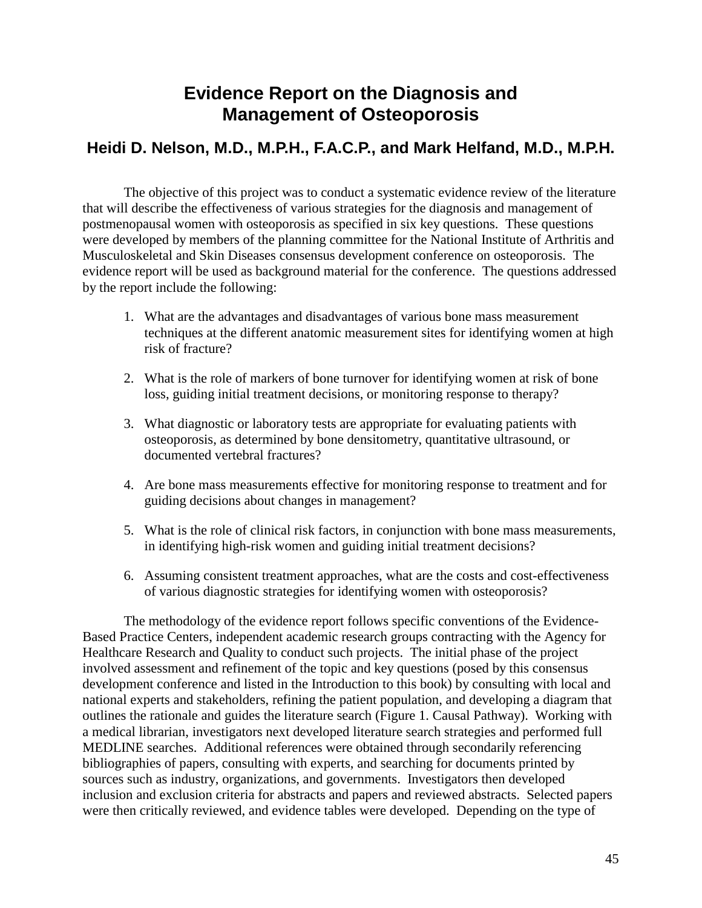# Evidence Report on the Diagnosis and Management of Osteoporosis

## Heidi D. Nelson, M.D., M.P.H., F.A.C.P., and Mark Helfand, M.D., M.P.H.

The objective of this project was to conduct a systematic evidence review of the literature that will describe the effectiveness of various strategies for the diagnosis and management of postmenopausal women with osteoporosis as specified in six key questions. These questions were developed by members of the planning committee for the National Institute of Arthritis and Musculoskeletal and Skin Diseases consensus development conference on osteoporosis. The evidence report will be used as background material for the conference. The questions addressed by the report include the following:

1. What are the advantages and disadvantages of various bone mass measurement techniques at the different anatomic measurement sites for identifying women at high risk of fracture?

2. What is the role of markers of bone turnover for identifying women at risk of bone loss, guiding initial treatment decisions, or monitoring response to therapy?

3. What diagnostic or laboratory tests are appropriate for evaluating patients with osteoporosis, as determined by bone densitometry, quantitative ultrasound, or documented vertebral fractures?

4. Are bone mass measurements effective for monitoring response to treatment and for guiding decisions about changes in management?

5. What is the role of clinical risk factors, in conjunction with bone mass measurements, in identifying high-risk women and guiding initial treatment decisions?

6. Assuming consistent treatment approaches, what are the costs and cost-effectiveness of various diagnostic strategies for identifying women with osteoporosis?

The methodology of the evidence report follows specific conventions of the Evidence-Based Practice Centers, independent academic research groups contracting with the Agency for Healthcare Research and Quality to conduct such projects. The initial phase of the project involved assessment and refinement of the topic and key questions (posed by this consensus development conference and listed in the Introduction to this book) by consulting with local and national experts and stakeholders, refining the patient population, and developing a diagram that outlines the rationale and guides the literature search (Figure 1. Causal Pathway). Working with a medical librarian, investigators next developed literature search strategies and performed full MEDLINE searches. Additional references were obtained through secondarily referencing bibliographies of papers, consulting with experts, and searching for documents printed by sources such as industry, organizations, and governments. Investigators then developed inclusion and exclusion criteria for abstracts and papers and reviewed abstracts. Selected papers were then critically reviewed, and evidence tables were developed. Depending on the type of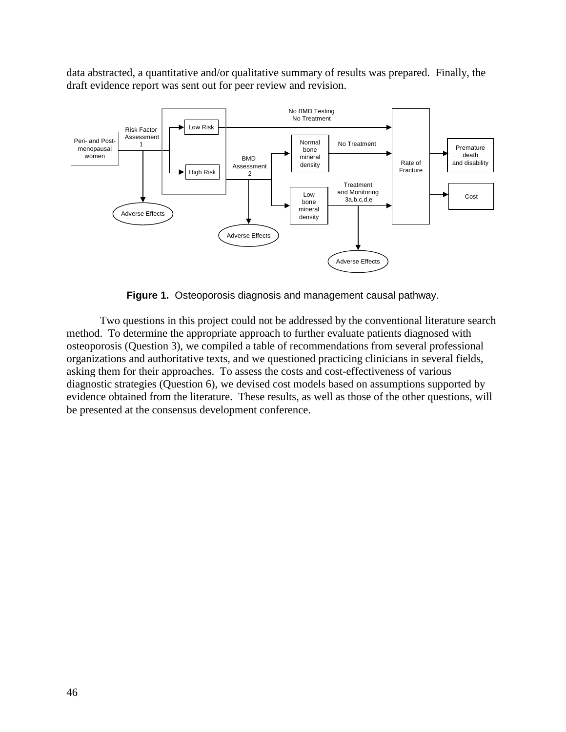data abstracted, a quantitative and/or qualitative summary of results was prepared. Finally, the draft evidence report was sent out for peer review and revision.

**Figure 1.** Osteoporosis diagnosis and management causal pathway.

Two questions in this project could not be addressed by the conventional literature search method. To determine the appropriate approach to further evaluate patients diagnosed with osteoporosis (Question 3), we compiled a table of recommendations from several professional organizations and authoritative texts, and we questioned practicing clinicians in several fields, asking them for their approaches. To assess the costs and cost-effectiveness of various diagnostic strategies (Question 6), we devised cost models based on assumptions supported by evidence obtained from the literature. These results, as well as those of the other questions, will be presented at the consensus development conference.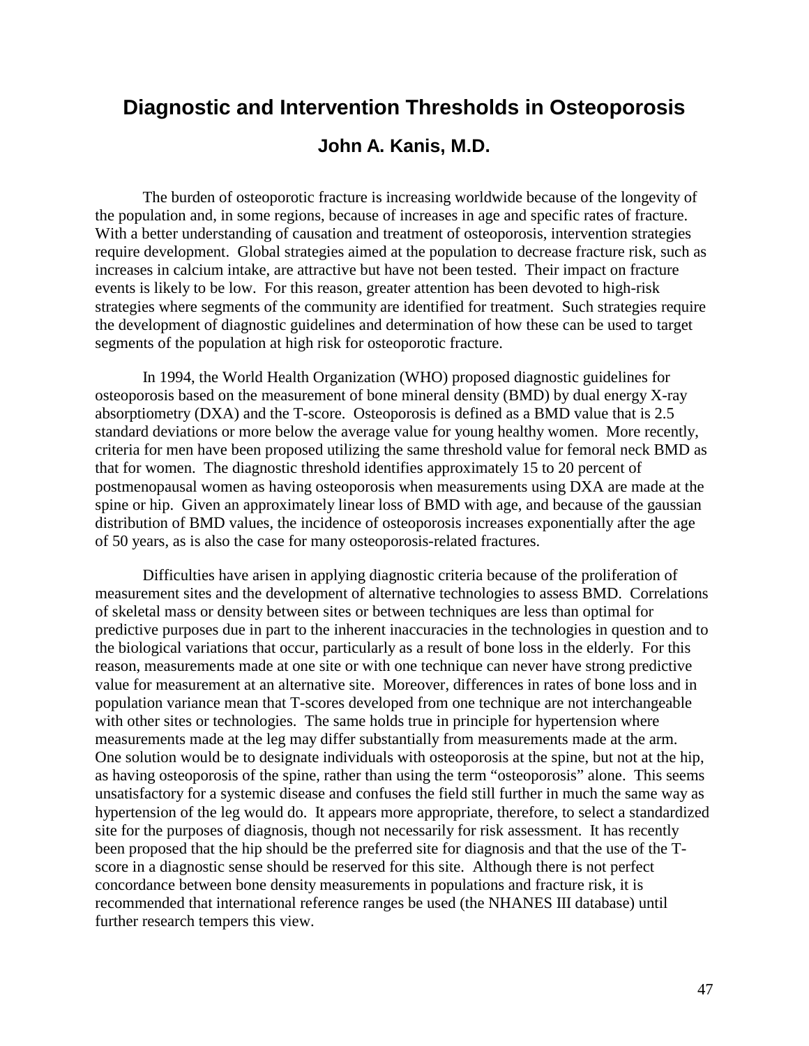# Diagnostic and Intervention Thresholds in Osteoporosis

### John A. Kanis, M.D.

The burden of osteoporotic fracture is increasing worldwide because of the longevity of the population and, in some regions, because of increases in age and specific rates of fracture. With a better understanding of causation and treatment of osteoporosis, intervention strategies require development. Global strategies aimed at the population to decrease fracture risk, such as increases in calcium intake, are attractive but have not been tested. Their impact on fracture events is likely to be low. For this reason, greater attention has been devoted to high-risk strategies where segments of the community are identified for treatment. Such strategies require the development of diagnostic guidelines and determination of how these can be used to target segments of the population at high risk for osteoporotic fracture.

In 1994, the World Health Organization (WHO) proposed diagnostic guidelines for osteoporosis based on the measurement of bone mineral density (BMD) by dual energy X-ray absorptiometry (DXA) and the T-score. Osteoporosis is defined as a BMD value that is 2.5 standard deviations or more below the average value for young healthy women. More recently, criteria for men have been proposed utilizing the same threshold value for femoral neck BMD as that for women. The diagnostic threshold identifies approximately 15 to 20 percent of postmenopausal women as having osteoporosis when measurements using DXA are made at the spine or hip. Given an approximately linear loss of BMD with age, and because of the gaussian distribution of BMD values, the incidence of osteoporosis increases exponentially after the age of 50 years, as is also the case for many osteoporosis-related fractures.

Difficulties have arisen in applying diagnostic criteria because of the proliferation of measurement sites and the development of alternative technologies to assess BMD. Correlations of skeletal mass or density between sites or between techniques are less than optimal for predictive purposes due in part to the inherent inaccuracies in the technologies in question and to the biological variations that occur, particularly as a result of bone loss in the elderly. For this reason, measurements made at one site or with one technique can never have strong predictive value for measurement at an alternative site. Moreover, differences in rates of bone loss and in population variance mean that T-scores developed from one technique are not interchangeable with other sites or technologies. The same holds true in principle for hypertension where measurements made at the leg may differ substantially from measurements made at the arm. One solution would be to designate individuals with osteoporosis at the spine, but not at the hip, as having osteoporosis of the spine, rather than using the term “osteoporosis” alone. This seems unsatisfactory for a systemic disease and confuses the field still further in much the same way as hypertension of the leg would do. It appears more appropriate, therefore, to select a standardized site for the purposes of diagnosis, though not necessarily for risk assessment. It has recently been proposed that the hip should be the preferred site for diagnosis and that the use of the T-score in a diagnostic sense should be reserved for this site. Although there is not perfect concordance between bone density measurements in populations and fracture risk, it is recommended that international reference ranges be used (the NHANES III database) until further research tempers this view.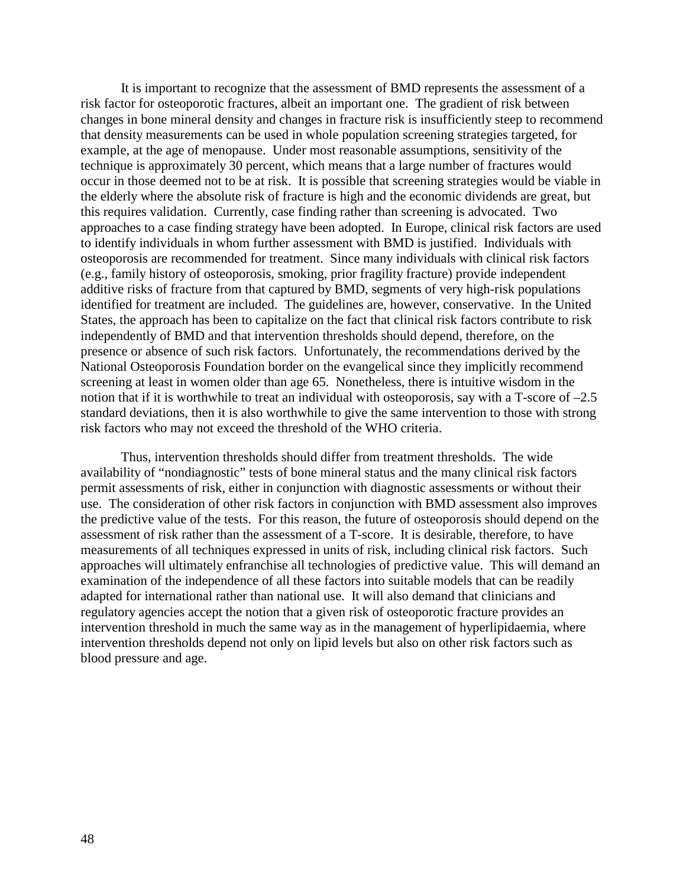It is important to recognize that the assessment of BMD represents the assessment of a risk factor for osteoporotic fractures, albeit an important one. The gradient of risk between changes in bone mineral density and changes in fracture risk is insufficiently steep to recommend that density measurements can be used in whole population screening strategies targeted, for example, at the age of menopause. Under most reasonable assumptions, sensitivity of the technique is approximately 30 percent, which means that a large number of fractures would occur in those deemed not to be at risk. It is possible that screening strategies would be viable in the elderly where the absolute risk of fracture is high and the economic dividends are great, but this requires validation. Currently, case finding rather than screening is advocated. Two approaches to a case finding strategy have been adopted. In Europe, clinical risk factors are used to identify individuals in whom further assessment with BMD is justified. Individuals with osteoporosis are recommended for treatment. Since many individuals with clinical risk factors (e.g., family history of osteoporosis, smoking, prior fragility fracture) provide independent additive risks of fracture from that captured by BMD, segments of very high-risk populations identified for treatment are included. The guidelines are, however, conservative. In the United States, the approach has been to capitalize on the fact that clinical risk factors contribute to risk independently of BMD and that intervention thresholds should depend, therefore, on the presence or absence of such risk factors. Unfortunately, the recommendations derived by the National Osteoporosis Foundation border on the evangelical since they implicitly recommend screening at least in women older than age 65. Nonetheless, there is intuitive wisdom in the notion that if it is worthwhile to treat an individual with osteoporosis, say with a T-score of –2.5 standard deviations, then it is also worthwhile to give the same intervention to those with strong risk factors who may not exceed the threshold of the WHO criteria.

Thus, intervention thresholds should differ from treatment thresholds. The wide availability of "nondiagnostic" tests of bone mineral status and the many clinical risk factors permit assessments of risk, either in conjunction with diagnostic assessments or without their use. The consideration of other risk factors in conjunction with BMD assessment also improves the predictive value of the tests. For this reason, the future of osteoporosis should depend on the assessment of risk rather than the assessment of a T-score. It is desirable, therefore, to have measurements of all techniques expressed in units of risk, including clinical risk factors. Such approaches will ultimately enfranchise all technologies of predictive value. This will demand an examination of the independence of all these factors into suitable models that can be readily adapted for international rather than national use. It will also demand that clinicians and regulatory agencies accept the notion that a given risk of osteoporotic fracture provides an intervention threshold in much the same way as in the management of hyperlipidaemia, where intervention thresholds depend not only on lipid levels but also on other risk factors such as blood pressure and age.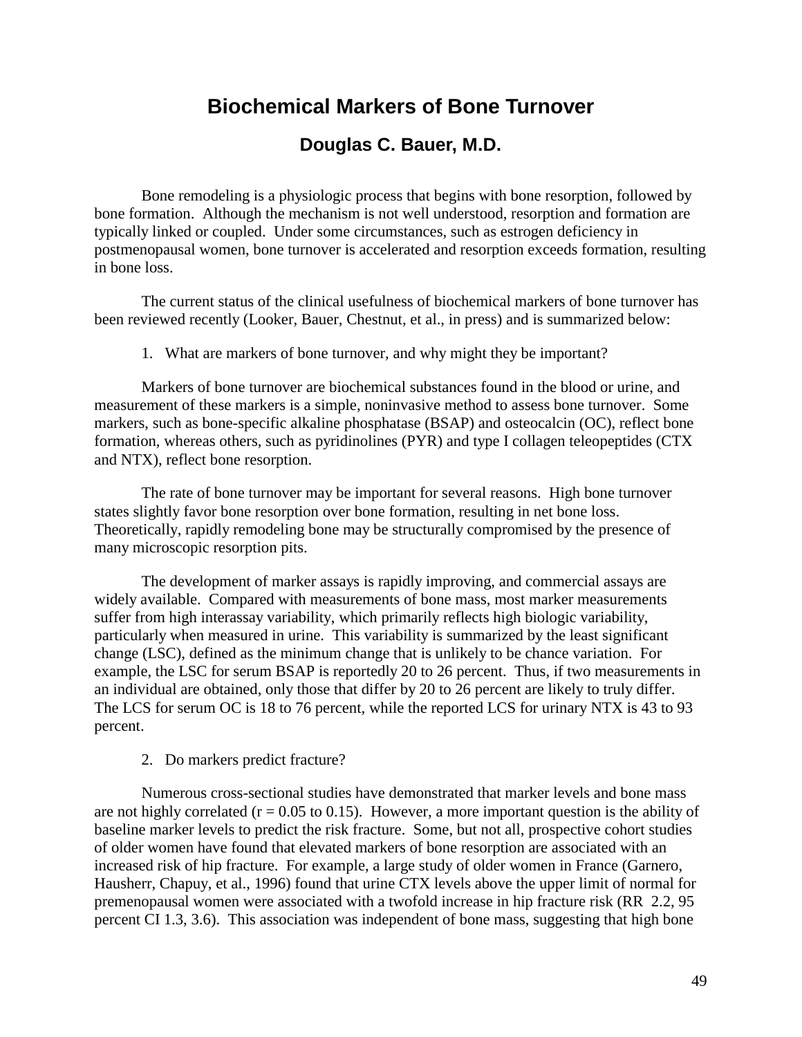# Biochemical Markers of Bone Turnover

## Douglas C. Bauer, M.D.

Bone remodeling is a physiologic process that begins with bone resorption, followed by bone formation. Although the mechanism is not well understood, resorption and formation are typically linked or coupled. Under some circumstances, such as estrogen deficiency in postmenopausal women, bone turnover is accelerated and resorption exceeds formation, resulting in bone loss.

The current status of the clinical usefulness of biochemical markers of bone turnover has been reviewed recently (Looker, Bauer, Chestnut, et al., in press) and is summarized below:

1. What are markers of bone turnover, and why might they be important?

Markers of bone turnover are biochemical substances found in the blood or urine, and measurement of these markers is a simple, noninvasive method to assess bone turnover. Some markers, such as bone-specific alkaline phosphatase (BSAP) and osteocalcin (OC), reflect bone formation, whereas others, such as pyridinolines (PYR) and type I collagen teleopeptides (CTX and NTX), reflect bone resorption.

The rate of bone turnover may be important for several reasons. High bone turnover states slightly favor bone resorption over bone formation, resulting in net bone loss. Theoretically, rapidly remodeling bone may be structurally compromised by the presence of many microscopic resorption pits.

The development of marker assays is rapidly improving, and commercial assays are widely available. Compared with measurements of bone mass, most marker measurements suffer from high interassay variability, which primarily reflects high biologic variability, particularly when measured in urine. This variability is summarized by the least significant change (LSC), defined as the minimum change that is unlikely to be chance variation. For example, the LSC for serum BSAP is reportedly 20 to 26 percent. Thus, if two measurements in an individual are obtained, only those that differ by 20 to 26 percent are likely to truly differ. The LCS for serum OC is 18 to 76 percent, while the reported LCS for urinary NTX is 43 to 93 percent.

2. Do markers predict fracture?

Numerous cross-sectional studies have demonstrated that marker levels and bone mass are not highly correlated ($r = 0.05$ to $0.15$). However, a more important question is the ability of baseline marker levels to predict the risk fracture. Some, but not all, prospective cohort studies of older women have found that elevated markers of bone resorption are associated with an increased risk of hip fracture. For example, a large study of older women in France (Garnero, Hausherr, Chapuy, et al., 1996) found that urine CTX levels above the upper limit of normal for premenopausal women were associated with a twofold increase in hip fracture risk (RR 2.2, 95 percent CI 1.3, 3.6). This association was independent of bone mass, suggesting that high bone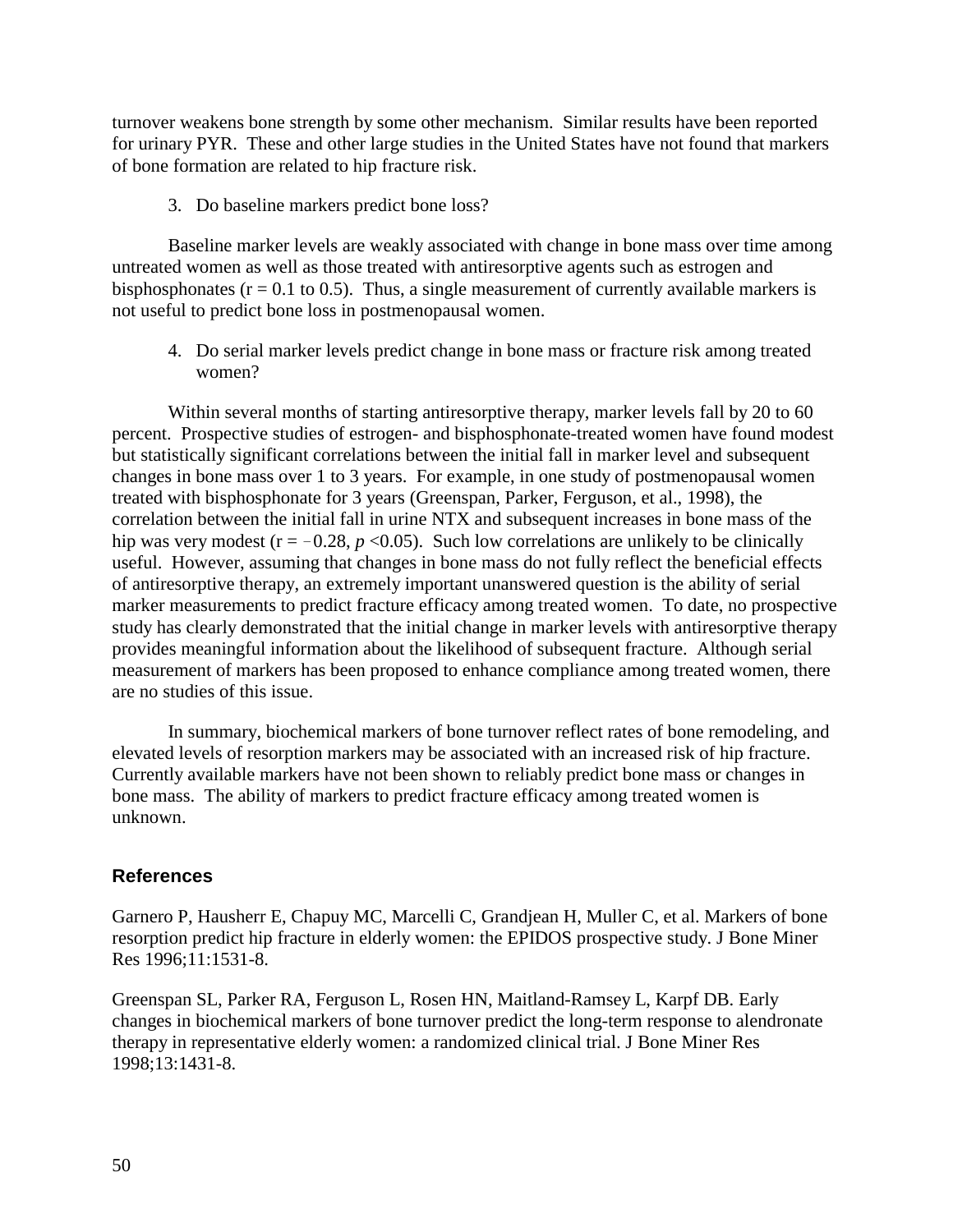turnover weakens bone strength by some other mechanism. Similar results have been reported for urinary PYR. These and other large studies in the United States have not found that markers of bone formation are related to hip fracture risk.

3. Do baseline markers predict bone loss?

Baseline marker levels are weakly associated with change in bone mass over time among untreated women as well as those treated with antiresorptive agents such as estrogen and bisphosphonates ($r = 0.1$ to $0.5$). Thus, a single measurement of currently available markers is not useful to predict bone loss in postmenopausal women.

4. Do serial marker levels predict change in bone mass or fracture risk among treated women?

Within several months of starting antiresorptive therapy, marker levels fall by 20 to 60 percent. Prospective studies of estrogen- and bisphosphonate-treated women have found modest but statistically significant correlations between the initial fall in marker level and subsequent changes in bone mass over 1 to 3 years. For example, in one study of postmenopausal women treated with bisphosphonate for 3 years (Greenspan, Parker, Ferguson, et al., 1998), the correlation between the initial fall in urine NTX and subsequent increases in bone mass of the hip was very modest ($r = -0.28$, $p < 0.05$). Such low correlations are unlikely to be clinically useful. However, assuming that changes in bone mass do not fully reflect the beneficial effects of antiresorptive therapy, an extremely important unanswered question is the ability of serial marker measurements to predict fracture efficacy among treated women. To date, no prospective study has clearly demonstrated that the initial change in marker levels with antiresorptive therapy provides meaningful information about the likelihood of subsequent fracture. Although serial measurement of markers has been proposed to enhance compliance among treated women, there are no studies of this issue.

In summary, biochemical markers of bone turnover reflect rates of bone remodeling, and elevated levels of resorption markers may be associated with an increased risk of hip fracture. Currently available markers have not been shown to reliably predict bone mass or changes in bone mass. The ability of markers to predict fracture efficacy among treated women is unknown.

## References

Garnero P, Hausherr E, Chapuy MC, Marcelli C, Grandjean H, Muller C, et al. Markers of bone resorption predict hip fracture in elderly women: the EPIDOS prospective study. J Bone Miner Res 1996;11:1531-8.

Greenspan SL, Parker RA, Ferguson L, Rosen HN, Maitland-Ramsey L, Karpf DB. Early changes in biochemical markers of bone turnover predict the long-term response to alendronate therapy in representative elderly women: a randomized clinical trial. J Bone Miner Res 1998;13:1431-8.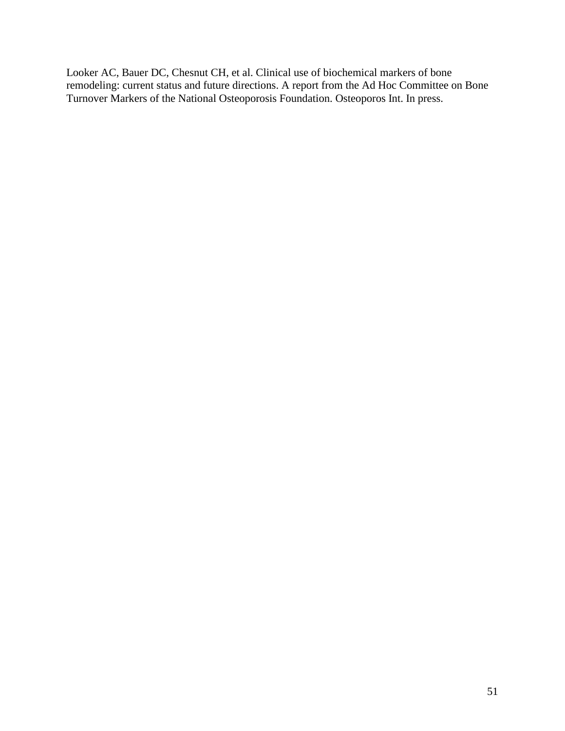Looker AC, Bauer DC, Chesnut CH, et al. Clinical use of biochemical markers of bone remodeling: current status and future directions. A report from the Ad Hoc Committee on Bone Turnover Markers of the National Osteoporosis Foundation. Osteoporos Int. In press.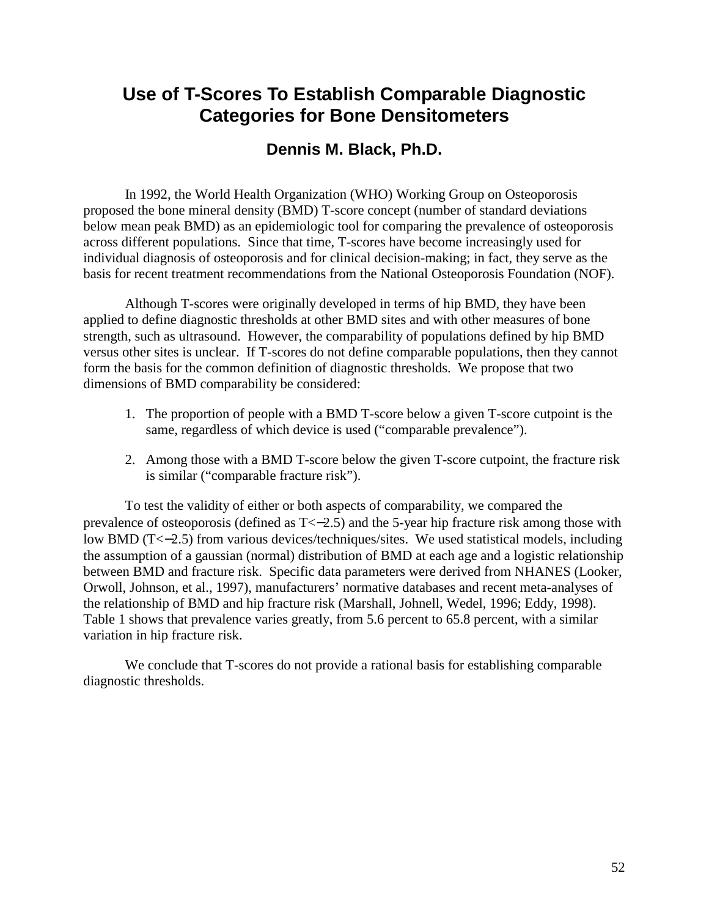# Use of T-Scores To Establish Comparable Diagnostic Categories for Bone Densitometers

## Dennis M. Black, Ph.D.

In 1992, the World Health Organization (WHO) Working Group on Osteoporosis proposed the bone mineral density (BMD) T-score concept (number of standard deviations below mean peak BMD) as an epidemiologic tool for comparing the prevalence of osteoporosis across different populations. Since that time, T-scores have become increasingly used for individual diagnosis of osteoporosis and for clinical decision-making; in fact, they serve as the basis for recent treatment recommendations from the National Osteoporosis Foundation (NOF).

Although T-scores were originally developed in terms of hip BMD, they have been applied to define diagnostic thresholds at other BMD sites and with other measures of bone strength, such as ultrasound. However, the comparability of populations defined by hip BMD versus other sites is unclear. If T-scores do not define comparable populations, then they cannot form the basis for the common definition of diagnostic thresholds. We propose that two dimensions of BMD comparability be considered:

1. The proportion of people with a BMD T-score below a given T-score cutpoint is the same, regardless of which device is used ("comparable prevalence").

2. Among those with a BMD T-score below the given T-score cutpoint, the fracture risk is similar ("comparable fracture risk").

To test the validity of either or both aspects of comparability, we compared the prevalence of osteoporosis (defined as $T<-2.5$) and the 5-year hip fracture risk among those with low BMD ($T<-2.5$) from various devices/techniques/sites. We used statistical models, including the assumption of a gaussian (normal) distribution of BMD at each age and a logistic relationship between BMD and fracture risk. Specific data parameters were derived from NHANES (Looker, Orwoll, Johnson, et al., 1997), manufacturers' normative databases and recent meta-analyses of the relationship of BMD and hip fracture risk (Marshall, Johnell, Wedel, 1996; Eddy, 1998). Table 1 shows that prevalence varies greatly, from 5.6 percent to 65.8 percent, with a similar variation in hip fracture risk.

We conclude that T-scores do not provide a rational basis for establishing comparable diagnostic thresholds.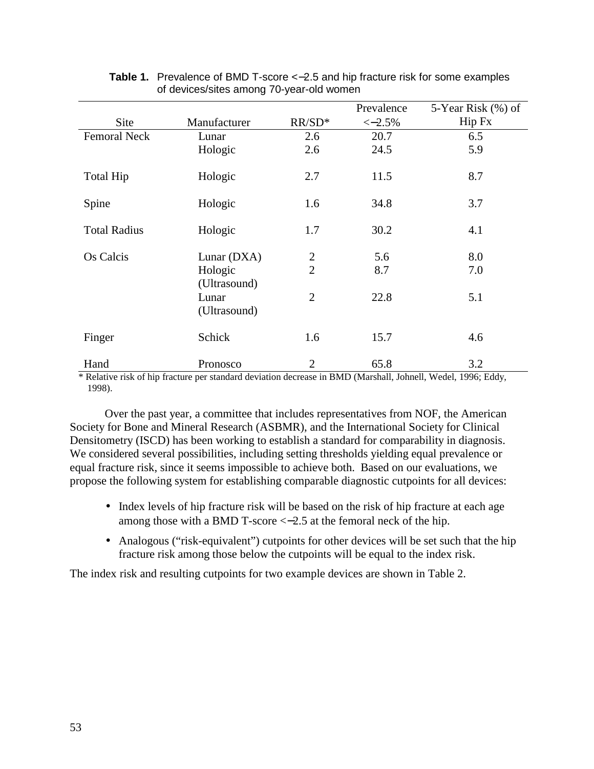**Table 1.** Prevalence of BMD T-score <−2.5 and hip fracture risk for some examples of devices/sites among 70-year-old women

| Site | Manufacturer | RR/SD* | Prevalence <−2.5% | 5-Year Risk (%) of Hip Fx |
|---|---|---|---|---|
| Femoral Neck | Lunar | 2.6 | 20.7 | 6.5 |
| | Hologic | 2.6 | 24.5 | 5.9 |
| Total Hip | Hologic | 2.7 | 11.5 | 8.7 |
| Spine | Hologic | 1.6 | 34.8 | 3.7 |
| Total Radius | Hologic | 1.7 | 30.2 | 4.1 |
| Os Calcis | Lunar (DXA) | 2 | 5.6 | 8.0 |
| | Hologic (Ultrasound) | 2 | 8.7 | 7.0 |
| | Lunar (Ultrasound) | 2 | 22.8 | 5.1 |
| Finger | Schick | 1.6 | 15.7 | 4.6 |
| Hand | Pronosco | 2 | 65.8 | 3.2 |

\* Relative risk of hip fracture per standard deviation decrease in BMD (Marshall, Johnell, Wedel, 1996; Eddy, 1998).

Over the past year, a committee that includes representatives from NOF, the American Society for Bone and Mineral Research (ASBMR), and the International Society for Clinical Densitometry (ISCD) has been working to establish a standard for comparability in diagnosis. We considered several possibilities, including setting thresholds yielding equal prevalence or equal fracture risk, since it seems impossible to achieve both. Based on our evaluations, we propose the following system for establishing comparable diagnostic cutpoints for all devices:

- Index levels of hip fracture risk will be based on the risk of hip fracture at each age among those with a BMD T-score <−2.5 at the femoral neck of the hip.
- Analogous ("risk-equivalent") cutpoints for other devices will be set such that the hip fracture risk among those below the cutpoints will be equal to the index risk.

The index risk and resulting cutpoints for two example devices are shown in Table 2.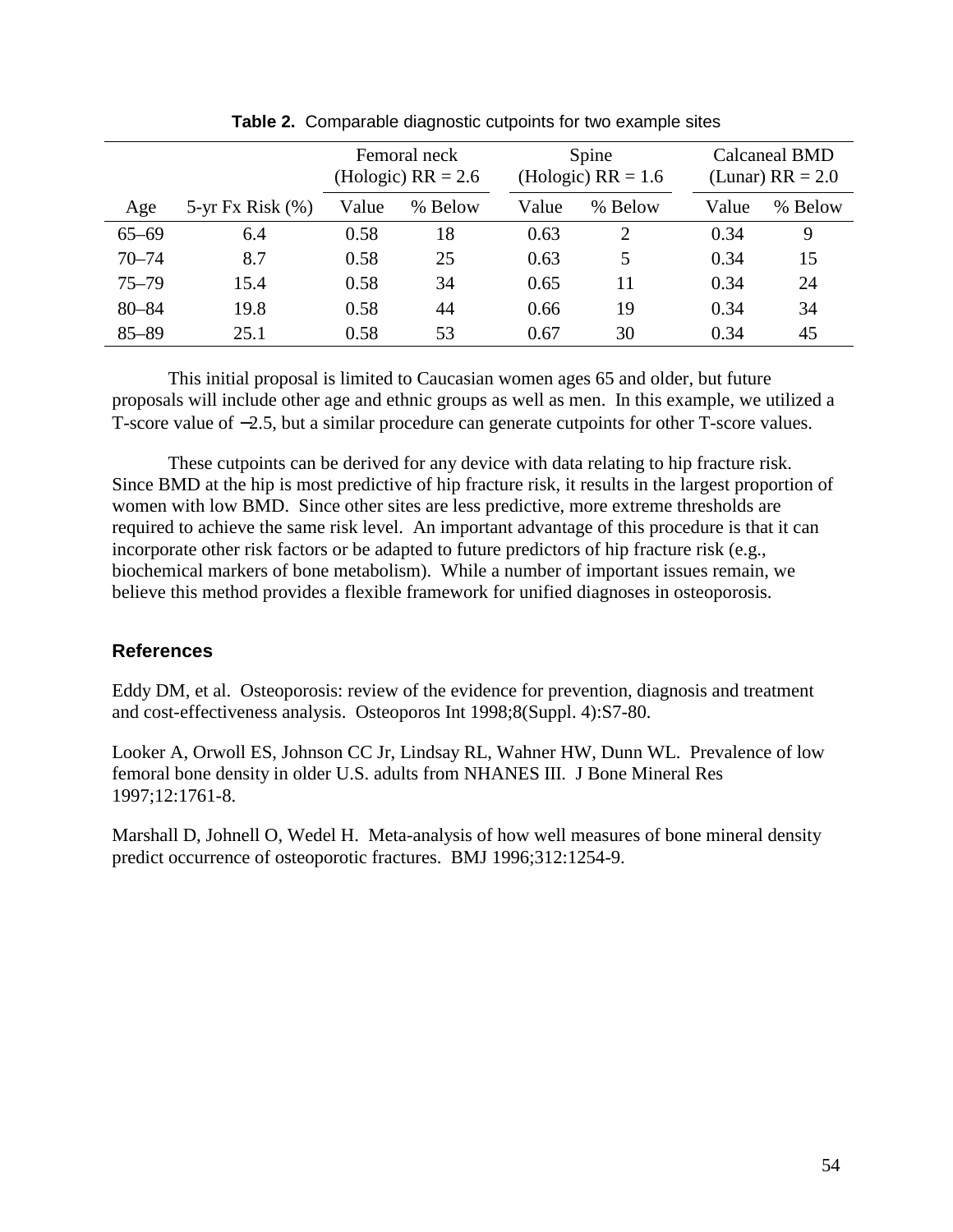**Table 2.** Comparable diagnostic cutpoints for two example sites

| | | Femoral neck (Hologic) RR = 2.6 | | Spine (Hologic) RR = 1.6 | | Calcaneal BMD (Lunar) RR = 2.0 | |
|---|---|---|---|---|---|---|---|
| Age | 5-yr Fx Risk (%) | Value | % Below | Value | % Below | Value | % Below |
| 65–69 | 6.4 | 0.58 | 18 | 0.63 | 2 | 0.34 | 9 |
| 70–74 | 8.7 | 0.58 | 25 | 0.63 | 5 | 0.34 | 15 |
| 75–79 | 15.4 | 0.58 | 34 | 0.65 | 11 | 0.34 | 24 |
| 80–84 | 19.8 | 0.58 | 44 | 0.66 | 19 | 0.34 | 34 |
| 85–89 | 25.1 | 0.58 | 53 | 0.67 | 30 | 0.34 | 45 |

This initial proposal is limited to Caucasian women ages 65 and older, but future proposals will include other age and ethnic groups as well as men. In this example, we utilized a T-score value of −2.5, but a similar procedure can generate cutpoints for other T-score values.

These cutpoints can be derived for any device with data relating to hip fracture risk. Since BMD at the hip is most predictive of hip fracture risk, it results in the largest proportion of women with low BMD. Since other sites are less predictive, more extreme thresholds are required to achieve the same risk level. An important advantage of this procedure is that it can incorporate other risk factors or be adapted to future predictors of hip fracture risk (e.g., biochemical markers of bone metabolism). While a number of important issues remain, we believe this method provides a flexible framework for unified diagnoses in osteoporosis.

## References

Eddy DM, et al. Osteoporosis: review of the evidence for prevention, diagnosis and treatment and cost-effectiveness analysis. Osteoporos Int 1998;8(Suppl. 4):S7-80.

Looker A, Orwoll ES, Johnson CC Jr, Lindsay RL, Wahner HW, Dunn WL. Prevalence of low femoral bone density in older U.S. adults from NHANES III. J Bone Mineral Res 1997;12:1761-8.

Marshall D, Johnell O, Wedel H. Meta-analysis of how well measures of bone mineral density predict occurrence of osteoporotic fractures. BMJ 1996;312:1254-9.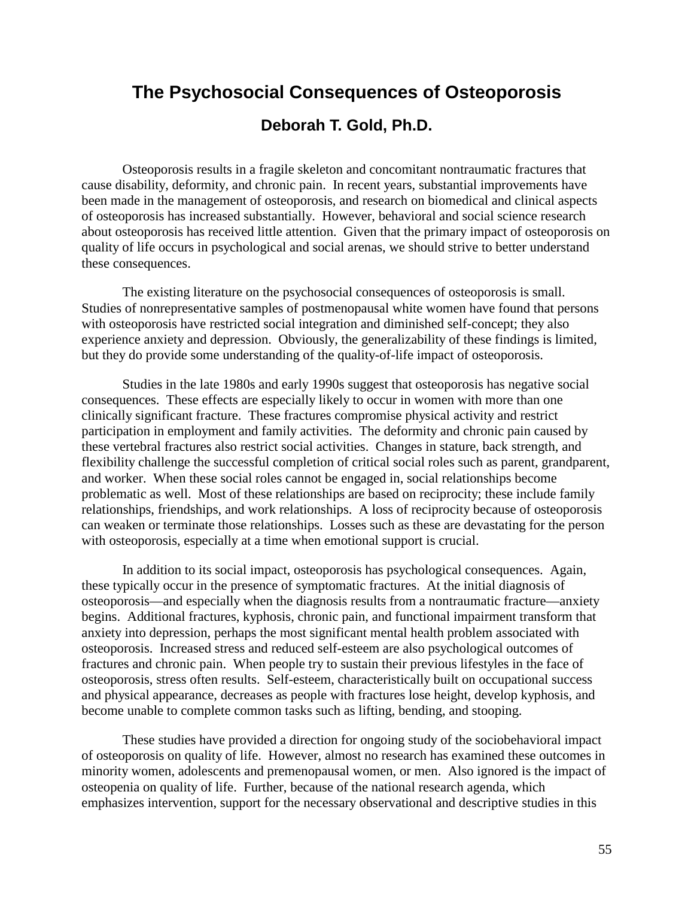# The Psychosocial Consequences of Osteoporosis

## Deborah T. Gold, Ph.D.

Osteoporosis results in a fragile skeleton and concomitant nontraumatic fractures that cause disability, deformity, and chronic pain. In recent years, substantial improvements have been made in the management of osteoporosis, and research on biomedical and clinical aspects of osteoporosis has increased substantially. However, behavioral and social science research about osteoporosis has received little attention. Given that the primary impact of osteoporosis on quality of life occurs in psychological and social arenas, we should strive to better understand these consequences.

The existing literature on the psychosocial consequences of osteoporosis is small. Studies of nonrepresentative samples of postmenopausal white women have found that persons with osteoporosis have restricted social integration and diminished self-concept; they also experience anxiety and depression. Obviously, the generalizability of these findings is limited, but they do provide some understanding of the quality-of-life impact of osteoporosis.

Studies in the late 1980s and early 1990s suggest that osteoporosis has negative social consequences. These effects are especially likely to occur in women with more than one clinically significant fracture. These fractures compromise physical activity and restrict participation in employment and family activities. The deformity and chronic pain caused by these vertebral fractures also restrict social activities. Changes in stature, back strength, and flexibility challenge the successful completion of critical social roles such as parent, grandparent, and worker. When these social roles cannot be engaged in, social relationships become problematic as well. Most of these relationships are based on reciprocity; these include family relationships, friendships, and work relationships. A loss of reciprocity because of osteoporosis can weaken or terminate those relationships. Losses such as these are devastating for the person with osteoporosis, especially at a time when emotional support is crucial.

In addition to its social impact, osteoporosis has psychological consequences. Again, these typically occur in the presence of symptomatic fractures. At the initial diagnosis of osteoporosis—and especially when the diagnosis results from a nontraumatic fracture—anxiety begins. Additional fractures, kyphosis, chronic pain, and functional impairment transform that anxiety into depression, perhaps the most significant mental health problem associated with osteoporosis. Increased stress and reduced self-esteem are also psychological outcomes of fractures and chronic pain. When people try to sustain their previous lifestyles in the face of osteoporosis, stress often results. Self-esteem, characteristically built on occupational success and physical appearance, decreases as people with fractures lose height, develop kyphosis, and become unable to complete common tasks such as lifting, bending, and stooping.

These studies have provided a direction for ongoing study of the sociobehavioral impact of osteoporosis on quality of life. However, almost no research has examined these outcomes in minority women, adolescents and premenopausal women, or men. Also ignored is the impact of osteopenia on quality of life. Further, because of the national research agenda, which emphasizes intervention, support for the necessary observational and descriptive studies in this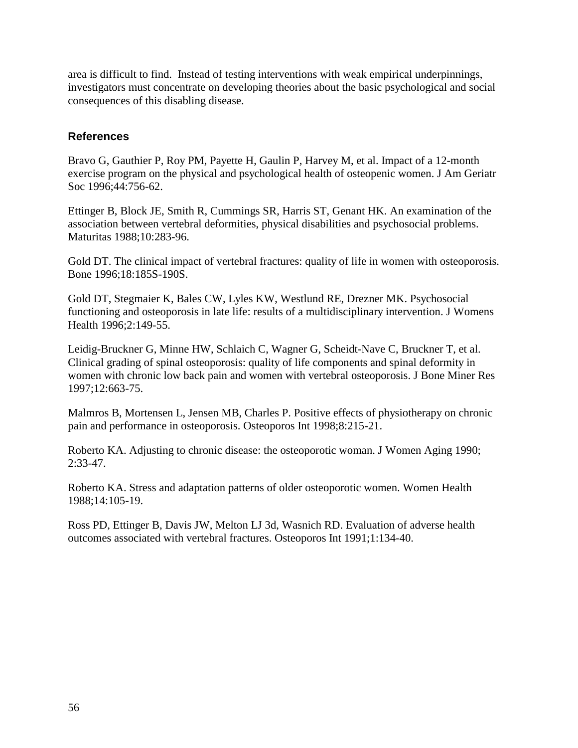area is difficult to find. Instead of testing interventions with weak empirical underpinnings, investigators must concentrate on developing theories about the basic psychological and social consequences of this disabling disease.

### References

Bravo G, Gauthier P, Roy PM, Payette H, Gaulin P, Harvey M, et al. Impact of a 12-month exercise program on the physical and psychological health of osteopenic women. J Am Geriatr Soc 1996;44:756-62.

Ettinger B, Block JE, Smith R, Cummings SR, Harris ST, Genant HK. An examination of the association between vertebral deformities, physical disabilities and psychosocial problems. Maturitas 1988;10:283-96.

Gold DT. The clinical impact of vertebral fractures: quality of life in women with osteoporosis. Bone 1996;18:185S-190S.

Gold DT, Stegmaier K, Bales CW, Lyles KW, Westlund RE, Drezner MK. Psychosocial functioning and osteoporosis in late life: results of a multidisciplinary intervention. J Womens Health 1996;2:149-55.

Leidig-Bruckner G, Minne HW, Schlaich C, Wagner G, Scheidt-Nave C, Bruckner T, et al. Clinical grading of spinal osteoporosis: quality of life components and spinal deformity in women with chronic low back pain and women with vertebral osteoporosis. J Bone Miner Res 1997;12:663-75.

Malmros B, Mortensen L, Jensen MB, Charles P. Positive effects of physiotherapy on chronic pain and performance in osteoporosis. Osteoporos Int 1998;8:215-21.

Roberto KA. Adjusting to chronic disease: the osteoporotic woman. J Women Aging 1990; 2:33-47.

Roberto KA. Stress and adaptation patterns of older osteoporotic women. Women Health 1988;14:105-19.

Ross PD, Ettinger B, Davis JW, Melton LJ 3d, Wasnich RD. Evaluation of adverse health outcomes associated with vertebral fractures. Osteoporos Int 1991;1:134-40.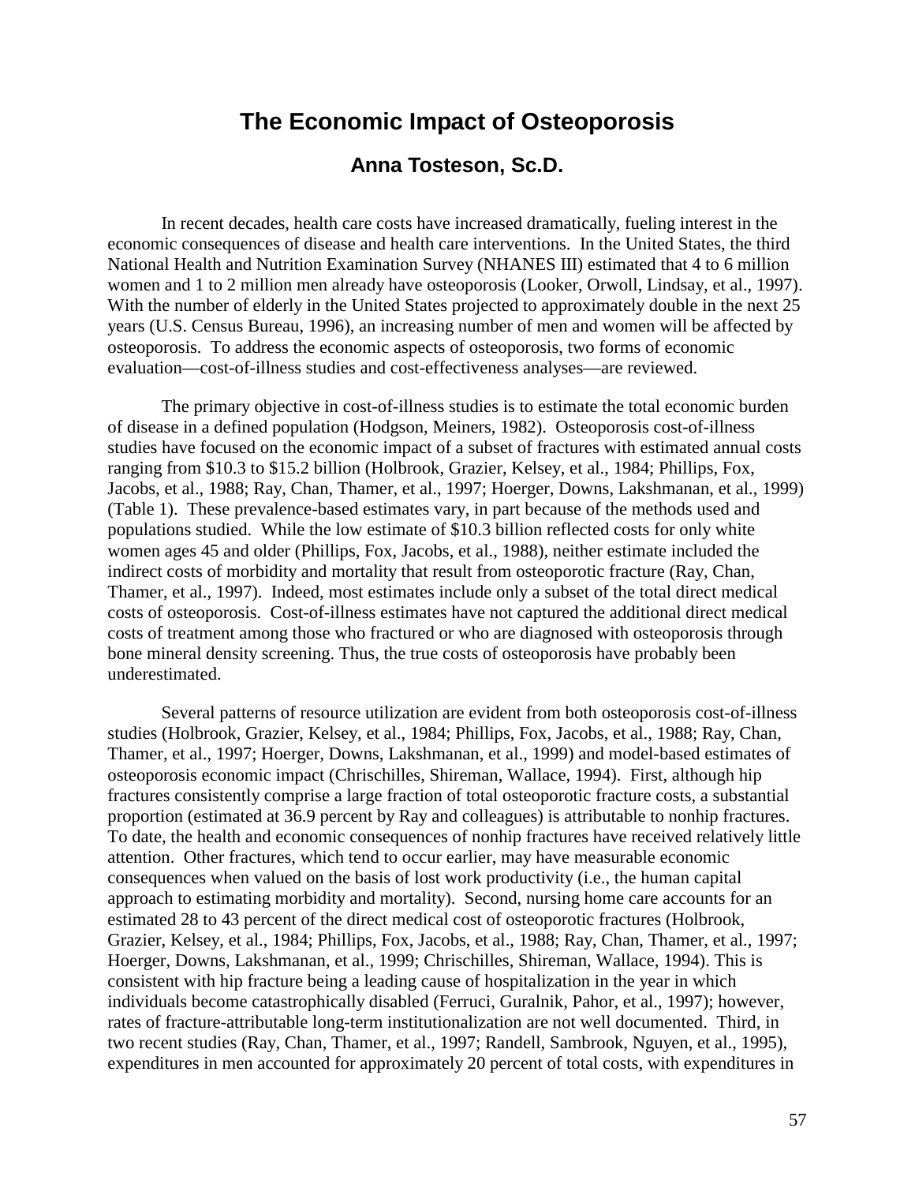# The Economic Impact of Osteoporosis

## Anna Tosteson, Sc.D.

In recent decades, health care costs have increased dramatically, fueling interest in the economic consequences of disease and health care interventions. In the United States, the third National Health and Nutrition Examination Survey (NHANES III) estimated that 4 to 6 million women and 1 to 2 million men already have osteoporosis (Looker, Orwoll, Lindsay, et al., 1997). With the number of elderly in the United States projected to approximately double in the next 25 years (U.S. Census Bureau, 1996), an increasing number of men and women will be affected by osteoporosis. To address the economic aspects of osteoporosis, two forms of economic evaluation—cost-of-illness studies and cost-effectiveness analyses—are reviewed.

The primary objective in cost-of-illness studies is to estimate the total economic burden of disease in a defined population (Hodgson, Meiners, 1982). Osteoporosis cost-of-illness studies have focused on the economic impact of a subset of fractures with estimated annual costs ranging from $10.3 to $15.2 billion (Holbrook, Grazier, Kelsey, et al., 1984; Phillips, Fox, Jacobs, et al., 1988; Ray, Chan, Thamer, et al., 1997; Hoerger, Downs, Lakshmanan, et al., 1999) (Table 1). These prevalence-based estimates vary, in part because of the methods used and populations studied. While the low estimate of $10.3 billion reflected costs for only white women ages 45 and older (Phillips, Fox, Jacobs, et al., 1988), neither estimate included the indirect costs of morbidity and mortality that result from osteoporotic fracture (Ray, Chan, Thamer, et al., 1997). Indeed, most estimates include only a subset of the total direct medical costs of osteoporosis. Cost-of-illness estimates have not captured the additional direct medical costs of treatment among those who fractured or who are diagnosed with osteoporosis through bone mineral density screening. Thus, the true costs of osteoporosis have probably been underestimated.

Several patterns of resource utilization are evident from both osteoporosis cost-of-illness studies (Holbrook, Grazier, Kelsey, et al., 1984; Phillips, Fox, Jacobs, et al., 1988; Ray, Chan, Thamer, et al., 1997; Hoerger, Downs, Lakshmanan, et al., 1999) and model-based estimates of osteoporosis economic impact (Chrischilles, Shireman, Wallace, 1994). First, although hip fractures consistently comprise a large fraction of total osteoporotic fracture costs, a substantial proportion (estimated at 36.9 percent by Ray and colleagues) is attributable to nonhip fractures. To date, the health and economic consequences of nonhip fractures have received relatively little attention. Other fractures, which tend to occur earlier, may have measurable economic consequences when valued on the basis of lost work productivity (i.e., the human capital approach to estimating morbidity and mortality). Second, nursing home care accounts for an estimated 28 to 43 percent of the direct medical cost of osteoporotic fractures (Holbrook, Grazier, Kelsey, et al., 1984; Phillips, Fox, Jacobs, et al., 1988; Ray, Chan, Thamer, et al., 1997; Hoerger, Downs, Lakshmanan, et al., 1999; Chrischilles, Shireman, Wallace, 1994). This is consistent with hip fracture being a leading cause of hospitalization in the year in which individuals become catastrophically disabled (Ferruci, Guralnik, Pahor, et al., 1997); however, rates of fracture-attributable long-term institutionalization are not well documented. Third, in two recent studies (Ray, Chan, Thamer, et al., 1997; Randell, Sambrook, Nguyen, et al., 1995), expenditures in men accounted for approximately 20 percent of total costs, with expenditures in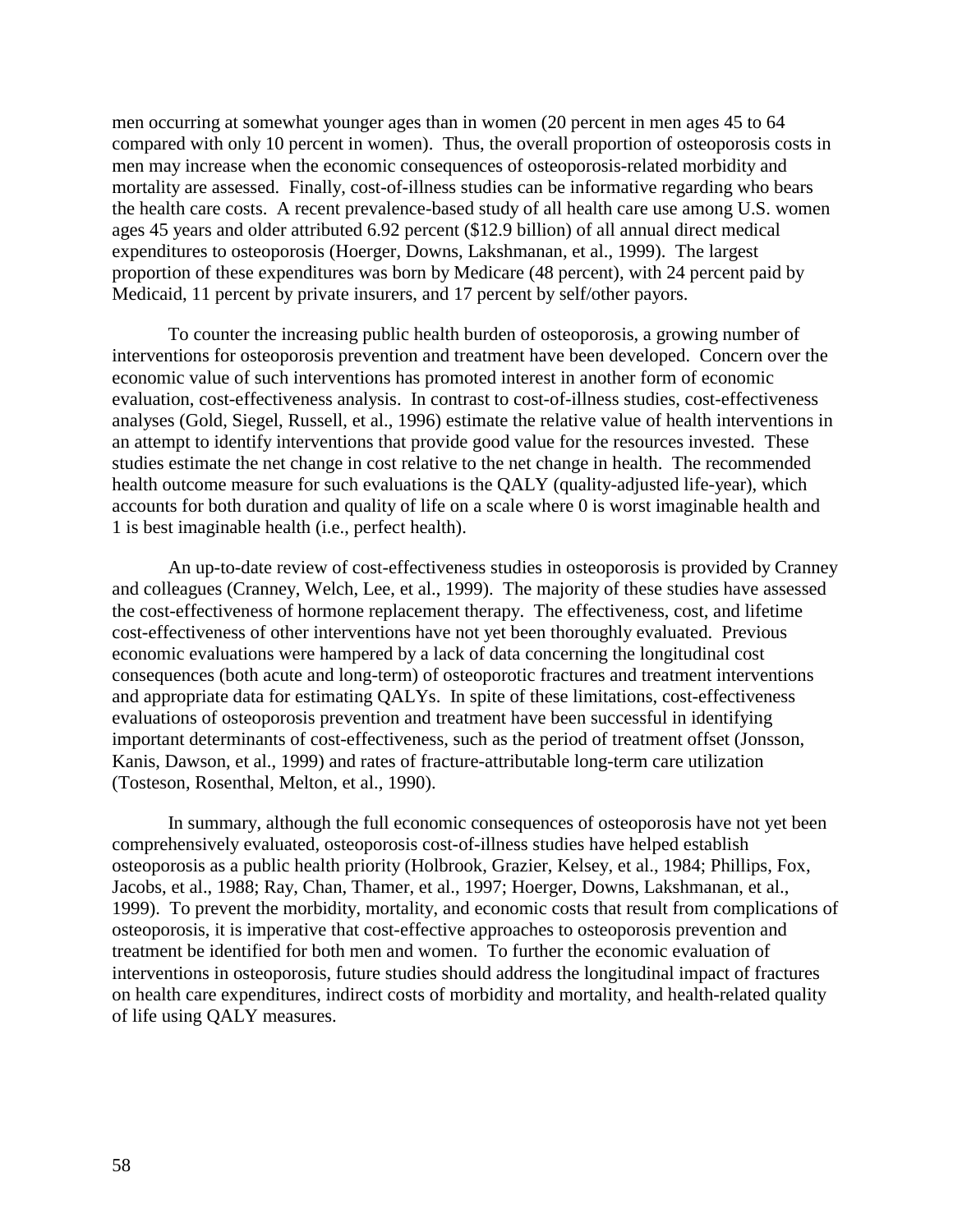men occurring at somewhat younger ages than in women (20 percent in men ages 45 to 64 compared with only 10 percent in women). Thus, the overall proportion of osteoporosis costs in men may increase when the economic consequences of osteoporosis-related morbidity and mortality are assessed. Finally, cost-of-illness studies can be informative regarding who bears the health care costs. A recent prevalence-based study of all health care use among U.S. women ages 45 years and older attributed 6.92 percent ($12.9 billion) of all annual direct medical expenditures to osteoporosis (Hoerger, Downs, Lakshmanan, et al., 1999). The largest proportion of these expenditures was born by Medicare (48 percent), with 24 percent paid by Medicaid, 11 percent by private insurers, and 17 percent by self/other payors.

To counter the increasing public health burden of osteoporosis, a growing number of interventions for osteoporosis prevention and treatment have been developed. Concern over the economic value of such interventions has promoted interest in another form of economic evaluation, cost-effectiveness analysis. In contrast to cost-of-illness studies, cost-effectiveness analyses (Gold, Siegel, Russell, et al., 1996) estimate the relative value of health interventions in an attempt to identify interventions that provide good value for the resources invested. These studies estimate the net change in cost relative to the net change in health. The recommended health outcome measure for such evaluations is the QALY (quality-adjusted life-year), which accounts for both duration and quality of life on a scale where 0 is worst imaginable health and 1 is best imaginable health (i.e., perfect health).

An up-to-date review of cost-effectiveness studies in osteoporosis is provided by Cranney and colleagues (Cranney, Welch, Lee, et al., 1999). The majority of these studies have assessed the cost-effectiveness of hormone replacement therapy. The effectiveness, cost, and lifetime cost-effectiveness of other interventions have not yet been thoroughly evaluated. Previous economic evaluations were hampered by a lack of data concerning the longitudinal cost consequences (both acute and long-term) of osteoporotic fractures and treatment interventions and appropriate data for estimating QALYs. In spite of these limitations, cost-effectiveness evaluations of osteoporosis prevention and treatment have been successful in identifying important determinants of cost-effectiveness, such as the period of treatment offset (Jonsson, Kanis, Dawson, et al., 1999) and rates of fracture-attributable long-term care utilization (Tosteson, Rosenthal, Melton, et al., 1990).

In summary, although the full economic consequences of osteoporosis have not yet been comprehensively evaluated, osteoporosis cost-of-illness studies have helped establish osteoporosis as a public health priority (Holbrook, Grazier, Kelsey, et al., 1984; Phillips, Fox, Jacobs, et al., 1988; Ray, Chan, Thamer, et al., 1997; Hoerger, Downs, Lakshmanan, et al., 1999). To prevent the morbidity, mortality, and economic costs that result from complications of osteoporosis, it is imperative that cost-effective approaches to osteoporosis prevention and treatment be identified for both men and women. To further the economic evaluation of interventions in osteoporosis, future studies should address the longitudinal impact of fractures on health care expenditures, indirect costs of morbidity and mortality, and health-related quality of life using QALY measures.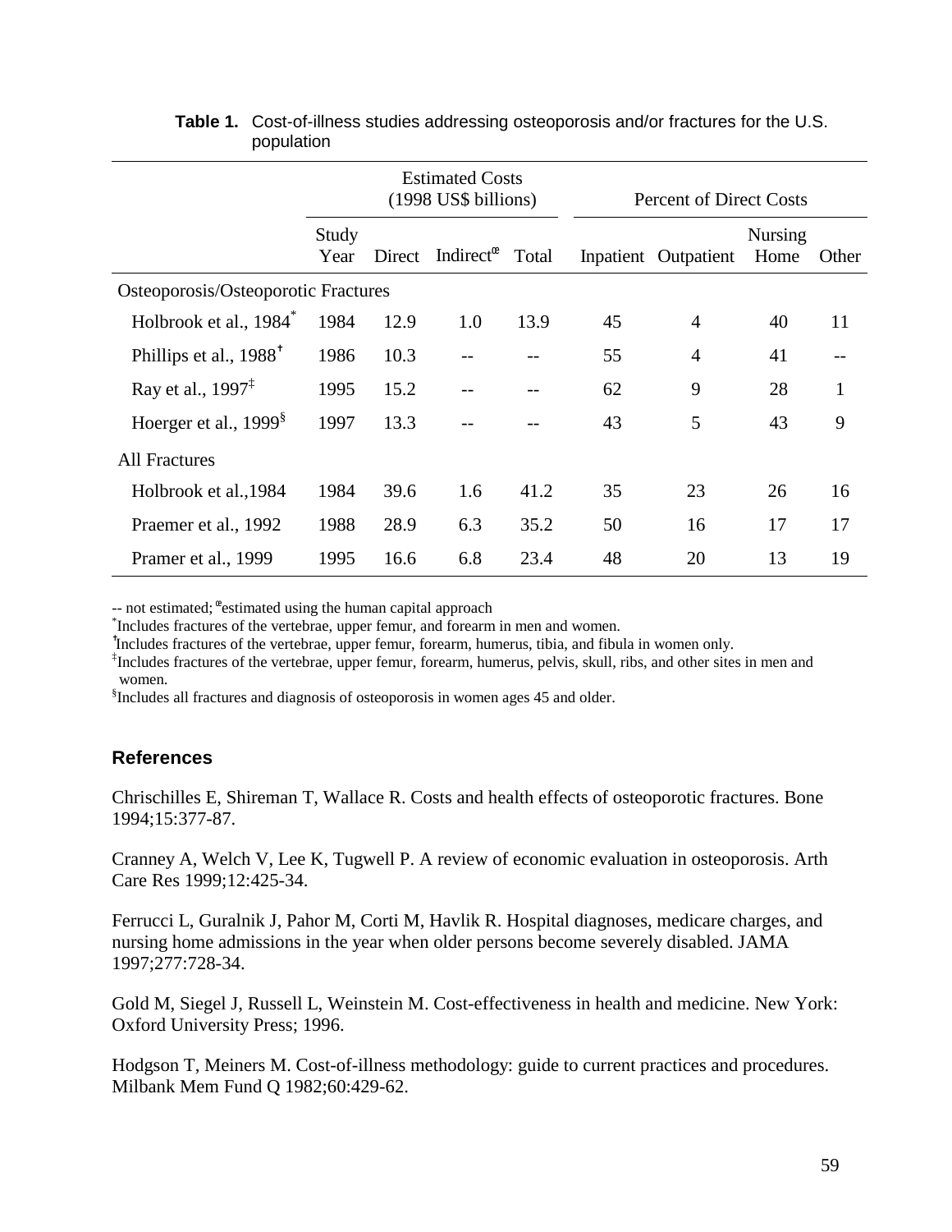**Table 1.** Cost-of-illness studies addressing osteoporosis and/or fractures for the U.S. population

| | Estimated Costs (1998 US$ billions) | | | | Percent of Direct Costs | | | |
|---|---|---|---|---|---|---|---|---|
| | Study Year | Direct | Indirect[œ] | Total | Inpatient | Outpatient | Nursing Home | Other |
| Osteoporosis/Osteoporotic Fractures | | | | | | | | |
| Holbrook et al., 1984[*] | 1984 | 12.9 | 1.0 | 13.9 | 45 | 4 | 40 | 11 |
| Phillips et al., 1988[†] | 1986 | 10.3 | -- | -- | 55 | 4 | 41 | -- |
| Ray et al., 1997[‡] | 1995 | 15.2 | -- | -- | 62 | 9 | 28 | 1 |
| Hoerger et al., 1999[§] | 1997 | 13.3 | -- | -- | 43 | 5 | 43 | 9 |
| All Fractures | | | | | | | | |
| Holbrook et al.,1984 | 1984 | 39.6 | 1.6 | 41.2 | 35 | 23 | 26 | 16 |
| Praemer et al., 1992 | 1988 | 28.9 | 6.3 | 35.2 | 50 | 16 | 17 | 17 |
| Pramer et al., 1999 | 1995 | 16.6 | 6.8 | 23.4 | 48 | 20 | 13 | 19 |

-- not estimated; [œ]estimated using the human capital approach
[*]Includes fractures of the vertebrae, upper femur, and forearm in men and women.
[†]Includes fractures of the vertebrae, upper femur, forearm, humerus, tibia, and fibula in women only.
[‡]Includes fractures of the vertebrae, upper femur, forearm, humerus, pelvis, skull, ribs, and other sites in men and women.
[§]Includes all fractures and diagnosis of osteoporosis in women ages 45 and older.

## References

Chrischilles E, Shireman T, Wallace R. Costs and health effects of osteoporotic fractures. Bone 1994;15:377-87.

Cranney A, Welch V, Lee K, Tugwell P. A review of economic evaluation in osteoporosis. Arth Care Res 1999;12:425-34.

Ferrucci L, Guralnik J, Pahor M, Corti M, Havlik R. Hospital diagnoses, medicare charges, and nursing home admissions in the year when older persons become severely disabled. JAMA 1997;277:728-34.

Gold M, Siegel J, Russell L, Weinstein M. Cost-effectiveness in health and medicine. New York: Oxford University Press; 1996.

Hodgson T, Meiners M. Cost-of-illness methodology: guide to current practices and procedures. Milbank Mem Fund Q 1982;60:429-62.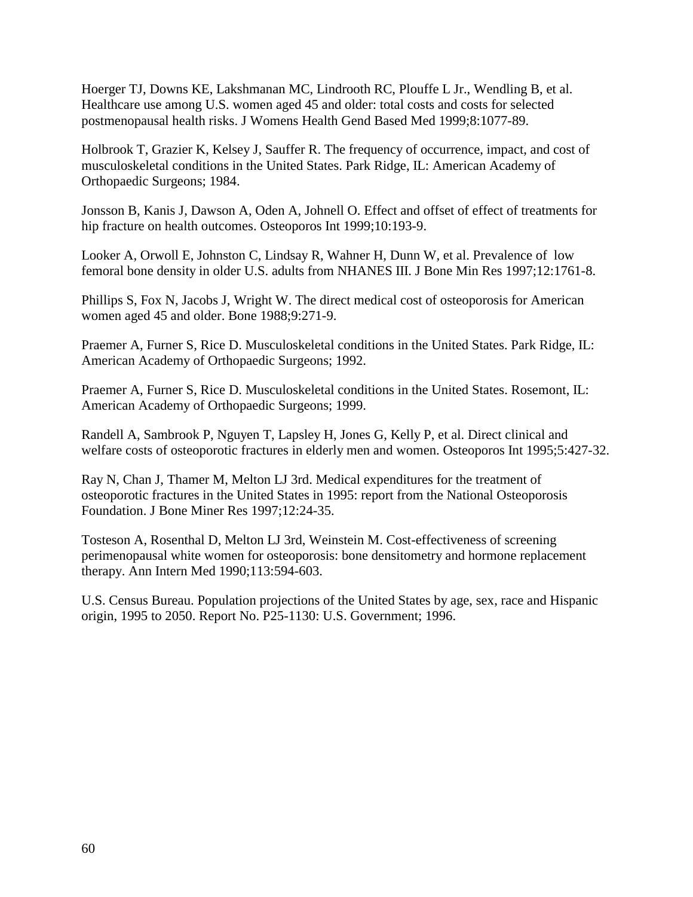Hoerger TJ, Downs KE, Lakshmanan MC, Lindrooth RC, Plouffe L Jr., Wendling B, et al. Healthcare use among U.S. women aged 45 and older: total costs and costs for selected postmenopausal health risks. J Womens Health Gend Based Med 1999;8:1077-89.

Holbrook T, Grazier K, Kelsey J, Sauffer R. The frequency of occurrence, impact, and cost of musculoskeletal conditions in the United States. Park Ridge, IL: American Academy of Orthopaedic Surgeons; 1984.

Jonsson B, Kanis J, Dawson A, Oden A, Johnell O. Effect and offset of effect of treatments for hip fracture on health outcomes. Osteoporos Int 1999;10:193-9.

Looker A, Orwoll E, Johnston C, Lindsay R, Wahner H, Dunn W, et al. Prevalence of low femoral bone density in older U.S. adults from NHANES III. J Bone Min Res 1997;12:1761-8.

Phillips S, Fox N, Jacobs J, Wright W. The direct medical cost of osteoporosis for American women aged 45 and older. Bone 1988;9:271-9.

Praemer A, Furner S, Rice D. Musculoskeletal conditions in the United States. Park Ridge, IL: American Academy of Orthopaedic Surgeons; 1992.

Praemer A, Furner S, Rice D. Musculoskeletal conditions in the United States. Rosemont, IL: American Academy of Orthopaedic Surgeons; 1999.

Randell A, Sambrook P, Nguyen T, Lapsley H, Jones G, Kelly P, et al. Direct clinical and welfare costs of osteoporotic fractures in elderly men and women. Osteoporos Int 1995;5:427-32.

Ray N, Chan J, Thamer M, Melton LJ 3rd. Medical expenditures for the treatment of osteoporotic fractures in the United States in 1995: report from the National Osteoporosis Foundation. J Bone Miner Res 1997;12:24-35.

Tosteson A, Rosenthal D, Melton LJ 3rd, Weinstein M. Cost-effectiveness of screening perimenopausal white women for osteoporosis: bone densitometry and hormone replacement therapy. Ann Intern Med 1990;113:594-603.

U.S. Census Bureau. Population projections of the United States by age, sex, race and Hispanic origin, 1995 to 2050. Report No. P25-1130: U.S. Government; 1996.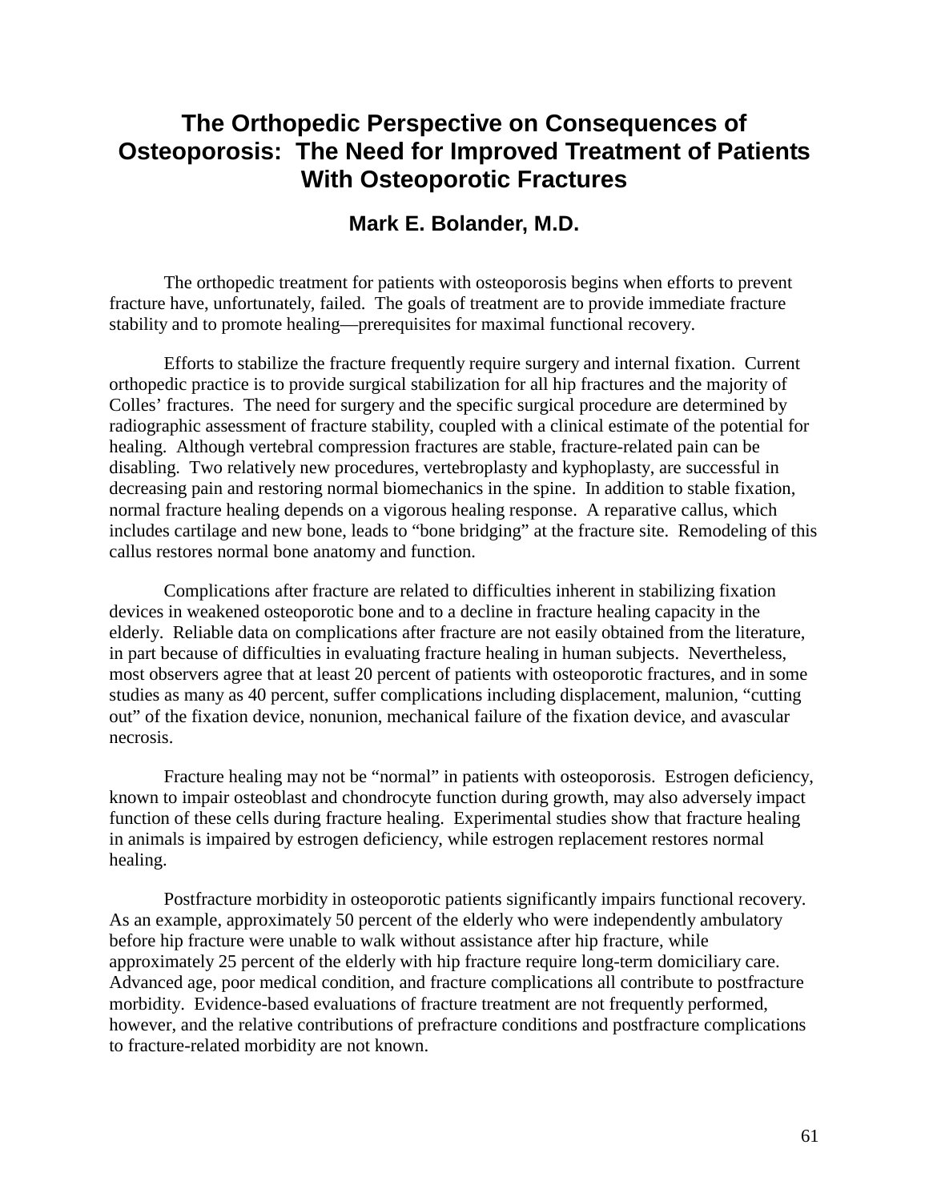# The Orthopedic Perspective on Consequences of Osteoporosis: The Need for Improved Treatment of Patients With Osteoporotic Fractures

## Mark E. Bolander, M.D.

The orthopedic treatment for patients with osteoporosis begins when efforts to prevent fracture have, unfortunately, failed. The goals of treatment are to provide immediate fracture stability and to promote healing—prerequisites for maximal functional recovery.

Efforts to stabilize the fracture frequently require surgery and internal fixation. Current orthopedic practice is to provide surgical stabilization for all hip fractures and the majority of Colles' fractures. The need for surgery and the specific surgical procedure are determined by radiographic assessment of fracture stability, coupled with a clinical estimate of the potential for healing. Although vertebral compression fractures are stable, fracture-related pain can be disabling. Two relatively new procedures, vertebroplasty and kyphoplasty, are successful in decreasing pain and restoring normal biomechanics in the spine. In addition to stable fixation, normal fracture healing depends on a vigorous healing response. A reparative callus, which includes cartilage and new bone, leads to "bone bridging" at the fracture site. Remodeling of this callus restores normal bone anatomy and function.

Complications after fracture are related to difficulties inherent in stabilizing fixation devices in weakened osteoporotic bone and to a decline in fracture healing capacity in the elderly. Reliable data on complications after fracture are not easily obtained from the literature, in part because of difficulties in evaluating fracture healing in human subjects. Nevertheless, most observers agree that at least 20 percent of patients with osteoporotic fractures, and in some studies as many as 40 percent, suffer complications including displacement, malunion, "cutting out" of the fixation device, nonunion, mechanical failure of the fixation device, and avascular necrosis.

Fracture healing may not be "normal" in patients with osteoporosis. Estrogen deficiency, known to impair osteoblast and chondrocyte function during growth, may also adversely impact function of these cells during fracture healing. Experimental studies show that fracture healing in animals is impaired by estrogen deficiency, while estrogen replacement restores normal healing.

Postfracture morbidity in osteoporotic patients significantly impairs functional recovery. As an example, approximately 50 percent of the elderly who were independently ambulatory before hip fracture were unable to walk without assistance after hip fracture, while approximately 25 percent of the elderly with hip fracture require long-term domiciliary care. Advanced age, poor medical condition, and fracture complications all contribute to postfracture morbidity. Evidence-based evaluations of fracture treatment are not frequently performed, however, and the relative contributions of prefracture conditions and postfracture complications to fracture-related morbidity are not known.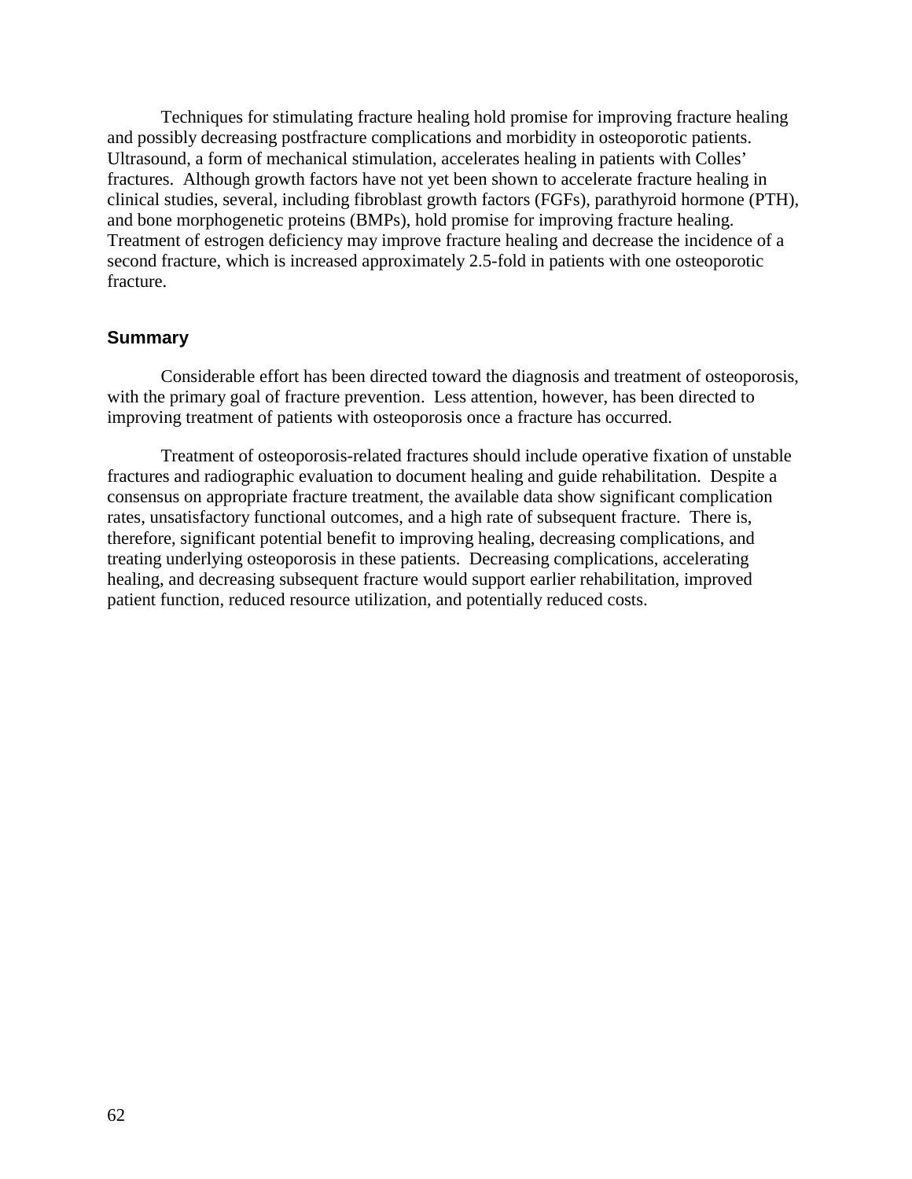Techniques for stimulating fracture healing hold promise for improving fracture healing and possibly decreasing postfracture complications and morbidity in osteoporotic patients. Ultrasound, a form of mechanical stimulation, accelerates healing in patients with Colles' fractures. Although growth factors have not yet been shown to accelerate fracture healing in clinical studies, several, including fibroblast growth factors (FGFs), parathyroid hormone (PTH), and bone morphogenetic proteins (BMPs), hold promise for improving fracture healing. Treatment of estrogen deficiency may improve fracture healing and decrease the incidence of a second fracture, which is increased approximately 2.5-fold in patients with one osteoporotic fracture.

## Summary

Considerable effort has been directed toward the diagnosis and treatment of osteoporosis, with the primary goal of fracture prevention. Less attention, however, has been directed to improving treatment of patients with osteoporosis once a fracture has occurred.

Treatment of osteoporosis-related fractures should include operative fixation of unstable fractures and radiographic evaluation to document healing and guide rehabilitation. Despite a consensus on appropriate fracture treatment, the available data show significant complication rates, unsatisfactory functional outcomes, and a high rate of subsequent fracture. There is, therefore, significant potential benefit to improving healing, decreasing complications, and treating underlying osteoporosis in these patients. Decreasing complications, accelerating healing, and decreasing subsequent fracture would support earlier rehabilitation, improved patient function, reduced resource utilization, and potentially reduced costs.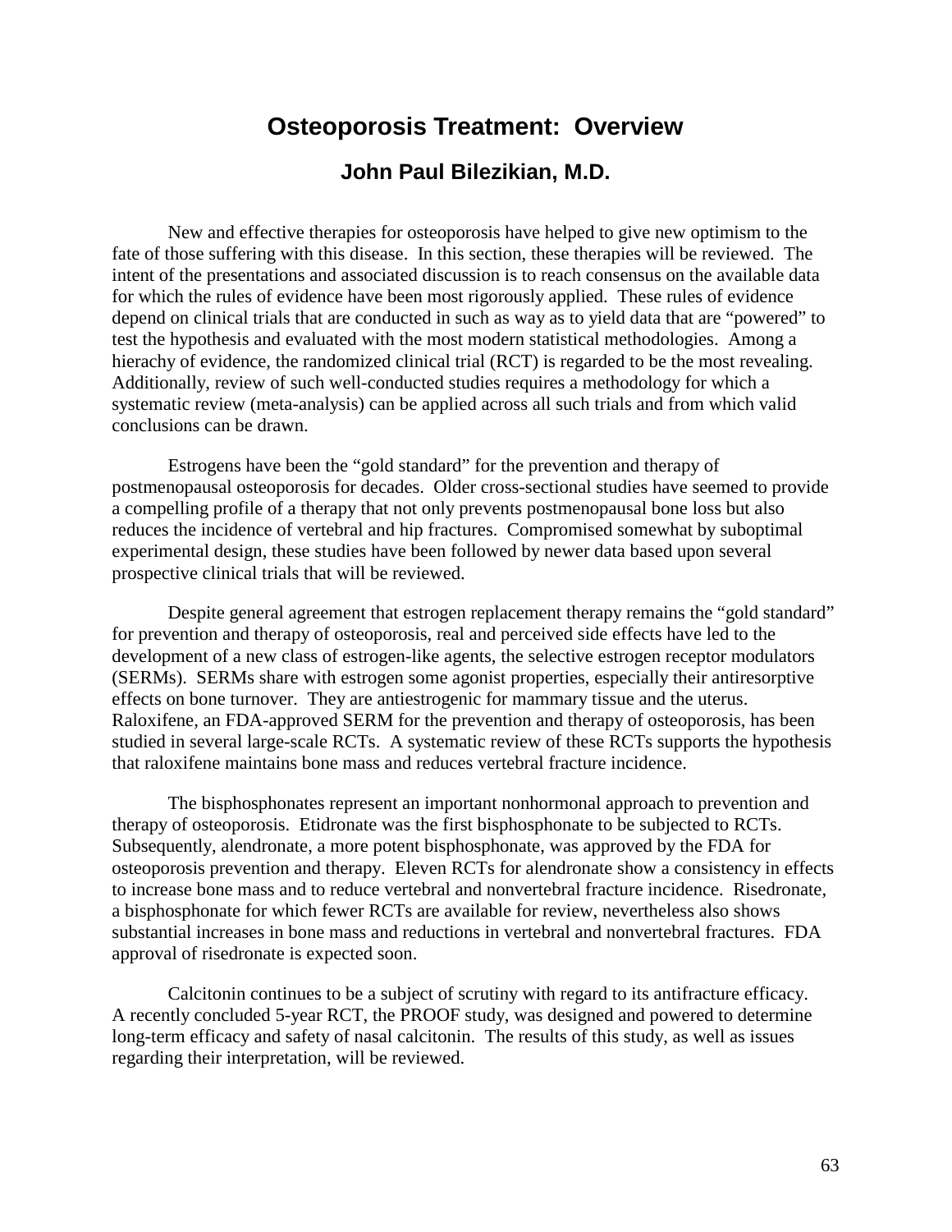# Osteoporosis Treatment: Overview

## John Paul Bilezikian, M.D.

New and effective therapies for osteoporosis have helped to give new optimism to the fate of those suffering with this disease. In this section, these therapies will be reviewed. The intent of the presentations and associated discussion is to reach consensus on the available data for which the rules of evidence have been most rigorously applied. These rules of evidence depend on clinical trials that are conducted in such as way as to yield data that are "powered" to test the hypothesis and evaluated with the most modern statistical methodologies. Among a hierachy of evidence, the randomized clinical trial (RCT) is regarded to be the most revealing. Additionally, review of such well-conducted studies requires a methodology for which a systematic review (meta-analysis) can be applied across all such trials and from which valid conclusions can be drawn.

Estrogens have been the "gold standard" for the prevention and therapy of postmenopausal osteoporosis for decades. Older cross-sectional studies have seemed to provide a compelling profile of a therapy that not only prevents postmenopausal bone loss but also reduces the incidence of vertebral and hip fractures. Compromised somewhat by suboptimal experimental design, these studies have been followed by newer data based upon several prospective clinical trials that will be reviewed.

Despite general agreement that estrogen replacement therapy remains the "gold standard" for prevention and therapy of osteoporosis, real and perceived side effects have led to the development of a new class of estrogen-like agents, the selective estrogen receptor modulators (SERMs). SERMs share with estrogen some agonist properties, especially their antiresorptive effects on bone turnover. They are antiestrogenic for mammary tissue and the uterus. Raloxifene, an FDA-approved SERM for the prevention and therapy of osteoporosis, has been studied in several large-scale RCTs. A systematic review of these RCTs supports the hypothesis that raloxifene maintains bone mass and reduces vertebral fracture incidence.

The bisphosphonates represent an important nonhormonal approach to prevention and therapy of osteoporosis. Etidronate was the first bisphosphonate to be subjected to RCTs. Subsequently, alendronate, a more potent bisphosphonate, was approved by the FDA for osteoporosis prevention and therapy. Eleven RCTs for alendronate show a consistency in effects to increase bone mass and to reduce vertebral and nonvertebral fracture incidence. Risedronate, a bisphosphonate for which fewer RCTs are available for review, nevertheless also shows substantial increases in bone mass and reductions in vertebral and nonvertebral fractures. FDA approval of risedronate is expected soon.

Calcitonin continues to be a subject of scrutiny with regard to its antifracture efficacy. A recently concluded 5-year RCT, the PROOF study, was designed and powered to determine long-term efficacy and safety of nasal calcitonin. The results of this study, as well as issues regarding their interpretation, will be reviewed.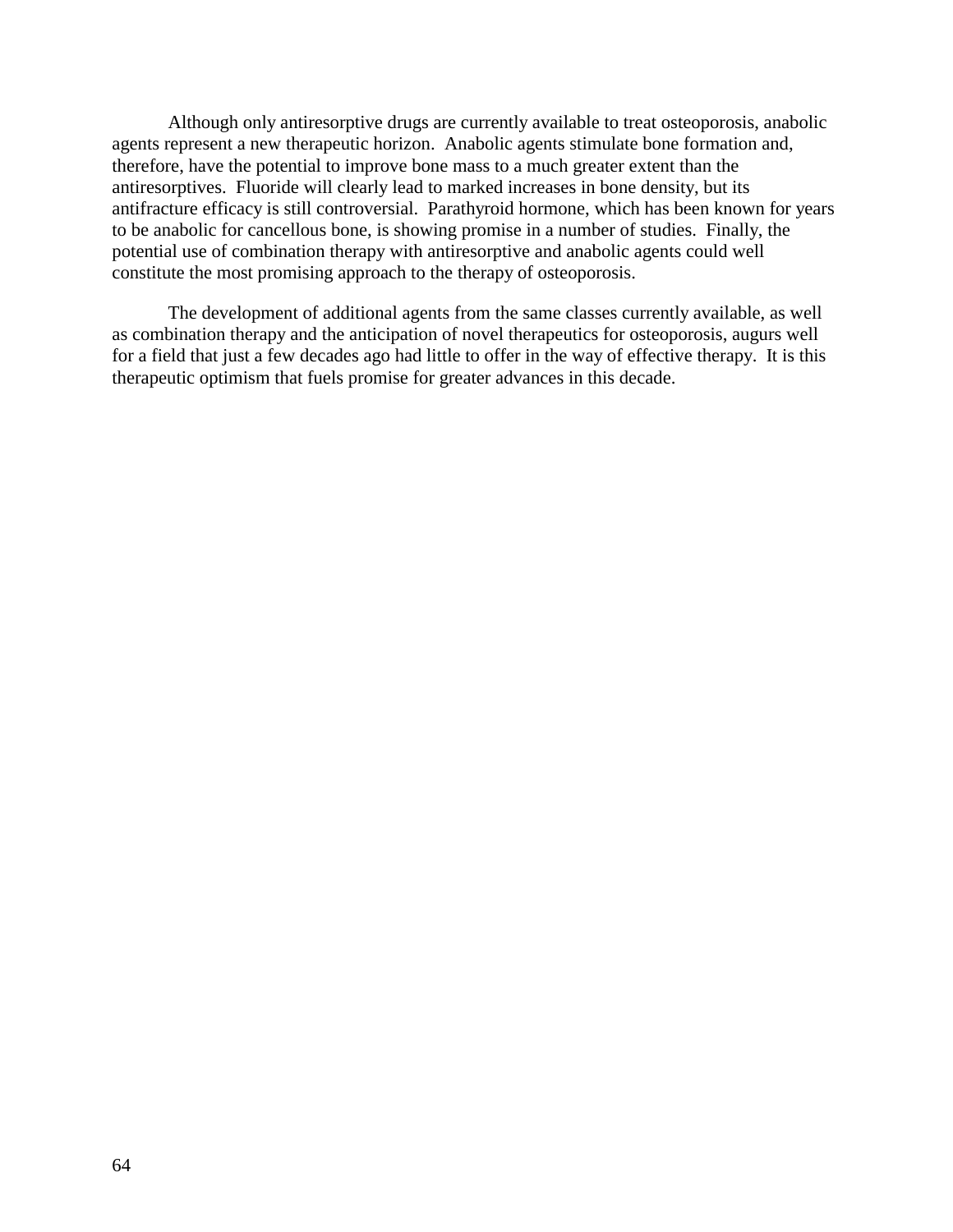Although only antiresorptive drugs are currently available to treat osteoporosis, anabolic agents represent a new therapeutic horizon. Anabolic agents stimulate bone formation and, therefore, have the potential to improve bone mass to a much greater extent than the antiresorptives. Fluoride will clearly lead to marked increases in bone density, but its antifracture efficacy is still controversial. Parathyroid hormone, which has been known for years to be anabolic for cancellous bone, is showing promise in a number of studies. Finally, the potential use of combination therapy with antiresorptive and anabolic agents could well constitute the most promising approach to the therapy of osteoporosis.

The development of additional agents from the same classes currently available, as well as combination therapy and the anticipation of novel therapeutics for osteoporosis, augurs well for a field that just a few decades ago had little to offer in the way of effective therapy. It is this therapeutic optimism that fuels promise for greater advances in this decade.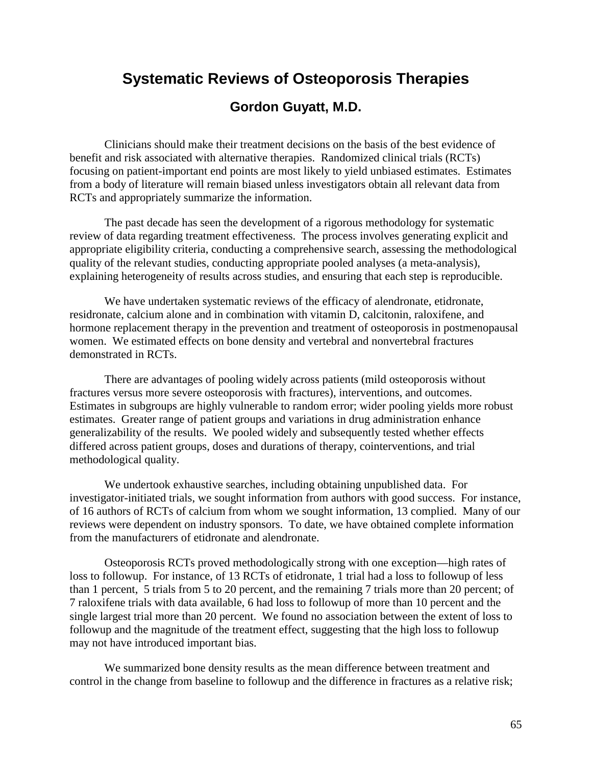# Systematic Reviews of Osteoporosis Therapies

## Gordon Guyatt, M.D.

Clinicians should make their treatment decisions on the basis of the best evidence of benefit and risk associated with alternative therapies. Randomized clinical trials (RCTs) focusing on patient-important end points are most likely to yield unbiased estimates. Estimates from a body of literature will remain biased unless investigators obtain all relevant data from RCTs and appropriately summarize the information.

The past decade has seen the development of a rigorous methodology for systematic review of data regarding treatment effectiveness. The process involves generating explicit and appropriate eligibility criteria, conducting a comprehensive search, assessing the methodological quality of the relevant studies, conducting appropriate pooled analyses (a meta-analysis), explaining heterogeneity of results across studies, and ensuring that each step is reproducible.

We have undertaken systematic reviews of the efficacy of alendronate, etidronate, residronate, calcium alone and in combination with vitamin D, calcitonin, raloxifene, and hormone replacement therapy in the prevention and treatment of osteoporosis in postmenopausal women. We estimated effects on bone density and vertebral and nonvertebral fractures demonstrated in RCTs.

There are advantages of pooling widely across patients (mild osteoporosis without fractures versus more severe osteoporosis with fractures), interventions, and outcomes. Estimates in subgroups are highly vulnerable to random error; wider pooling yields more robust estimates. Greater range of patient groups and variations in drug administration enhance generalizability of the results. We pooled widely and subsequently tested whether effects differed across patient groups, doses and durations of therapy, cointerventions, and trial methodological quality.

We undertook exhaustive searches, including obtaining unpublished data. For investigator-initiated trials, we sought information from authors with good success. For instance, of 16 authors of RCTs of calcium from whom we sought information, 13 complied. Many of our reviews were dependent on industry sponsors. To date, we have obtained complete information from the manufacturers of etidronate and alendronate.

Osteoporosis RCTs proved methodologically strong with one exception—high rates of loss to followup. For instance, of 13 RCTs of etidronate, 1 trial had a loss to followup of less than 1 percent, 5 trials from 5 to 20 percent, and the remaining 7 trials more than 20 percent; of 7 raloxifene trials with data available, 6 had loss to followup of more than 10 percent and the single largest trial more than 20 percent. We found no association between the extent of loss to followup and the magnitude of the treatment effect, suggesting that the high loss to followup may not have introduced important bias.

We summarized bone density results as the mean difference between treatment and control in the change from baseline to followup and the difference in fractures as a relative risk;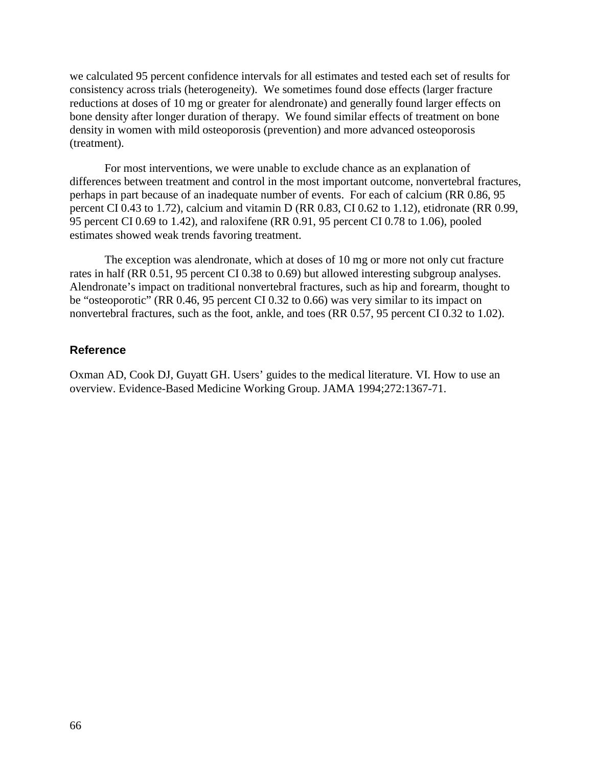we calculated 95 percent confidence intervals for all estimates and tested each set of results for consistency across trials (heterogeneity). We sometimes found dose effects (larger fracture reductions at doses of 10 mg or greater for alendronate) and generally found larger effects on bone density after longer duration of therapy. We found similar effects of treatment on bone density in women with mild osteoporosis (prevention) and more advanced osteoporosis (treatment).

For most interventions, we were unable to exclude chance as an explanation of differences between treatment and control in the most important outcome, nonvertebral fractures, perhaps in part because of an inadequate number of events. For each of calcium (RR 0.86, 95 percent CI 0.43 to 1.72), calcium and vitamin D (RR 0.83, CI 0.62 to 1.12), etidronate (RR 0.99, 95 percent CI 0.69 to 1.42), and raloxifene (RR 0.91, 95 percent CI 0.78 to 1.06), pooled estimates showed weak trends favoring treatment.

The exception was alendronate, which at doses of 10 mg or more not only cut fracture rates in half (RR 0.51, 95 percent CI 0.38 to 0.69) but allowed interesting subgroup analyses. Alendronate's impact on traditional nonvertebral fractures, such as hip and forearm, thought to be "osteoporotic" (RR 0.46, 95 percent CI 0.32 to 0.66) was very similar to its impact on nonvertebral fractures, such as the foot, ankle, and toes (RR 0.57, 95 percent CI 0.32 to 1.02).

## Reference

Oxman AD, Cook DJ, Guyatt GH. Users' guides to the medical literature. VI. How to use an overview. Evidence-Based Medicine Working Group. JAMA 1994;272:1367-71.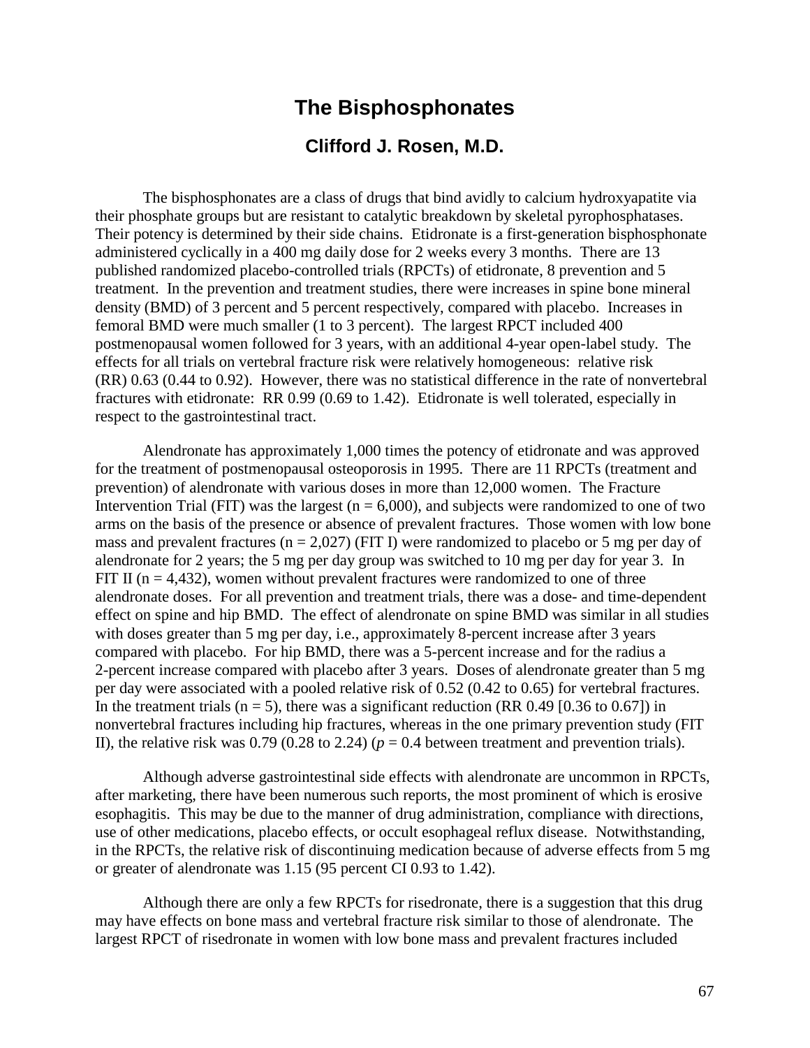# The Bisphosphonates

## Clifford J. Rosen, M.D.

The bisphosphonates are a class of drugs that bind avidly to calcium hydroxyapatite via their phosphate groups but are resistant to catalytic breakdown by skeletal pyrophosphatases. Their potency is determined by their side chains. Etidronate is a first-generation bisphosphonate administered cyclically in a 400 mg daily dose for 2 weeks every 3 months. There are 13 published randomized placebo-controlled trials (RPCTs) of etidronate, 8 prevention and 5 treatment. In the prevention and treatment studies, there were increases in spine bone mineral density (BMD) of 3 percent and 5 percent respectively, compared with placebo. Increases in femoral BMD were much smaller (1 to 3 percent). The largest RPCT included 400 postmenopausal women followed for 3 years, with an additional 4-year open-label study. The effects for all trials on vertebral fracture risk were relatively homogeneous: relative risk (RR) 0.63 (0.44 to 0.92). However, there was no statistical difference in the rate of nonvertebral fractures with etidronate: RR 0.99 (0.69 to 1.42). Etidronate is well tolerated, especially in respect to the gastrointestinal tract.

Alendronate has approximately 1,000 times the potency of etidronate and was approved for the treatment of postmenopausal osteoporosis in 1995. There are 11 RPCTs (treatment and prevention) of alendronate with various doses in more than 12,000 women. The Fracture Intervention Trial (FIT) was the largest (n = 6,000), and subjects were randomized to one of two arms on the basis of the presence or absence of prevalent fractures. Those women with low bone mass and prevalent fractures (n = 2,027) (FIT I) were randomized to placebo or 5 mg per day of alendronate for 2 years; the 5 mg per day group was switched to 10 mg per day for year 3. In FIT II (n = 4,432), women without prevalent fractures were randomized to one of three alendronate doses. For all prevention and treatment trials, there was a dose- and time-dependent effect on spine and hip BMD. The effect of alendronate on spine BMD was similar in all studies with doses greater than 5 mg per day, i.e., approximately 8-percent increase after 3 years compared with placebo. For hip BMD, there was a 5-percent increase and for the radius a 2-percent increase compared with placebo after 3 years. Doses of alendronate greater than 5 mg per day were associated with a pooled relative risk of 0.52 (0.42 to 0.65) for vertebral fractures. In the treatment trials (n = 5), there was a significant reduction (RR 0.49 [0.36 to 0.67]) in nonvertebral fractures including hip fractures, whereas in the one primary prevention study (FIT II), the relative risk was 0.79 (0.28 to 2.24) ($p = 0.4$ between treatment and prevention trials).

Although adverse gastrointestinal side effects with alendronate are uncommon in RPCTs, after marketing, there have been numerous such reports, the most prominent of which is erosive esophagitis. This may be due to the manner of drug administration, compliance with directions, use of other medications, placebo effects, or occult esophageal reflux disease. Notwithstanding, in the RPCTs, the relative risk of discontinuing medication because of adverse effects from 5 mg or greater of alendronate was 1.15 (95 percent CI 0.93 to 1.42).

Although there are only a few RPCTs for risedronate, there is a suggestion that this drug may have effects on bone mass and vertebral fracture risk similar to those of alendronate. The largest RPCT of risedronate in women with low bone mass and prevalent fractures included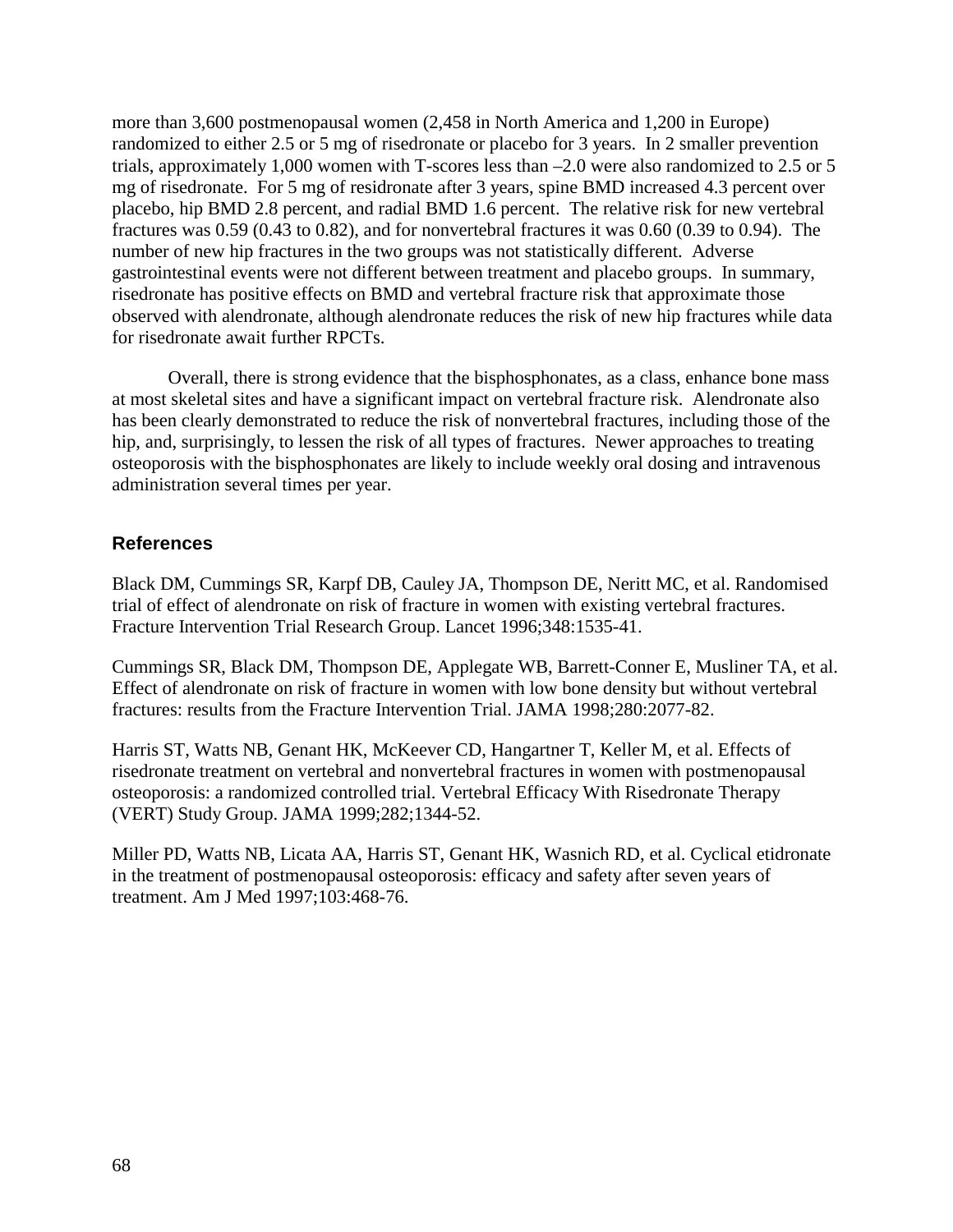more than 3,600 postmenopausal women (2,458 in North America and 1,200 in Europe) randomized to either 2.5 or 5 mg of risedronate or placebo for 3 years. In 2 smaller prevention trials, approximately 1,000 women with T-scores less than –2.0 were also randomized to 2.5 or 5 mg of risedronate. For 5 mg of residronate after 3 years, spine BMD increased 4.3 percent over placebo, hip BMD 2.8 percent, and radial BMD 1.6 percent. The relative risk for new vertebral fractures was 0.59 (0.43 to 0.82), and for nonvertebral fractures it was 0.60 (0.39 to 0.94). The number of new hip fractures in the two groups was not statistically different. Adverse gastrointestinal events were not different between treatment and placebo groups. In summary, risedronate has positive effects on BMD and vertebral fracture risk that approximate those observed with alendronate, although alendronate reduces the risk of new hip fractures while data for risedronate await further RPCTs.

Overall, there is strong evidence that the bisphosphonates, as a class, enhance bone mass at most skeletal sites and have a significant impact on vertebral fracture risk. Alendronate also has been clearly demonstrated to reduce the risk of nonvertebral fractures, including those of the hip, and, surprisingly, to lessen the risk of all types of fractures. Newer approaches to treating osteoporosis with the bisphosphonates are likely to include weekly oral dosing and intravenous administration several times per year.

## References

Black DM, Cummings SR, Karpf DB, Cauley JA, Thompson DE, Neritt MC, et al. Randomised trial of effect of alendronate on risk of fracture in women with existing vertebral fractures. Fracture Intervention Trial Research Group. Lancet 1996;348:1535-41.

Cummings SR, Black DM, Thompson DE, Applegate WB, Barrett-Conner E, Musliner TA, et al. Effect of alendronate on risk of fracture in women with low bone density but without vertebral fractures: results from the Fracture Intervention Trial. JAMA 1998;280:2077-82.

Harris ST, Watts NB, Genant HK, McKeever CD, Hangartner T, Keller M, et al. Effects of risedronate treatment on vertebral and nonvertebral fractures in women with postmenopausal osteoporosis: a randomized controlled trial. Vertebral Efficacy With Risedronate Therapy (VERT) Study Group. JAMA 1999;282;1344-52.

Miller PD, Watts NB, Licata AA, Harris ST, Genant HK, Wasnich RD, et al. Cyclical etidronate in the treatment of postmenopausal osteoporosis: efficacy and safety after seven years of treatment. Am J Med 1997;103:468-76.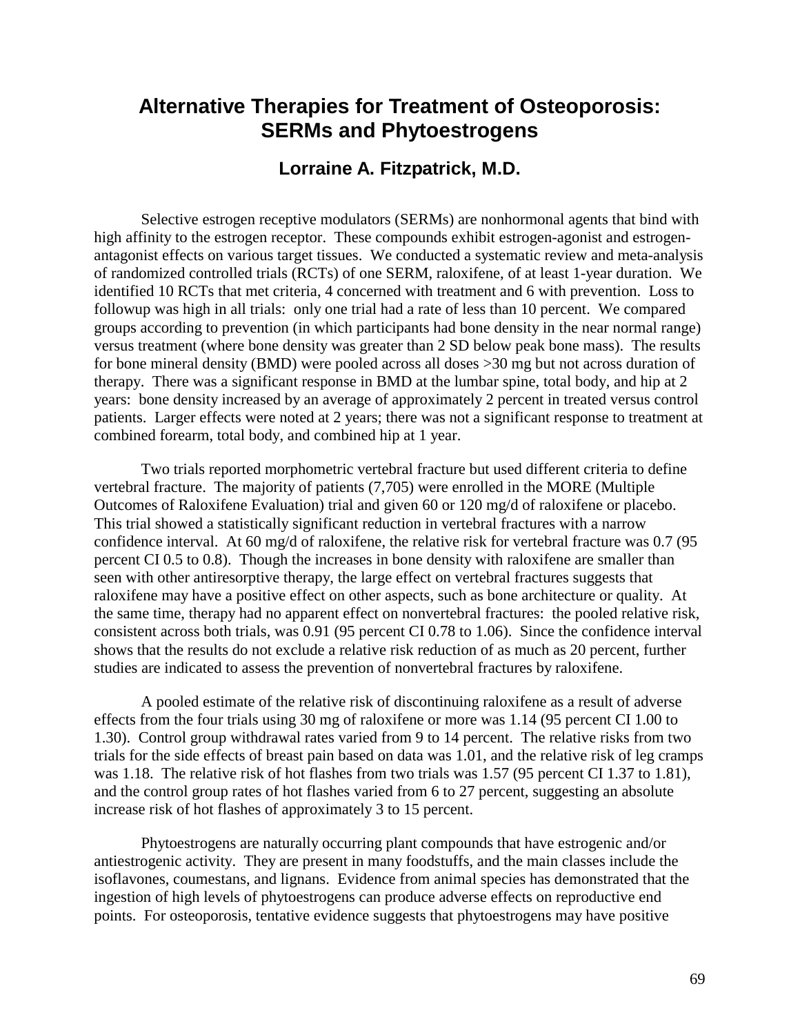# Alternative Therapies for Treatment of Osteoporosis: SERMs and Phytoestrogens

## Lorraine A. Fitzpatrick, M.D.

Selective estrogen receptive modulators (SERMs) are nonhormonal agents that bind with high affinity to the estrogen receptor. These compounds exhibit estrogen-agonist and estrogen-antagonist effects on various target tissues. We conducted a systematic review and meta-analysis of randomized controlled trials (RCTs) of one SERM, raloxifene, of at least 1-year duration. We identified 10 RCTs that met criteria, 4 concerned with treatment and 6 with prevention. Loss to followup was high in all trials: only one trial had a rate of less than 10 percent. We compared groups according to prevention (in which participants had bone density in the near normal range) versus treatment (where bone density was greater than 2 SD below peak bone mass). The results for bone mineral density (BMD) were pooled across all doses >30 mg but not across duration of therapy. There was a significant response in BMD at the lumbar spine, total body, and hip at 2 years: bone density increased by an average of approximately 2 percent in treated versus control patients. Larger effects were noted at 2 years; there was not a significant response to treatment at combined forearm, total body, and combined hip at 1 year.

Two trials reported morphometric vertebral fracture but used different criteria to define vertebral fracture. The majority of patients (7,705) were enrolled in the MORE (Multiple Outcomes of Raloxifene Evaluation) trial and given 60 or 120 mg/d of raloxifene or placebo. This trial showed a statistically significant reduction in vertebral fractures with a narrow confidence interval. At 60 mg/d of raloxifene, the relative risk for vertebral fracture was 0.7 (95 percent CI 0.5 to 0.8). Though the increases in bone density with raloxifene are smaller than seen with other antiresorptive therapy, the large effect on vertebral fractures suggests that raloxifene may have a positive effect on other aspects, such as bone architecture or quality. At the same time, therapy had no apparent effect on nonvertebral fractures: the pooled relative risk, consistent across both trials, was 0.91 (95 percent CI 0.78 to 1.06). Since the confidence interval shows that the results do not exclude a relative risk reduction of as much as 20 percent, further studies are indicated to assess the prevention of nonvertebral fractures by raloxifene.

A pooled estimate of the relative risk of discontinuing raloxifene as a result of adverse effects from the four trials using 30 mg of raloxifene or more was 1.14 (95 percent CI 1.00 to 1.30). Control group withdrawal rates varied from 9 to 14 percent. The relative risks from two trials for the side effects of breast pain based on data was 1.01, and the relative risk of leg cramps was 1.18. The relative risk of hot flashes from two trials was 1.57 (95 percent CI 1.37 to 1.81), and the control group rates of hot flashes varied from 6 to 27 percent, suggesting an absolute increase risk of hot flashes of approximately 3 to 15 percent.

Phytoestrogens are naturally occurring plant compounds that have estrogenic and/or antiestrogenic activity. They are present in many foodstuffs, and the main classes include the isoflavones, coumestans, and lignans. Evidence from animal species has demonstrated that the ingestion of high levels of phytoestrogens can produce adverse effects on reproductive end points. For osteoporosis, tentative evidence suggests that phytoestrogens may have positive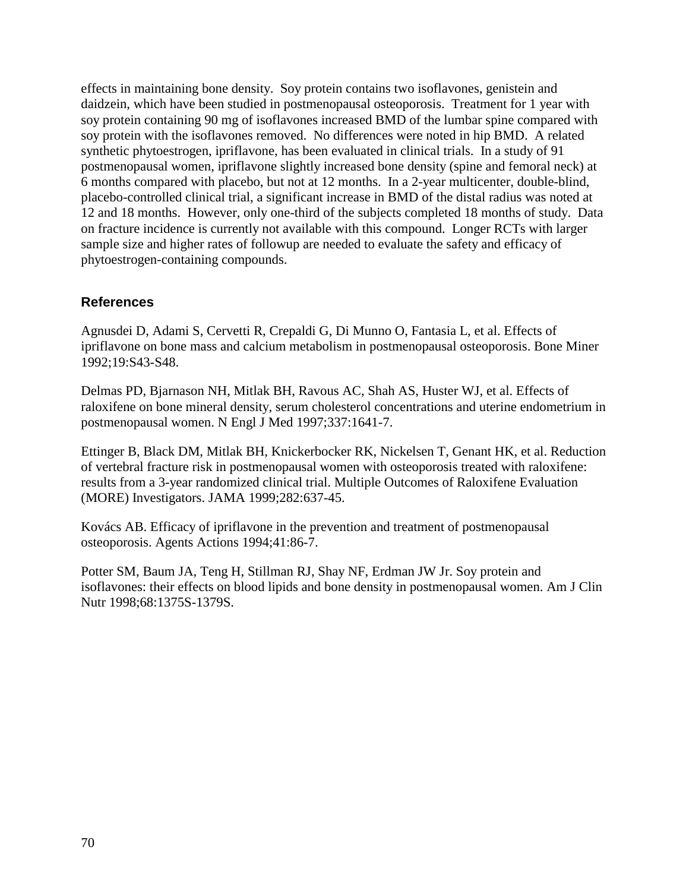effects in maintaining bone density. Soy protein contains two isoflavones, genistein and daidzein, which have been studied in postmenopausal osteoporosis. Treatment for 1 year with soy protein containing 90 mg of isoflavones increased BMD of the lumbar spine compared with soy protein with the isoflavones removed. No differences were noted in hip BMD. A related synthetic phytoestrogen, ipriflavone, has been evaluated in clinical trials. In a study of 91 postmenopausal women, ipriflavone slightly increased bone density (spine and femoral neck) at 6 months compared with placebo, but not at 12 months. In a 2-year multicenter, double-blind, placebo-controlled clinical trial, a significant increase in BMD of the distal radius was noted at 12 and 18 months. However, only one-third of the subjects completed 18 months of study. Data on fracture incidence is currently not available with this compound. Longer RCTs with larger sample size and higher rates of followup are needed to evaluate the safety and efficacy of phytoestrogen-containing compounds.

### References

Agnusdei D, Adami S, Cervetti R, Crepaldi G, Di Munno O, Fantasia L, et al. Effects of ipriflavone on bone mass and calcium metabolism in postmenopausal osteoporosis. Bone Miner 1992;19:S43-S48.

Delmas PD, Bjarnason NH, Mitlak BH, Ravous AC, Shah AS, Huster WJ, et al. Effects of raloxifene on bone mineral density, serum cholesterol concentrations and uterine endometrium in postmenopausal women. N Engl J Med 1997;337:1641-7.

Ettinger B, Black DM, Mitlak BH, Knickerbocker RK, Nickelsen T, Genant HK, et al. Reduction of vertebral fracture risk in postmenopausal women with osteoporosis treated with raloxifene: results from a 3-year randomized clinical trial. Multiple Outcomes of Raloxifene Evaluation (MORE) Investigators. JAMA 1999;282:637-45.

Kovács AB. Efficacy of ipriflavone in the prevention and treatment of postmenopausal osteoporosis. Agents Actions 1994;41:86-7.

Potter SM, Baum JA, Teng H, Stillman RJ, Shay NF, Erdman JW Jr. Soy protein and isoflavones: their effects on blood lipids and bone density in postmenopausal women. Am J Clin Nutr 1998;68:1375S-1379S.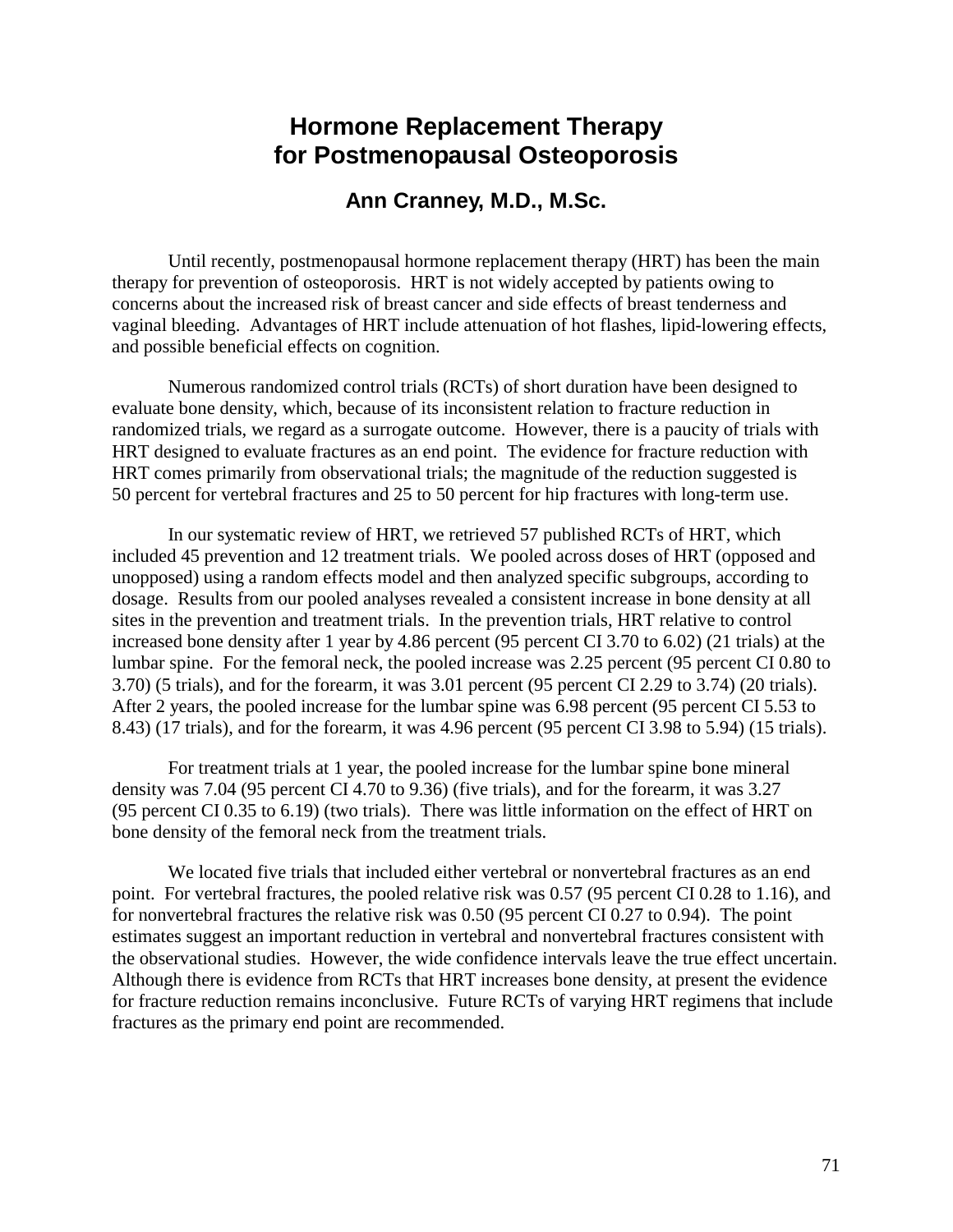# Hormone Replacement Therapy for Postmenopausal Osteoporosis

## Ann Cranney, M.D., M.Sc.

Until recently, postmenopausal hormone replacement therapy (HRT) has been the main therapy for prevention of osteoporosis. HRT is not widely accepted by patients owing to concerns about the increased risk of breast cancer and side effects of breast tenderness and vaginal bleeding. Advantages of HRT include attenuation of hot flashes, lipid-lowering effects, and possible beneficial effects on cognition.

Numerous randomized control trials (RCTs) of short duration have been designed to evaluate bone density, which, because of its inconsistent relation to fracture reduction in randomized trials, we regard as a surrogate outcome. However, there is a paucity of trials with HRT designed to evaluate fractures as an end point. The evidence for fracture reduction with HRT comes primarily from observational trials; the magnitude of the reduction suggested is 50 percent for vertebral fractures and 25 to 50 percent for hip fractures with long-term use.

In our systematic review of HRT, we retrieved 57 published RCTs of HRT, which included 45 prevention and 12 treatment trials. We pooled across doses of HRT (opposed and unopposed) using a random effects model and then analyzed specific subgroups, according to dosage. Results from our pooled analyses revealed a consistent increase in bone density at all sites in the prevention and treatment trials. In the prevention trials, HRT relative to control increased bone density after 1 year by 4.86 percent (95 percent CI 3.70 to 6.02) (21 trials) at the lumbar spine. For the femoral neck, the pooled increase was 2.25 percent (95 percent CI 0.80 to 3.70) (5 trials), and for the forearm, it was 3.01 percent (95 percent CI 2.29 to 3.74) (20 trials). After 2 years, the pooled increase for the lumbar spine was 6.98 percent (95 percent CI 5.53 to 8.43) (17 trials), and for the forearm, it was 4.96 percent (95 percent CI 3.98 to 5.94) (15 trials).

For treatment trials at 1 year, the pooled increase for the lumbar spine bone mineral density was 7.04 (95 percent CI 4.70 to 9.36) (five trials), and for the forearm, it was 3.27 (95 percent CI 0.35 to 6.19) (two trials). There was little information on the effect of HRT on bone density of the femoral neck from the treatment trials.

We located five trials that included either vertebral or nonvertebral fractures as an end point. For vertebral fractures, the pooled relative risk was 0.57 (95 percent CI 0.28 to 1.16), and for nonvertebral fractures the relative risk was 0.50 (95 percent CI 0.27 to 0.94). The point estimates suggest an important reduction in vertebral and nonvertebral fractures consistent with the observational studies. However, the wide confidence intervals leave the true effect uncertain. Although there is evidence from RCTs that HRT increases bone density, at present the evidence for fracture reduction remains inconclusive. Future RCTs of varying HRT regimens that include fractures as the primary end point are recommended.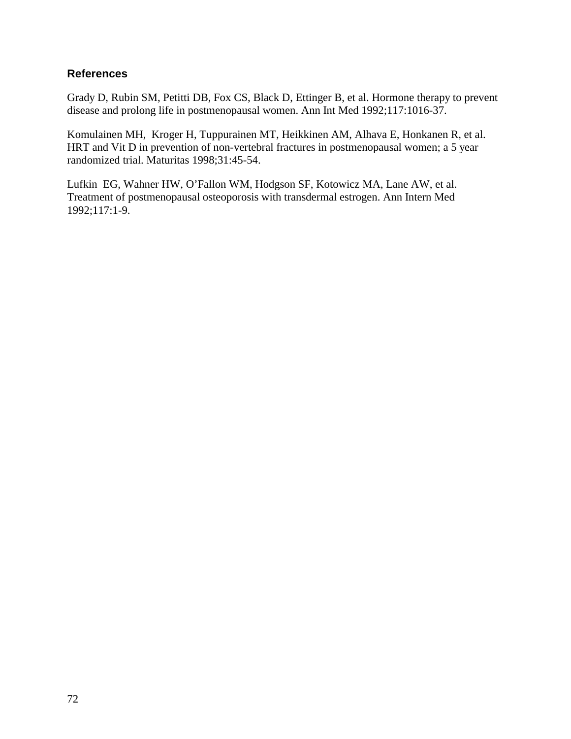### References

Grady D, Rubin SM, Petitti DB, Fox CS, Black D, Ettinger B, et al. Hormone therapy to prevent disease and prolong life in postmenopausal women. Ann Int Med 1992;117:1016-37.

Komulainen MH, Kroger H, Tuppurainen MT, Heikkinen AM, Alhava E, Honkanen R, et al. HRT and Vit D in prevention of non-vertebral fractures in postmenopausal women; a 5 year randomized trial. Maturitas 1998;31:45-54.

Lufkin EG, Wahner HW, O'Fallon WM, Hodgson SF, Kotowicz MA, Lane AW, et al. Treatment of postmenopausal osteoporosis with transdermal estrogen. Ann Intern Med 1992;117:1-9.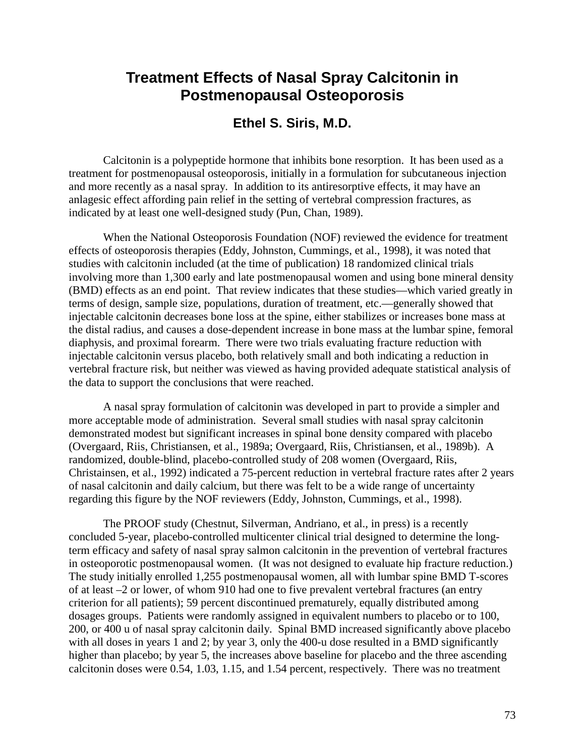# Treatment Effects of Nasal Spray Calcitonin in Postmenopausal Osteoporosis

## Ethel S. Siris, M.D.

Calcitonin is a polypeptide hormone that inhibits bone resorption. It has been used as a treatment for postmenopausal osteoporosis, initially in a formulation for subcutaneous injection and more recently as a nasal spray. In addition to its antiresorptive effects, it may have an anlagesic effect affording pain relief in the setting of vertebral compression fractures, as indicated by at least one well-designed study (Pun, Chan, 1989).

When the National Osteoporosis Foundation (NOF) reviewed the evidence for treatment effects of osteoporosis therapies (Eddy, Johnston, Cummings, et al., 1998), it was noted that studies with calcitonin included (at the time of publication) 18 randomized clinical trials involving more than 1,300 early and late postmenopausal women and using bone mineral density (BMD) effects as an end point. That review indicates that these studies—which varied greatly in terms of design, sample size, populations, duration of treatment, etc.—generally showed that injectable calcitonin decreases bone loss at the spine, either stabilizes or increases bone mass at the distal radius, and causes a dose-dependent increase in bone mass at the lumbar spine, femoral diaphysis, and proximal forearm. There were two trials evaluating fracture reduction with injectable calcitonin versus placebo, both relatively small and both indicating a reduction in vertebral fracture risk, but neither was viewed as having provided adequate statistical analysis of the data to support the conclusions that were reached.

A nasal spray formulation of calcitonin was developed in part to provide a simpler and more acceptable mode of administration. Several small studies with nasal spray calcitonin demonstrated modest but significant increases in spinal bone density compared with placebo (Overgaard, Riis, Christiansen, et al., 1989a; Overgaard, Riis, Christiansen, et al., 1989b). A randomized, double-blind, placebo-controlled study of 208 women (Overgaard, Riis, Christainsen, et al., 1992) indicated a 75-percent reduction in vertebral fracture rates after 2 years of nasal calcitonin and daily calcium, but there was felt to be a wide range of uncertainty regarding this figure by the NOF reviewers (Eddy, Johnston, Cummings, et al., 1998).

The PROOF study (Chestnut, Silverman, Andriano, et al., in press) is a recently concluded 5-year, placebo-controlled multicenter clinical trial designed to determine the long-term efficacy and safety of nasal spray salmon calcitonin in the prevention of vertebral fractures in osteoporotic postmenopausal women. (It was not designed to evaluate hip fracture reduction.) The study initially enrolled 1,255 postmenopausal women, all with lumbar spine BMD T-scores of at least –2 or lower, of whom 910 had one to five prevalent vertebral fractures (an entry criterion for all patients); 59 percent discontinued prematurely, equally distributed among dosages groups. Patients were randomly assigned in equivalent numbers to placebo or to 100, 200, or 400 u of nasal spray calcitonin daily. Spinal BMD increased significantly above placebo with all doses in years 1 and 2; by year 3, only the 400-u dose resulted in a BMD significantly higher than placebo; by year 5, the increases above baseline for placebo and the three ascending calcitonin doses were 0.54, 1.03, 1.15, and 1.54 percent, respectively. There was no treatment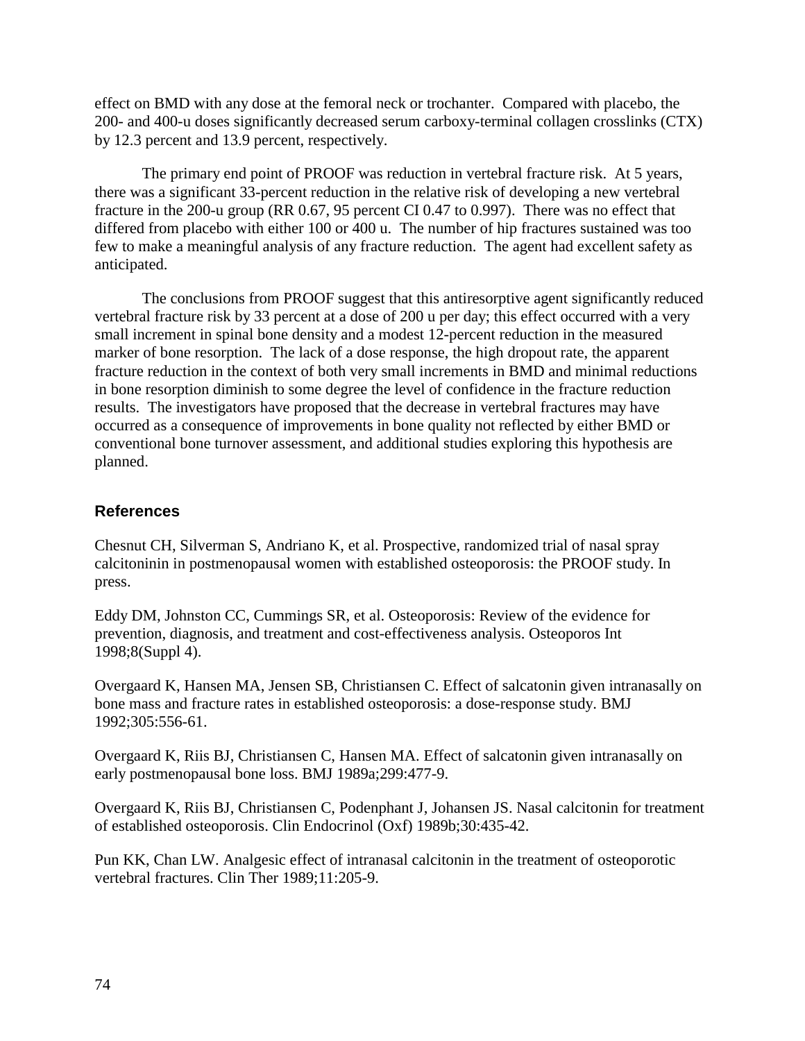effect on BMD with any dose at the femoral neck or trochanter. Compared with placebo, the 200- and 400-u doses significantly decreased serum carboxy-terminal collagen crosslinks (CTX) by 12.3 percent and 13.9 percent, respectively.

The primary end point of PROOF was reduction in vertebral fracture risk. At 5 years, there was a significant 33-percent reduction in the relative risk of developing a new vertebral fracture in the 200-u group (RR 0.67, 95 percent CI 0.47 to 0.997). There was no effect that differed from placebo with either 100 or 400 u. The number of hip fractures sustained was too few to make a meaningful analysis of any fracture reduction. The agent had excellent safety as anticipated.

The conclusions from PROOF suggest that this antiresorptive agent significantly reduced vertebral fracture risk by 33 percent at a dose of 200 u per day; this effect occurred with a very small increment in spinal bone density and a modest 12-percent reduction in the measured marker of bone resorption. The lack of a dose response, the high dropout rate, the apparent fracture reduction in the context of both very small increments in BMD and minimal reductions in bone resorption diminish to some degree the level of confidence in the fracture reduction results. The investigators have proposed that the decrease in vertebral fractures may have occurred as a consequence of improvements in bone quality not reflected by either BMD or conventional bone turnover assessment, and additional studies exploring this hypothesis are planned.

## References

Chesnut CH, Silverman S, Andriano K, et al. Prospective, randomized trial of nasal spray calcitoninin in postmenopausal women with established osteoporosis: the PROOF study. In press.

Eddy DM, Johnston CC, Cummings SR, et al. Osteoporosis: Review of the evidence for prevention, diagnosis, and treatment and cost-effectiveness analysis. Osteoporos Int 1998;8(Suppl 4).

Overgaard K, Hansen MA, Jensen SB, Christiansen C. Effect of salcatonin given intranasally on bone mass and fracture rates in established osteoporosis: a dose-response study. BMJ 1992;305:556-61.

Overgaard K, Riis BJ, Christiansen C, Hansen MA. Effect of salcatonin given intranasally on early postmenopausal bone loss. BMJ 1989a;299:477-9.

Overgaard K, Riis BJ, Christiansen C, Podenphant J, Johansen JS. Nasal calcitonin for treatment of established osteoporosis. Clin Endocrinol (Oxf) 1989b;30:435-42.

Pun KK, Chan LW. Analgesic effect of intranasal calcitonin in the treatment of osteoporotic vertebral fractures. Clin Ther 1989;11:205-9.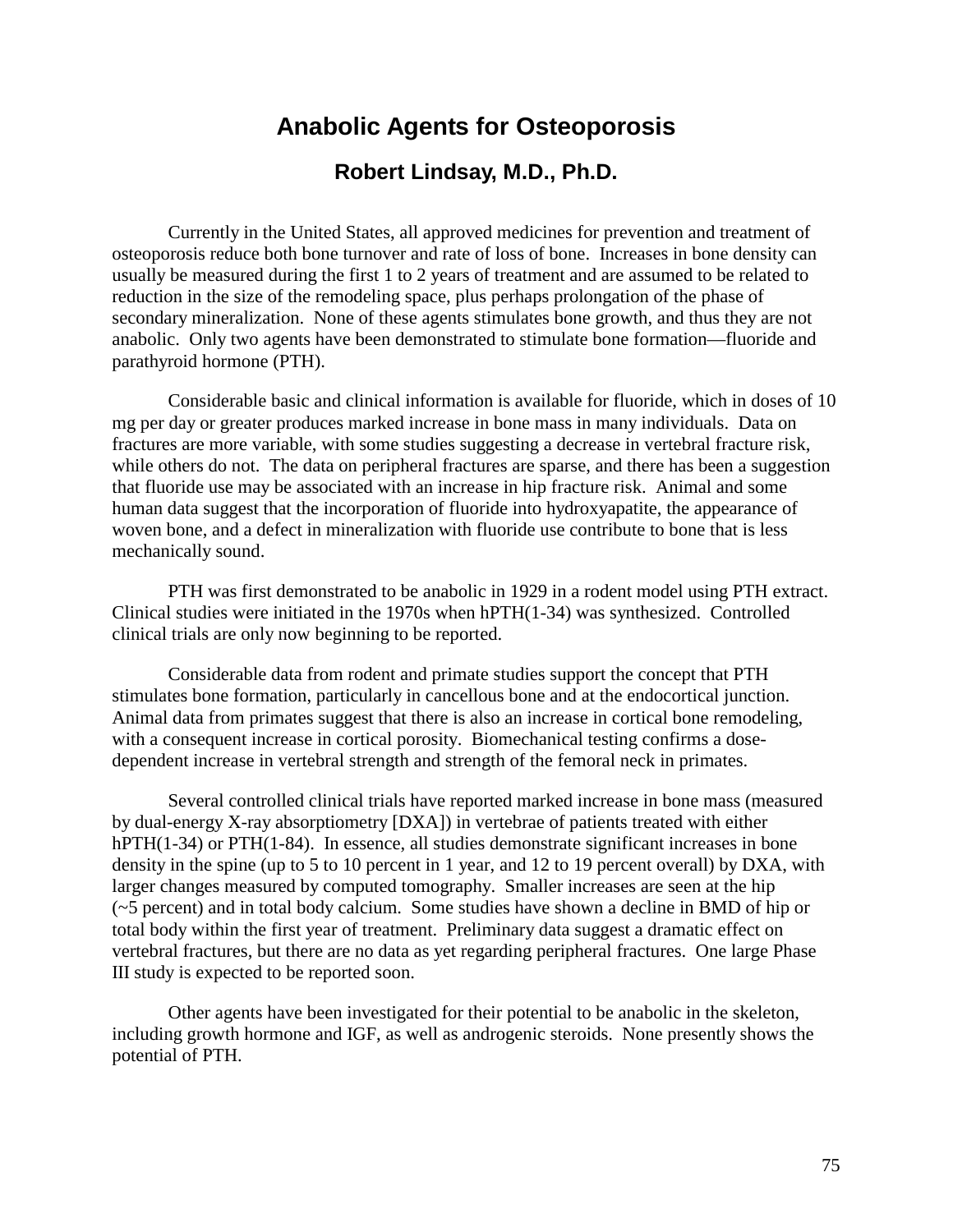# Anabolic Agents for Osteoporosis

## Robert Lindsay, M.D., Ph.D.

Currently in the United States, all approved medicines for prevention and treatment of osteoporosis reduce both bone turnover and rate of loss of bone. Increases in bone density can usually be measured during the first 1 to 2 years of treatment and are assumed to be related to reduction in the size of the remodeling space, plus perhaps prolongation of the phase of secondary mineralization. None of these agents stimulates bone growth, and thus they are not anabolic. Only two agents have been demonstrated to stimulate bone formation—fluoride and parathyroid hormone (PTH).

Considerable basic and clinical information is available for fluoride, which in doses of 10 mg per day or greater produces marked increase in bone mass in many individuals. Data on fractures are more variable, with some studies suggesting a decrease in vertebral fracture risk, while others do not. The data on peripheral fractures are sparse, and there has been a suggestion that fluoride use may be associated with an increase in hip fracture risk. Animal and some human data suggest that the incorporation of fluoride into hydroxyapatite, the appearance of woven bone, and a defect in mineralization with fluoride use contribute to bone that is less mechanically sound.

PTH was first demonstrated to be anabolic in 1929 in a rodent model using PTH extract. Clinical studies were initiated in the 1970s when hPTH(1-34) was synthesized. Controlled clinical trials are only now beginning to be reported.

Considerable data from rodent and primate studies support the concept that PTH stimulates bone formation, particularly in cancellous bone and at the endocortical junction. Animal data from primates suggest that there is also an increase in cortical bone remodeling, with a consequent increase in cortical porosity. Biomechanical testing confirms a dose-dependent increase in vertebral strength and strength of the femoral neck in primates.

Several controlled clinical trials have reported marked increase in bone mass (measured by dual-energy X-ray absorptiometry [DXA]) in vertebrae of patients treated with either hPTH(1-34) or PTH(1-84). In essence, all studies demonstrate significant increases in bone density in the spine (up to 5 to 10 percent in 1 year, and 12 to 19 percent overall) by DXA, with larger changes measured by computed tomography. Smaller increases are seen at the hip (~5 percent) and in total body calcium. Some studies have shown a decline in BMD of hip or total body within the first year of treatment. Preliminary data suggest a dramatic effect on vertebral fractures, but there are no data as yet regarding peripheral fractures. One large Phase III study is expected to be reported soon.

Other agents have been investigated for their potential to be anabolic in the skeleton, including growth hormone and IGF, as well as androgenic steroids. None presently shows the potential of PTH.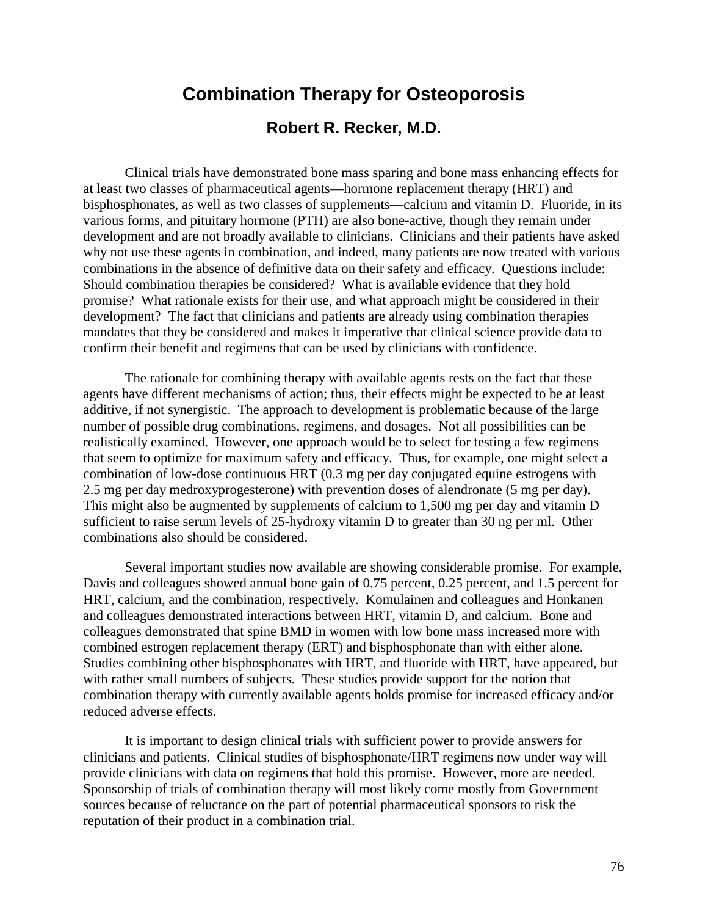# Combination Therapy for Osteoporosis

## Robert R. Recker, M.D.

Clinical trials have demonstrated bone mass sparing and bone mass enhancing effects for at least two classes of pharmaceutical agents—hormone replacement therapy (HRT) and bisphosphonates, as well as two classes of supplements—calcium and vitamin D. Fluoride, in its various forms, and pituitary hormone (PTH) are also bone-active, though they remain under development and are not broadly available to clinicians. Clinicians and their patients have asked why not use these agents in combination, and indeed, many patients are now treated with various combinations in the absence of definitive data on their safety and efficacy. Questions include: Should combination therapies be considered? What is available evidence that they hold promise? What rationale exists for their use, and what approach might be considered in their development? The fact that clinicians and patients are already using combination therapies mandates that they be considered and makes it imperative that clinical science provide data to confirm their benefit and regimens that can be used by clinicians with confidence.

The rationale for combining therapy with available agents rests on the fact that these agents have different mechanisms of action; thus, their effects might be expected to be at least additive, if not synergistic. The approach to development is problematic because of the large number of possible drug combinations, regimens, and dosages. Not all possibilities can be realistically examined. However, one approach would be to select for testing a few regimens that seem to optimize for maximum safety and efficacy. Thus, for example, one might select a combination of low-dose continuous HRT (0.3 mg per day conjugated equine estrogens with 2.5 mg per day medroxyprogesterone) with prevention doses of alendronate (5 mg per day). This might also be augmented by supplements of calcium to 1,500 mg per day and vitamin D sufficient to raise serum levels of 25-hydroxy vitamin D to greater than 30 ng per ml. Other combinations also should be considered.

Several important studies now available are showing considerable promise. For example, Davis and colleagues showed annual bone gain of 0.75 percent, 0.25 percent, and 1.5 percent for HRT, calcium, and the combination, respectively. Komulainen and colleagues and Honkanen and colleagues demonstrated interactions between HRT, vitamin D, and calcium. Bone and colleagues demonstrated that spine BMD in women with low bone mass increased more with combined estrogen replacement therapy (ERT) and bisphosphonate than with either alone. Studies combining other bisphosphonates with HRT, and fluoride with HRT, have appeared, but with rather small numbers of subjects. These studies provide support for the notion that combination therapy with currently available agents holds promise for increased efficacy and/or reduced adverse effects.

It is important to design clinical trials with sufficient power to provide answers for clinicians and patients. Clinical studies of bisphosphonate/HRT regimens now under way will provide clinicians with data on regimens that hold this promise. However, more are needed. Sponsorship of trials of combination therapy will most likely come mostly from Government sources because of reluctance on the part of potential pharmaceutical sponsors to risk the reputation of their product in a combination trial.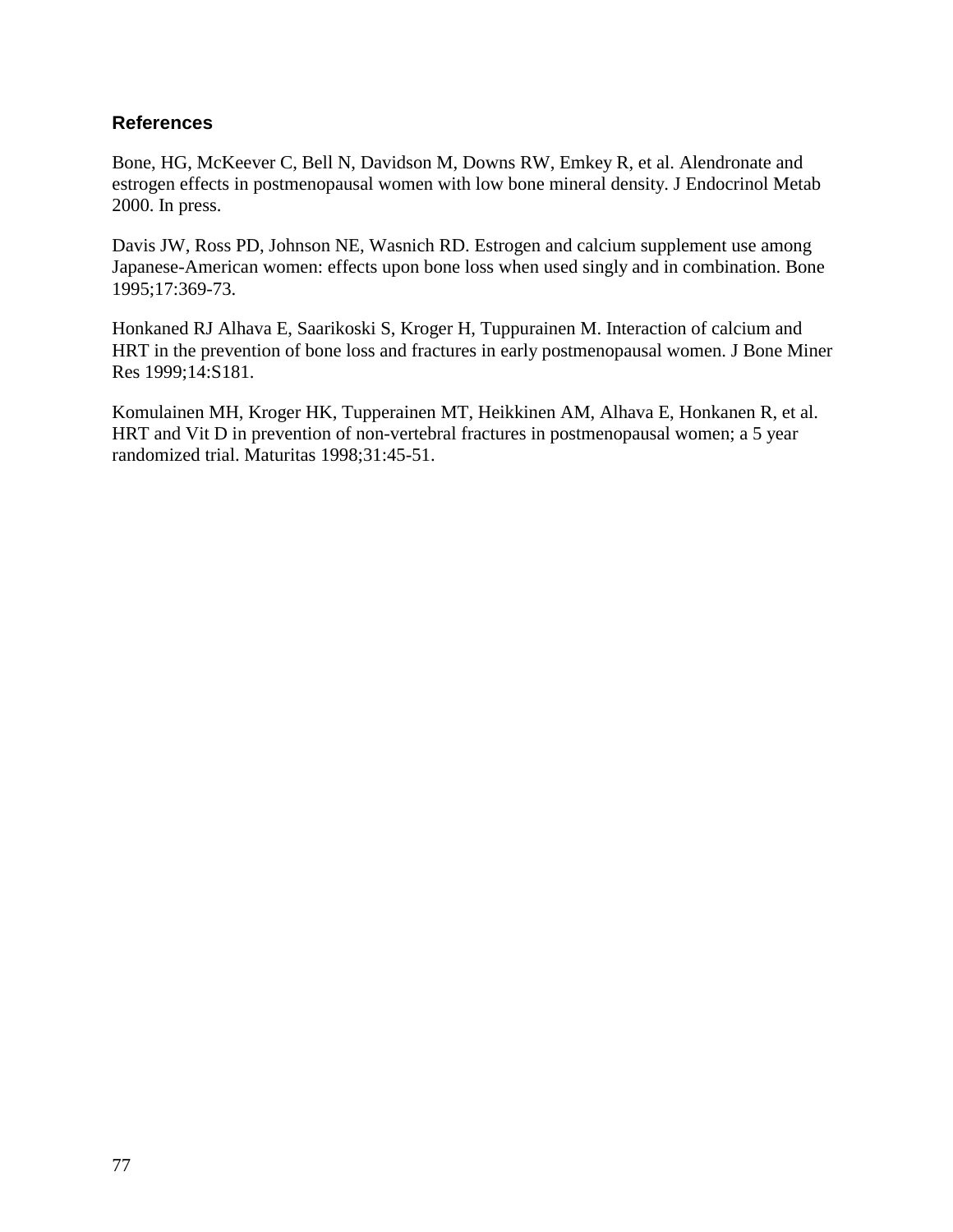### References

Bone, HG, McKeever C, Bell N, Davidson M, Downs RW, Emkey R, et al. Alendronate and estrogen effects in postmenopausal women with low bone mineral density. J Endocrinol Metab 2000. In press.

Davis JW, Ross PD, Johnson NE, Wasnich RD. Estrogen and calcium supplement use among Japanese-American women: effects upon bone loss when used singly and in combination. Bone 1995;17:369-73.

Honkaned RJ Alhava E, Saarikoski S, Kroger H, Tuppurainen M. Interaction of calcium and HRT in the prevention of bone loss and fractures in early postmenopausal women. J Bone Miner Res 1999;14:S181.

Komulainen MH, Kroger HK, Tupperainen MT, Heikkinen AM, Alhava E, Honkanen R, et al. HRT and Vit D in prevention of non-vertebral fractures in postmenopausal women; a 5 year randomized trial. Maturitas 1998;31:45-51.